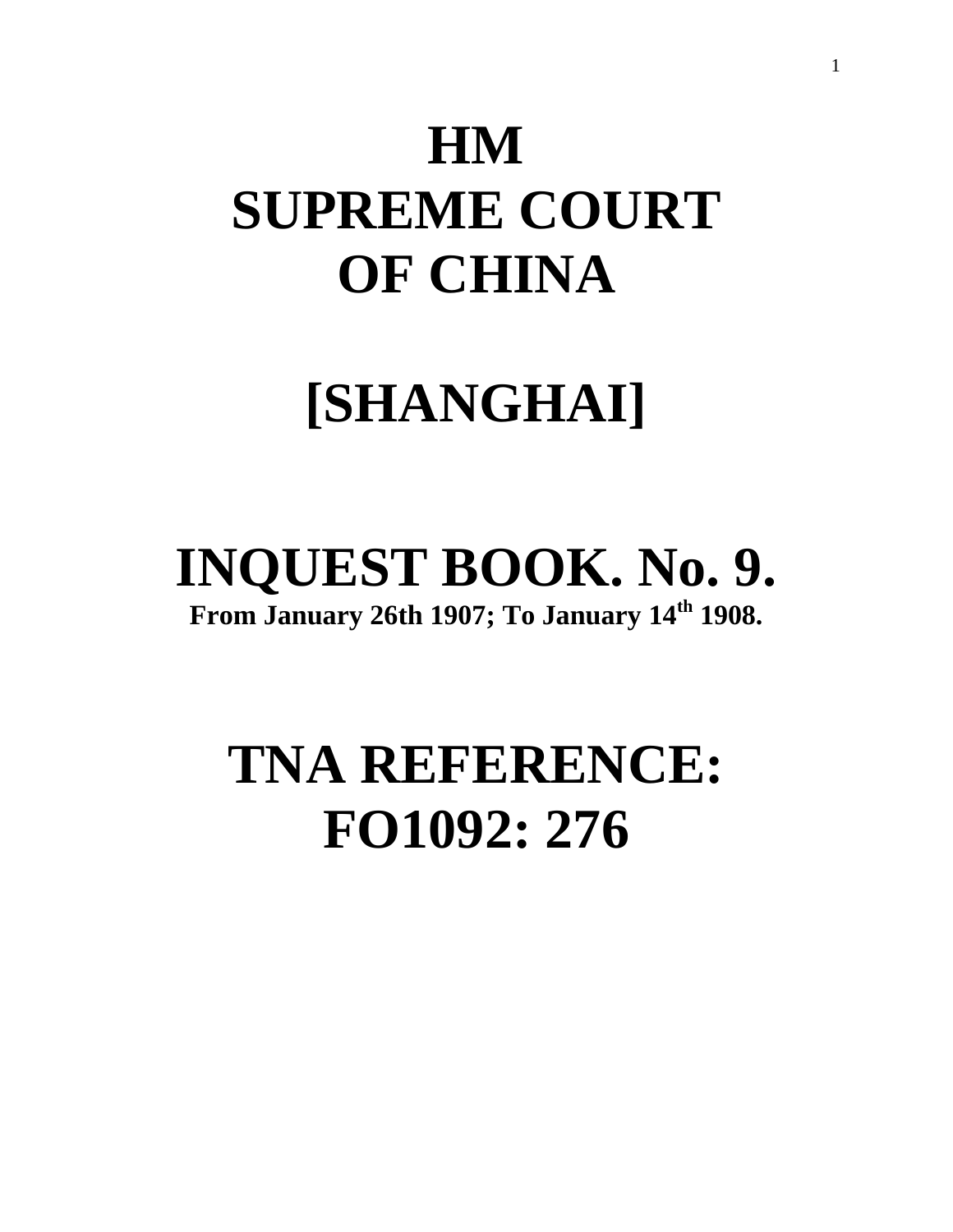# HM
# SUPREME COURT
# OF CHINA

# [SHANGHAI]

# INQUEST BOOK. No. 9.

**From January 26th 1907; To January 14th 1908.**

# TNA REFERENCE:
# FO1092: 276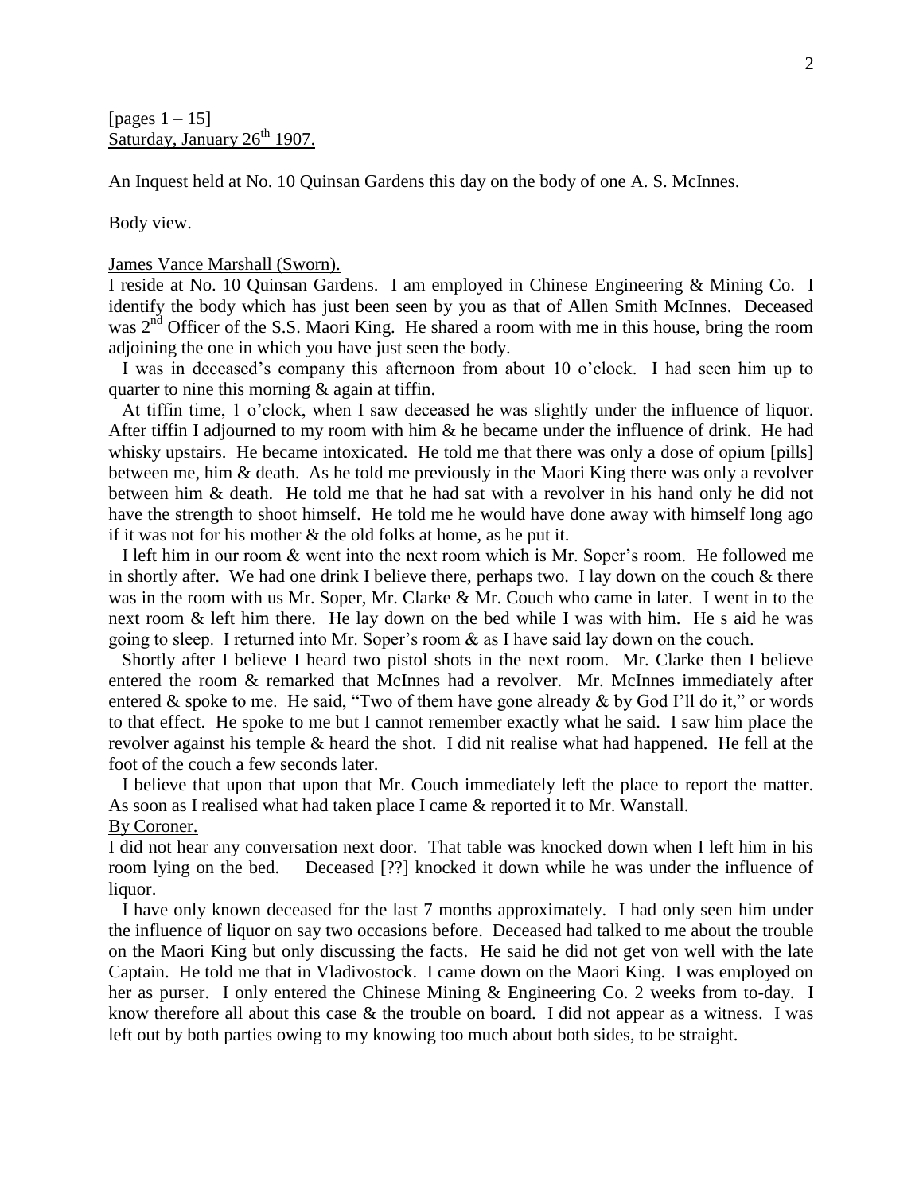[pages 1 – 15]
Saturday, January 26th 1907.

An Inquest held at No. 10 Quinsan Gardens this day on the body of one A. S. McInnes.

Body view.

James Vance Marshall (Sworn).

I reside at No. 10 Quinsan Gardens. I am employed in Chinese Engineering & Mining Co. I identify the body which has just been seen by you as that of Allen Smith McInnes. Deceased was 2nd Officer of the S.S. Maori King. He shared a room with me in this house, bring the room adjoining the one in which you have just seen the body.

I was in deceased's company this afternoon from about 10 o'clock. I had seen him up to quarter to nine this morning & again at tiffin.

At tiffin time, 1 o'clock, when I saw deceased he was slightly under the influence of liquor. After tiffin I adjourned to my room with him & he became under the influence of drink. He had whisky upstairs. He became intoxicated. He told me that there was only a dose of opium [pills] between me, him & death. As he told me previously in the Maori King there was only a revolver between him & death. He told me that he had sat with a revolver in his hand only he did not have the strength to shoot himself. He told me he would have done away with himself long ago if it was not for his mother & the old folks at home, as he put it.

I left him in our room & went into the next room which is Mr. Soper's room. He followed me in shortly after. We had one drink I believe there, perhaps two. I lay down on the couch & there was in the room with us Mr. Soper, Mr. Clarke & Mr. Couch who came in later. I went in to the next room & left him there. He lay down on the bed while I was with him. He s aid he was going to sleep. I returned into Mr. Soper's room & as I have said lay down on the couch.

Shortly after I believe I heard two pistol shots in the next room. Mr. Clarke then I believe entered the room & remarked that McInnes had a revolver. Mr. McInnes immediately after entered & spoke to me. He said, "Two of them have gone already & by God I'll do it," or words to that effect. He spoke to me but I cannot remember exactly what he said. I saw him place the revolver against his temple & heard the shot. I did nit realise what had happened. He fell at the foot of the couch a few seconds later.

I believe that upon that upon that Mr. Couch immediately left the place to report the matter. As soon as I realised what had taken place I came & reported it to Mr. Wanstall.

By Coroner.

I did not hear any conversation next door. That table was knocked down when I left him in his room lying on the bed. Deceased [??] knocked it down while he was under the influence of liquor.

I have only known deceased for the last 7 months approximately. I had only seen him under the influence of liquor on say two occasions before. Deceased had talked to me about the trouble on the Maori King but only discussing the facts. He said he did not get von well with the late Captain. He told me that in Vladivostock. I came down on the Maori King. I was employed on her as purser. I only entered the Chinese Mining & Engineering Co. 2 weeks from to-day. I know therefore all about this case & the trouble on board. I did not appear as a witness. I was left out by both parties owing to my knowing too much about both sides, to be straight.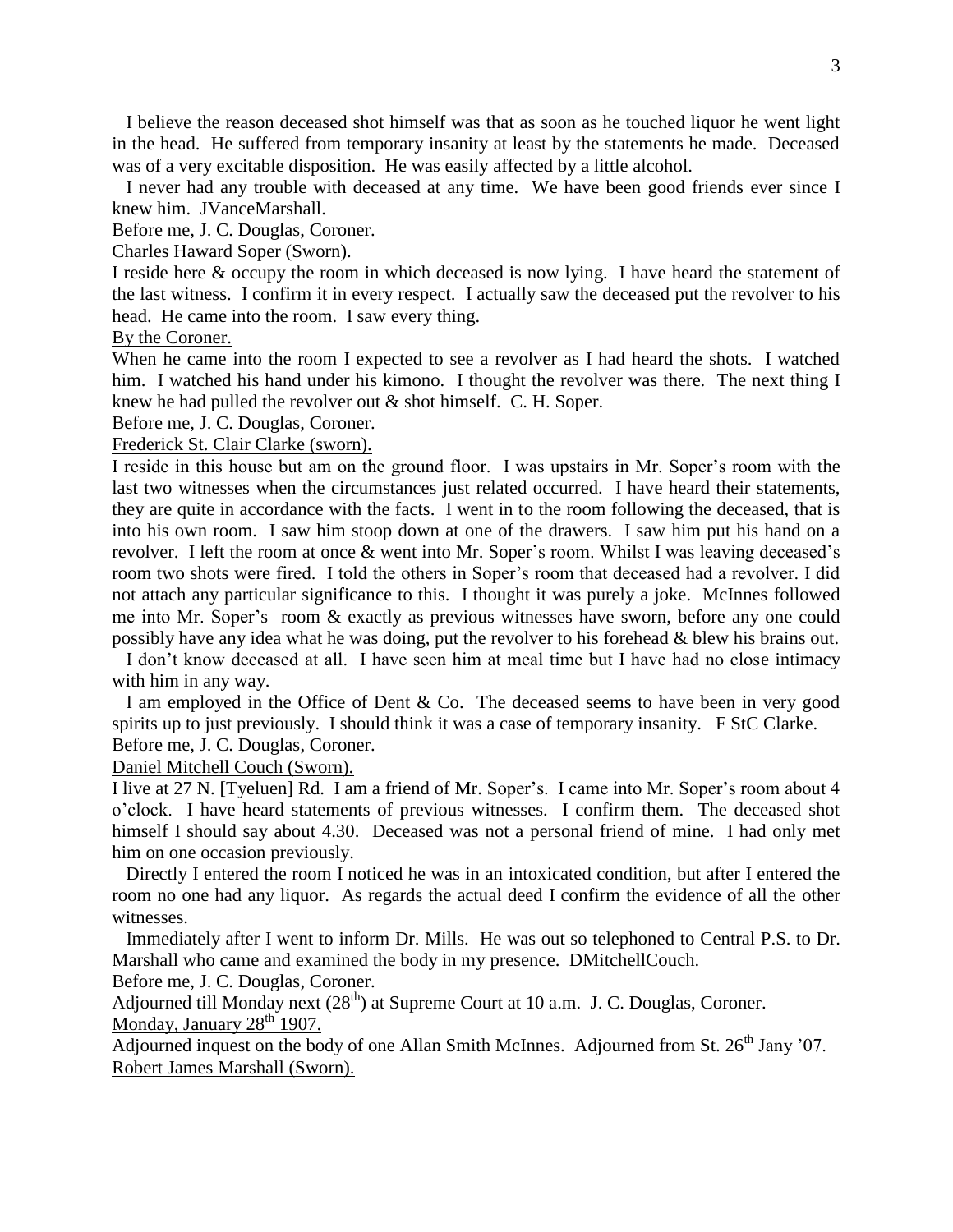I believe the reason deceased shot himself was that as soon as he touched liquor he went light in the head. He suffered from temporary insanity at least by the statements he made. Deceased was of a very excitable disposition. He was easily affected by a little alcohol.

I never had any trouble with deceased at any time. We have been good friends ever since I knew him. JVanceMarshall.

Before me, J. C. Douglas, Coroner.

<u>Charles Haward Soper (Sworn).</u>

I reside here & occupy the room in which deceased is now lying. I have heard the statement of the last witness. I confirm it in every respect. I actually saw the deceased put the revolver to his head. He came into the room. I saw every thing.

<u>By the Coroner.</u>

When he came into the room I expected to see a revolver as I had heard the shots. I watched him. I watched his hand under his kimono. I thought the revolver was there. The next thing I knew he had pulled the revolver out & shot himself. C. H. Soper.

Before me, J. C. Douglas, Coroner.

<u>Frederick St. Clair Clarke (sworn).</u>

I reside in this house but am on the ground floor. I was upstairs in Mr. Soper's room with the last two witnesses when the circumstances just related occurred. I have heard their statements, they are quite in accordance with the facts. I went in to the room following the deceased, that is into his own room. I saw him stoop down at one of the drawers. I saw him put his hand on a revolver. I left the room at once & went into Mr. Soper's room. Whilst I was leaving deceased's room two shots were fired. I told the others in Soper's room that deceased had a revolver. I did not attach any particular significance to this. I thought it was purely a joke. McInnes followed me into Mr. Soper's room & exactly as previous witnesses have sworn, before any one could possibly have any idea what he was doing, put the revolver to his forehead & blew his brains out.

I don't know deceased at all. I have seen him at meal time but I have had no close intimacy with him in any way.

I am employed in the Office of Dent & Co. The deceased seems to have been in very good spirits up to just previously. I should think it was a case of temporary insanity. F StC Clarke.

Before me, J. C. Douglas, Coroner.

<u>Daniel Mitchell Couch (Sworn).</u>

I live at 27 N. [Tyeluen] Rd. I am a friend of Mr. Soper's. I came into Mr. Soper's room about 4 o'clock. I have heard statements of previous witnesses. I confirm them. The deceased shot himself I should say about 4.30. Deceased was not a personal friend of mine. I had only met him on one occasion previously.

Directly I entered the room I noticed he was in an intoxicated condition, but after I entered the room no one had any liquor. As regards the actual deed I confirm the evidence of all the other witnesses.

Immediately after I went to inform Dr. Mills. He was out so telephoned to Central P.S. to Dr. Marshall who came and examined the body in my presence. DMitchellCouch.

Before me, J. C. Douglas, Coroner.

Adjourned till Monday next (28th) at Supreme Court at 10 a.m. J. C. Douglas, Coroner.

<u>Monday, January 28th 1907.</u>

Adjourned inquest on the body of one Allan Smith McInnes. Adjourned from St. 26th Jany '07.

<u>Robert James Marshall (Sworn).</u>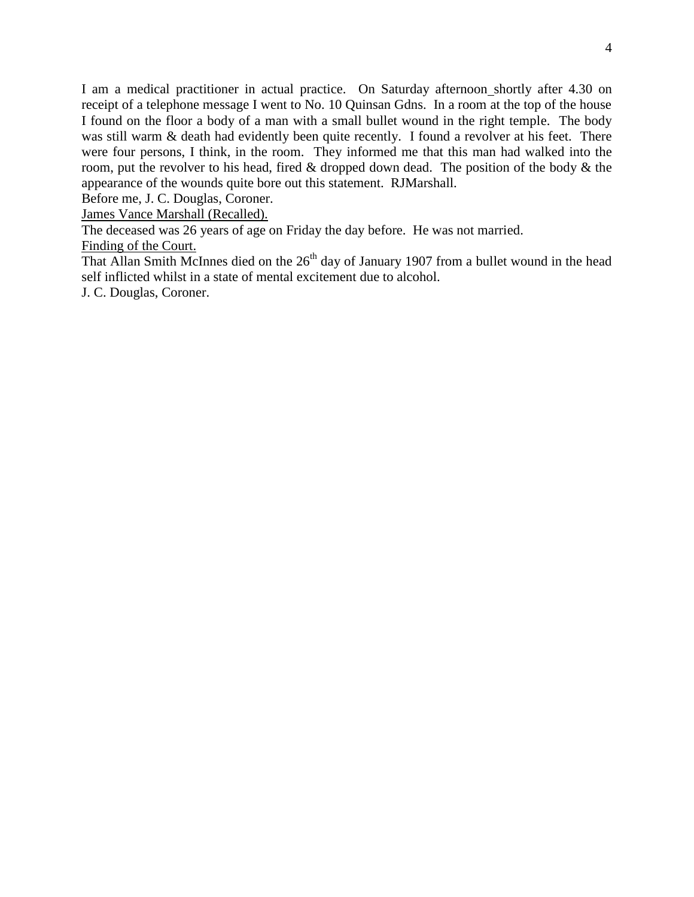I am a medical practitioner in actual practice. On Saturday afternoon shortly after 4.30 on receipt of a telephone message I went to No. 10 Quinsan Gdns. In a room at the top of the house I found on the floor a body of a man with a small bullet wound in the right temple. The body was still warm & death had evidently been quite recently. I found a revolver at his feet. There were four persons, I think, in the room. They informed me that this man had walked into the room, put the revolver to his head, fired & dropped down dead. The position of the body & the appearance of the wounds quite bore out this statement. RJMarshall.

Before me, J. C. Douglas, Coroner.

James Vance Marshall (Recalled).

The deceased was 26 years of age on Friday the day before. He was not married.

Finding of the Court.

That Allan Smith McInnes died on the 26th day of January 1907 from a bullet wound in the head self inflicted whilst in a state of mental excitement due to alcohol.

J. C. Douglas, Coroner.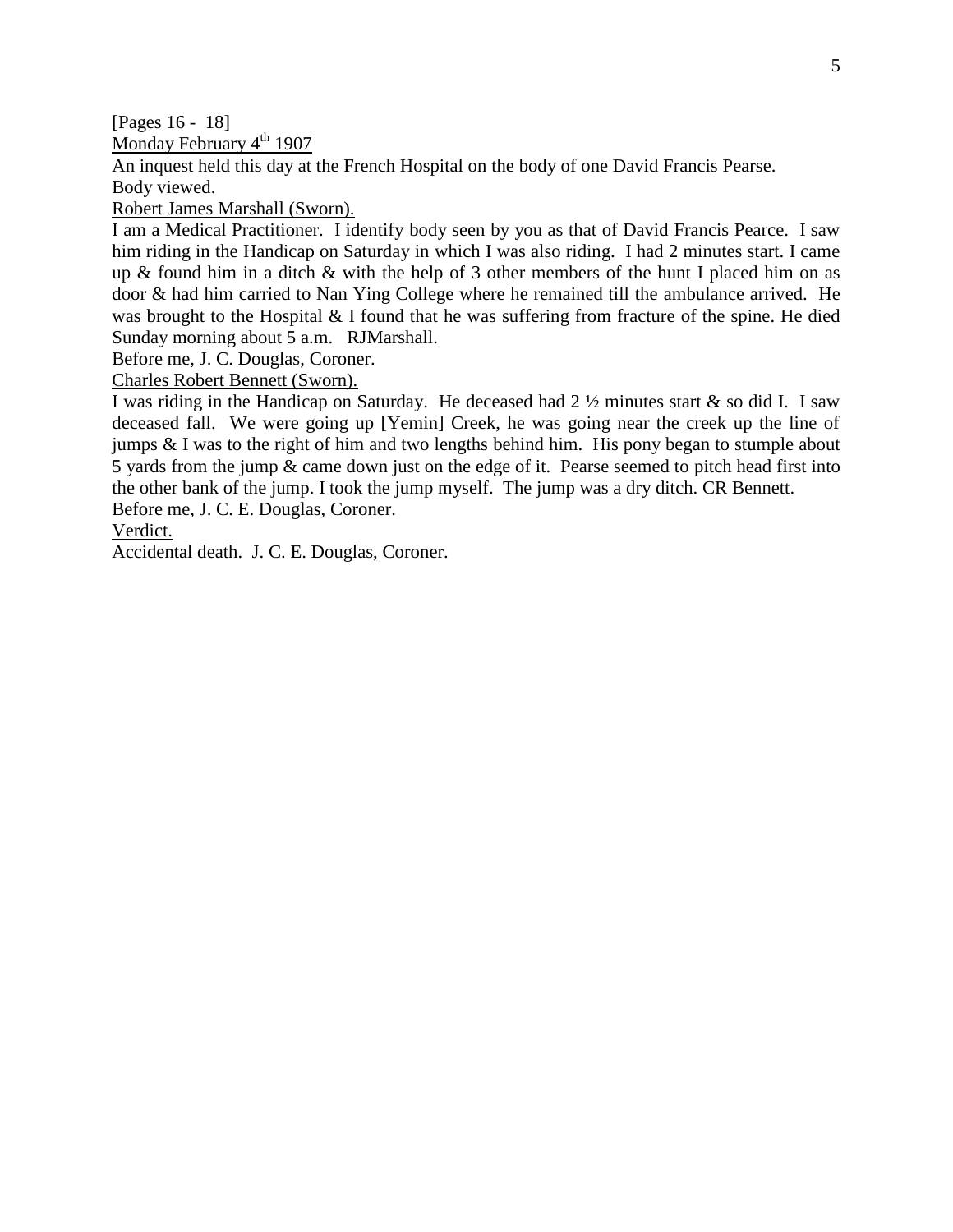[Pages 16 - 18]

Monday February 4th 1907

An inquest held this day at the French Hospital on the body of one David Francis Pearse.

Body viewed.

Robert James Marshall (Sworn).

I am a Medical Practitioner. I identify body seen by you as that of David Francis Pearce. I saw him riding in the Handicap on Saturday in which I was also riding. I had 2 minutes start. I came up & found him in a ditch & with the help of 3 other members of the hunt I placed him on as door & had him carried to Nan Ying College where he remained till the ambulance arrived. He was brought to the Hospital & I found that he was suffering from fracture of the spine. He died Sunday morning about 5 a.m. RJMarshall.

Before me, J. C. Douglas, Coroner.

Charles Robert Bennett (Sworn).

I was riding in the Handicap on Saturday. He deceased had 2 ½ minutes start & so did I. I saw deceased fall. We were going up [Yemin] Creek, he was going near the creek up the line of jumps & I was to the right of him and two lengths behind him. His pony began to stumple about 5 yards from the jump & came down just on the edge of it. Pearse seemed to pitch head first into the other bank of the jump. I took the jump myself. The jump was a dry ditch. CR Bennett.

Before me, J. C. E. Douglas, Coroner.

Verdict.

Accidental death. J. C. E. Douglas, Coroner.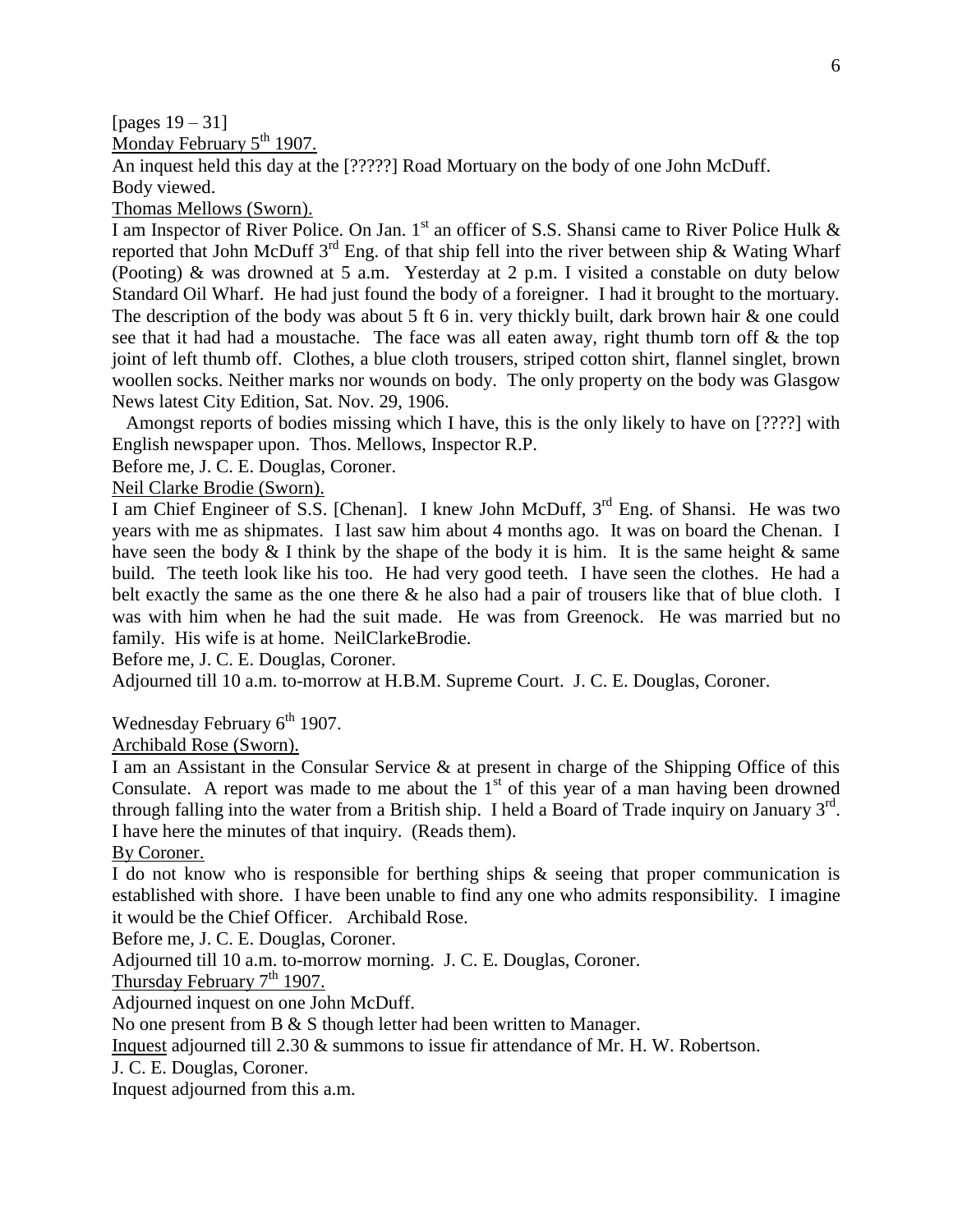[pages 19 – 31]

<u>Monday February 5th 1907.</u>

An inquest held this day at the [?????] Road Mortuary on the body of one John McDuff.

Body viewed.

<u>Thomas Mellows (Sworn).</u>

I am Inspector of River Police. On Jan. 1st an officer of S.S. Shansi came to River Police Hulk & reported that John McDuff 3rd Eng. of that ship fell into the river between ship & Wating Wharf (Pooting) & was drowned at 5 a.m. Yesterday at 2 p.m. I visited a constable on duty below Standard Oil Wharf. He had just found the body of a foreigner. I had it brought to the mortuary. The description of the body was about 5 ft 6 in. very thickly built, dark brown hair & one could see that it had had a moustache. The face was all eaten away, right thumb torn off & the top joint of left thumb off. Clothes, a blue cloth trousers, striped cotton shirt, flannel singlet, brown woollen socks. Neither marks nor wounds on body. The only property on the body was Glasgow News latest City Edition, Sat. Nov. 29, 1906.

Amongst reports of bodies missing which I have, this is the only likely to have on [????] with English newspaper upon. Thos. Mellows, Inspector R.P.

Before me, J. C. E. Douglas, Coroner.

<u>Neil Clarke Brodie (Sworn).</u>

I am Chief Engineer of S.S. [Chenan]. I knew John McDuff, 3rd Eng. of Shansi. He was two years with me as shipmates. I last saw him about 4 months ago. It was on board the Chenan. I have seen the body & I think by the shape of the body it is him. It is the same height & same build. The teeth look like his too. He had very good teeth. I have seen the clothes. He had a belt exactly the same as the one there & he also had a pair of trousers like that of blue cloth. I was with him when he had the suit made. He was from Greenock. He was married but no family. His wife is at home. NeilClarkeBrodie.

Before me, J. C. E. Douglas, Coroner.

Adjourned till 10 a.m. to-morrow at H.B.M. Supreme Court. J. C. E. Douglas, Coroner.

Wednesday February 6th 1907.

<u>Archibald Rose (Sworn).</u>

I am an Assistant in the Consular Service & at present in charge of the Shipping Office of this Consulate. A report was made to me about the 1st of this year of a man having been drowned through falling into the water from a British ship. I held a Board of Trade inquiry on January 3rd. I have here the minutes of that inquiry. (Reads them).

<u>By Coroner.</u>

I do not know who is responsible for berthing ships & seeing that proper communication is established with shore. I have been unable to find any one who admits responsibility. I imagine it would be the Chief Officer. Archibald Rose.

Before me, J. C. E. Douglas, Coroner.

Adjourned till 10 a.m. to-morrow morning. J. C. E. Douglas, Coroner.

<u>Thursday February 7th 1907.</u>

Adjourned inquest on one John McDuff.

No one present from B & S though letter had been written to Manager.

<u>Inquest</u> adjourned till 2.30 & summons to issue fir attendance of Mr. H. W. Robertson.

J. C. E. Douglas, Coroner.

Inquest adjourned from this a.m.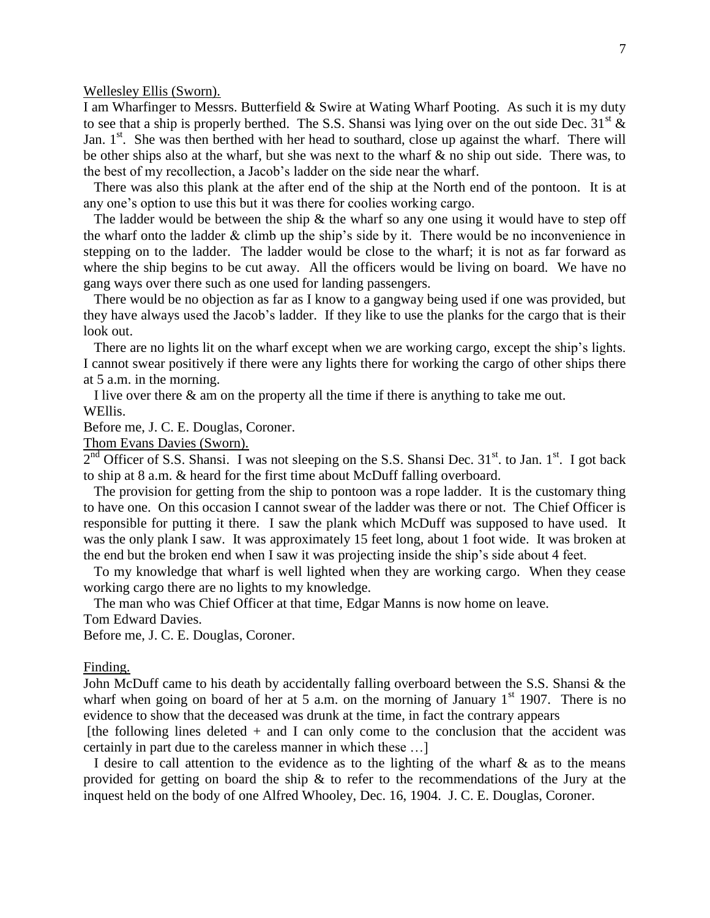Wellesley Ellis (Sworn).

I am Wharfinger to Messrs. Butterfield & Swire at Wating Wharf Pooting. As such it is my duty to see that a ship is properly berthed. The S.S. Shansi was lying over on the out side Dec. 31st & Jan. 1st. She was then berthed with her head to southard, close up against the wharf. There will be other ships also at the wharf, but she was next to the wharf & no ship out side. There was, to the best of my recollection, a Jacob's ladder on the side near the wharf.

There was also this plank at the after end of the ship at the North end of the pontoon. It is at any one's option to use this but it was there for coolies working cargo.

The ladder would be between the ship & the wharf so any one using it would have to step off the wharf onto the ladder & climb up the ship's side by it. There would be no inconvenience in stepping on to the ladder. The ladder would be close to the wharf; it is not as far forward as where the ship begins to be cut away. All the officers would be living on board. We have no gang ways over there such as one used for landing passengers.

There would be no objection as far as I know to a gangway being used if one was provided, but they have always used the Jacob's ladder. If they like to use the planks for the cargo that is their look out.

There are no lights lit on the wharf except when we are working cargo, except the ship's lights. I cannot swear positively if there were any lights there for working the cargo of other ships there at 5 a.m. in the morning.

I live over there & am on the property all the time if there is anything to take me out.

WEllis.

Before me, J. C. E. Douglas, Coroner.

Thom Evans Davies (Sworn).

2nd Officer of S.S. Shansi. I was not sleeping on the S.S. Shansi Dec. 31st. to Jan. 1st. I got back to ship at 8 a.m. & heard for the first time about McDuff falling overboard.

The provision for getting from the ship to pontoon was a rope ladder. It is the customary thing to have one. On this occasion I cannot swear of the ladder was there or not. The Chief Officer is responsible for putting it there. I saw the plank which McDuff was supposed to have used. It was the only plank I saw. It was approximately 15 feet long, about 1 foot wide. It was broken at the end but the broken end when I saw it was projecting inside the ship's side about 4 feet.

To my knowledge that wharf is well lighted when they are working cargo. When they cease working cargo there are no lights to my knowledge.

The man who was Chief Officer at that time, Edgar Manns is now home on leave.

Tom Edward Davies.

Before me, J. C. E. Douglas, Coroner.

Finding.

John McDuff came to his death by accidentally falling overboard between the S.S. Shansi & the wharf when going on board of her at 5 a.m. on the morning of January 1st 1907. There is no evidence to show that the deceased was drunk at the time, in fact the contrary appears

[the following lines deleted + and I can only come to the conclusion that the accident was certainly in part due to the careless manner in which these …]

I desire to call attention to the evidence as to the lighting of the wharf & as to the means provided for getting on board the ship & to refer to the recommendations of the Jury at the inquest held on the body of one Alfred Whooley, Dec. 16, 1904. J. C. E. Douglas, Coroner.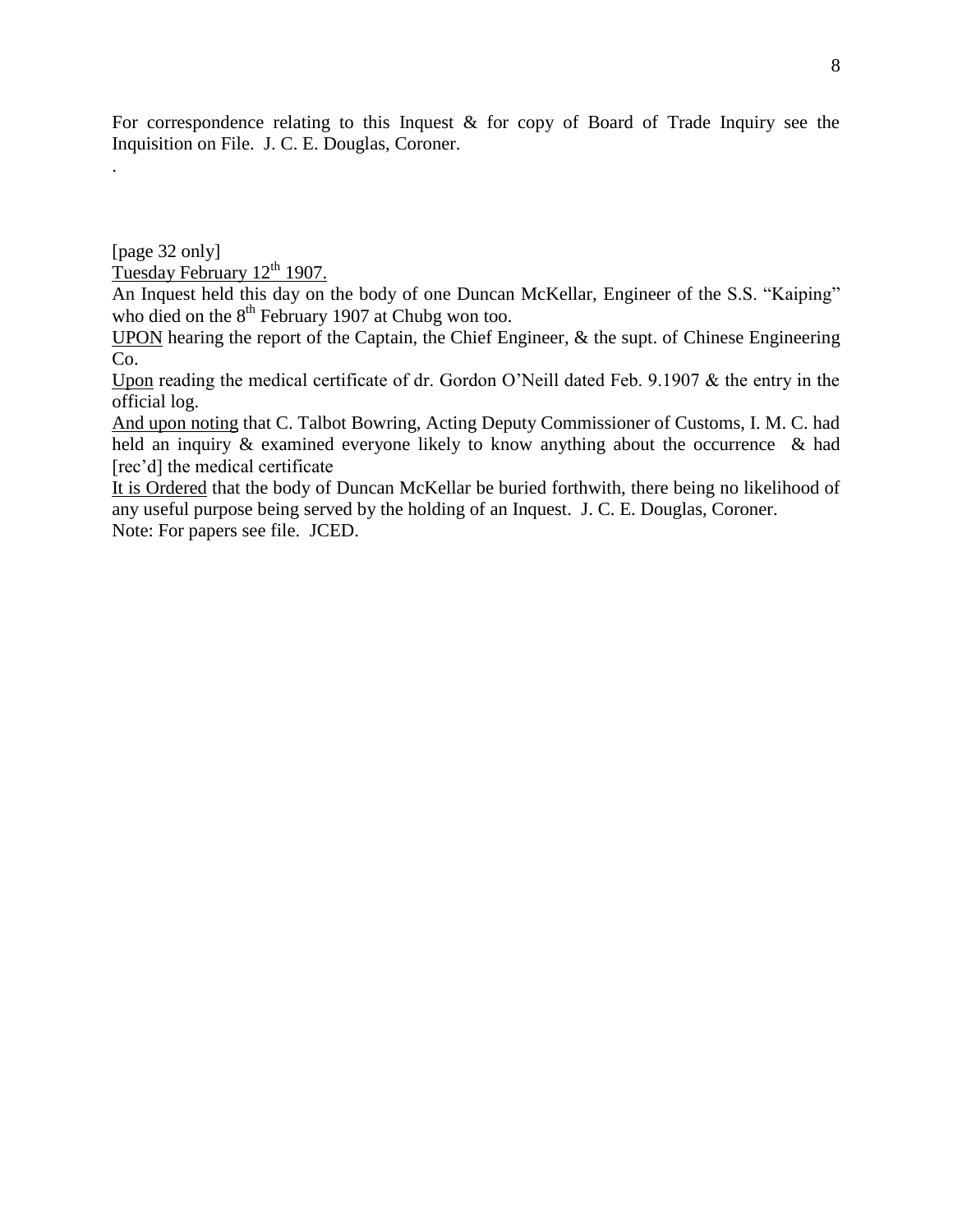For correspondence relating to this Inquest & for copy of Board of Trade Inquiry see the Inquisition on File. J. C. E. Douglas, Coroner.

.

[page 32 only]

<u>Tuesday February 12th 1907.</u>

An Inquest held this day on the body of one Duncan McKellar, Engineer of the S.S. "Kaiping" who died on the 8th February 1907 at Chubg won too.

<u>UPON</u> hearing the report of the Captain, the Chief Engineer, & the supt. of Chinese Engineering Co.

<u>Upon</u> reading the medical certificate of dr. Gordon O'Neill dated Feb. 9.1907 & the entry in the official log.

<u>And upon noting</u> that C. Talbot Bowring, Acting Deputy Commissioner of Customs, I. M. C. had held an inquiry & examined everyone likely to know anything about the occurrence & had [rec'd] the medical certificate

<u>It is Ordered</u> that the body of Duncan McKellar be buried forthwith, there being no likelihood of any useful purpose being served by the holding of an Inquest. J. C. E. Douglas, Coroner.

Note: For papers see file. JCED.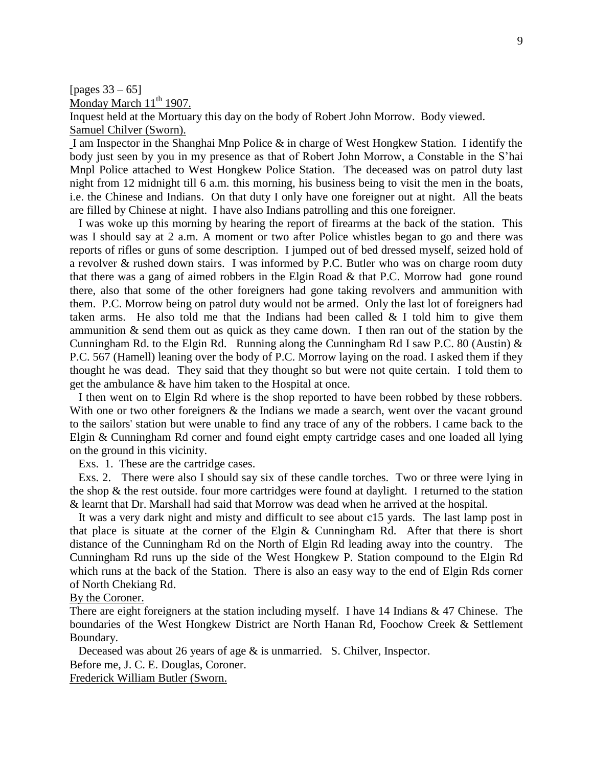[pages 33 – 65]

Monday March 11th 1907.

Inquest held at the Mortuary this day on the body of Robert John Morrow. Body viewed.

Samuel Chilver (Sworn).

I am Inspector in the Shanghai Mnp Police & in charge of West Hongkew Station. I identify the body just seen by you in my presence as that of Robert John Morrow, a Constable in the S'hai Mnpl Police attached to West Hongkew Police Station. The deceased was on patrol duty last night from 12 midnight till 6 a.m. this morning, his business being to visit the men in the boats, i.e. the Chinese and Indians. On that duty I only have one foreigner out at night. All the beats are filled by Chinese at night. I have also Indians patrolling and this one foreigner.

I was woke up this morning by hearing the report of firearms at the back of the station. This was I should say at 2 a.m. A moment or two after Police whistles began to go and there was reports of rifles or guns of some description. I jumped out of bed dressed myself, seized hold of a revolver & rushed down stairs. I was informed by P.C. Butler who was on charge room duty that there was a gang of aimed robbers in the Elgin Road & that P.C. Morrow had gone round there, also that some of the other foreigners had gone taking revolvers and ammunition with them. P.C. Morrow being on patrol duty would not be armed. Only the last lot of foreigners had taken arms. He also told me that the Indians had been called & I told him to give them ammunition & send them out as quick as they came down. I then ran out of the station by the Cunningham Rd. to the Elgin Rd. Running along the Cunningham Rd I saw P.C. 80 (Austin) & P.C. 567 (Hamell) leaning over the body of P.C. Morrow laying on the road. I asked them if they thought he was dead. They said that they thought so but were not quite certain. I told them to get the ambulance & have him taken to the Hospital at once.

I then went on to Elgin Rd where is the shop reported to have been robbed by these robbers. With one or two other foreigners & the Indians we made a search, went over the vacant ground to the sailors' station but were unable to find any trace of any of the robbers. I came back to the Elgin & Cunningham Rd corner and found eight empty cartridge cases and one loaded all lying on the ground in this vicinity.

Exs. 1. These are the cartridge cases.

Exs. 2. There were also I should say six of these candle torches. Two or three were lying in the shop & the rest outside. four more cartridges were found at daylight. I returned to the station & learnt that Dr. Marshall had said that Morrow was dead when he arrived at the hospital.

It was a very dark night and misty and difficult to see about c15 yards. The last lamp post in that place is situate at the corner of the Elgin & Cunningham Rd. After that there is short distance of the Cunningham Rd on the North of Elgin Rd leading away into the country. The Cunningham Rd runs up the side of the West Hongkew P. Station compound to the Elgin Rd which runs at the back of the Station. There is also an easy way to the end of Elgin Rds corner of North Chekiang Rd.

By the Coroner.

There are eight foreigners at the station including myself. I have 14 Indians & 47 Chinese. The boundaries of the West Hongkew District are North Hanan Rd, Foochow Creek & Settlement Boundary.

Deceased was about 26 years of age & is unmarried. S. Chilver, Inspector.

Before me, J. C. E. Douglas, Coroner.

Frederick William Butler (Sworn.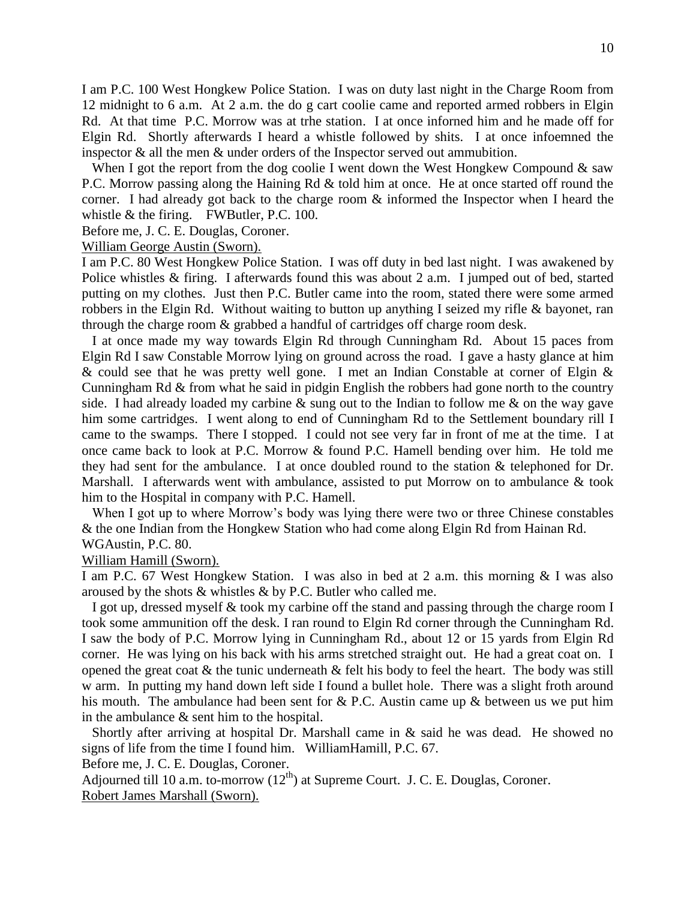I am P.C. 100 West Hongkew Police Station. I was on duty last night in the Charge Room from 12 midnight to 6 a.m. At 2 a.m. the do g cart coolie came and reported armed robbers in Elgin Rd. At that time P.C. Morrow was at trhe station. I at once inforned him and he made off for Elgin Rd. Shortly afterwards I heard a whistle followed by shits. I at once infoemned the inspector & all the men & under orders of the Inspector served out ammubition.

When I got the report from the dog coolie I went down the West Hongkew Compound & saw P.C. Morrow passing along the Haining Rd & told him at once. He at once started off round the corner. I had already got back to the charge room & informed the Inspector when I heard the whistle & the firing. FWButler, P.C. 100.

Before me, J. C. E. Douglas, Coroner.

<u>William George Austin (Sworn).</u>

I am P.C. 80 West Hongkew Police Station. I was off duty in bed last night. I was awakened by Police whistles & firing. I afterwards found this was about 2 a.m. I jumped out of bed, started putting on my clothes. Just then P.C. Butler came into the room, stated there were some armed robbers in the Elgin Rd. Without waiting to button up anything I seized my rifle & bayonet, ran through the charge room & grabbed a handful of cartridges off charge room desk.

I at once made my way towards Elgin Rd through Cunningham Rd. About 15 paces from Elgin Rd I saw Constable Morrow lying on ground across the road. I gave a hasty glance at him & could see that he was pretty well gone. I met an Indian Constable at corner of Elgin & Cunningham Rd & from what he said in pidgin English the robbers had gone north to the country side. I had already loaded my carbine & sung out to the Indian to follow me & on the way gave him some cartridges. I went along to end of Cunningham Rd to the Settlement boundary rill I came to the swamps. There I stopped. I could not see very far in front of me at the time. I at once came back to look at P.C. Morrow & found P.C. Hamell bending over him. He told me they had sent for the ambulance. I at once doubled round to the station & telephoned for Dr. Marshall. I afterwards went with ambulance, assisted to put Morrow on to ambulance & took him to the Hospital in company with P.C. Hamell.

When I got up to where Morrow's body was lying there were two or three Chinese constables & the one Indian from the Hongkew Station who had come along Elgin Rd from Hainan Rd.
WGAustin, P.C. 80.

<u>William Hamill (Sworn).</u>

I am P.C. 67 West Hongkew Station. I was also in bed at 2 a.m. this morning & I was also aroused by the shots & whistles & by P.C. Butler who called me.

I got up, dressed myself & took my carbine off the stand and passing through the charge room I took some ammunition off the desk. I ran round to Elgin Rd corner through the Cunningham Rd. I saw the body of P.C. Morrow lying in Cunningham Rd., about 12 or 15 yards from Elgin Rd corner. He was lying on his back with his arms stretched straight out. He had a great coat on. I opened the great coat & the tunic underneath & felt his body to feel the heart. The body was still w arm. In putting my hand down left side I found a bullet hole. There was a slight froth around his mouth. The ambulance had been sent for & P.C. Austin came up & between us we put him in the ambulance & sent him to the hospital.

Shortly after arriving at hospital Dr. Marshall came in & said he was dead. He showed no signs of life from the time I found him. WilliamHamill, P.C. 67.

Before me, J. C. E. Douglas, Coroner.

Adjourned till 10 a.m. to-morrow (12th) at Supreme Court. J. C. E. Douglas, Coroner.

<u>Robert James Marshall (Sworn).</u>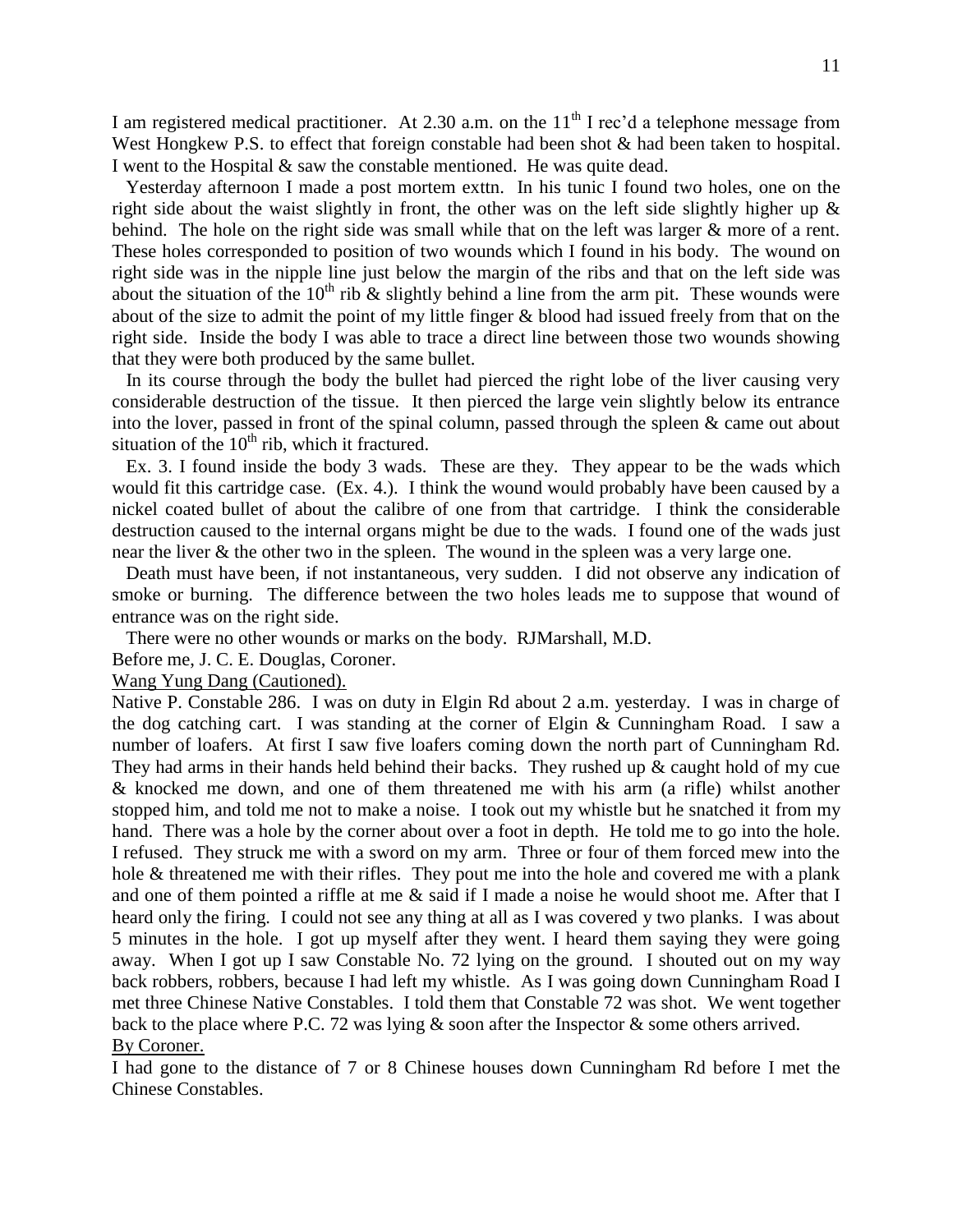I am registered medical practitioner. At 2.30 a.m. on the 11th I rec'd a telephone message from West Hongkew P.S. to effect that foreign constable had been shot & had been taken to hospital. I went to the Hospital & saw the constable mentioned. He was quite dead.

Yesterday afternoon I made a post mortem exttn. In his tunic I found two holes, one on the right side about the waist slightly in front, the other was on the left side slightly higher up & behind. The hole on the right side was small while that on the left was larger & more of a rent. These holes corresponded to position of two wounds which I found in his body. The wound on right side was in the nipple line just below the margin of the ribs and that on the left side was about the situation of the 10th rib & slightly behind a line from the arm pit. These wounds were about of the size to admit the point of my little finger & blood had issued freely from that on the right side. Inside the body I was able to trace a direct line between those two wounds showing that they were both produced by the same bullet.

In its course through the body the bullet had pierced the right lobe of the liver causing very considerable destruction of the tissue. It then pierced the large vein slightly below its entrance into the lover, passed in front of the spinal column, passed through the spleen & came out about situation of the 10th rib, which it fractured.

Ex. 3. I found inside the body 3 wads. These are they. They appear to be the wads which would fit this cartridge case. (Ex. 4.). I think the wound would probably have been caused by a nickel coated bullet of about the calibre of one from that cartridge. I think the considerable destruction caused to the internal organs might be due to the wads. I found one of the wads just near the liver & the other two in the spleen. The wound in the spleen was a very large one.

Death must have been, if not instantaneous, very sudden. I did not observe any indication of smoke or burning. The difference between the two holes leads me to suppose that wound of entrance was on the right side.

There were no other wounds or marks on the body. RJMarshall, M.D.

Before me, J. C. E. Douglas, Coroner.

Wang Yung Dang (Cautioned).

Native P. Constable 286. I was on duty in Elgin Rd about 2 a.m. yesterday. I was in charge of the dog catching cart. I was standing at the corner of Elgin & Cunningham Road. I saw a number of loafers. At first I saw five loafers coming down the north part of Cunningham Rd. They had arms in their hands held behind their backs. They rushed up & caught hold of my cue & knocked me down, and one of them threatened me with his arm (a rifle) whilst another stopped him, and told me not to make a noise. I took out my whistle but he snatched it from my hand. There was a hole by the corner about over a foot in depth. He told me to go into the hole. I refused. They struck me with a sword on my arm. Three or four of them forced mew into the hole & threatened me with their rifles. They pout me into the hole and covered me with a plank and one of them pointed a riffle at me & said if I made a noise he would shoot me. After that I heard only the firing. I could not see any thing at all as I was covered y two planks. I was about 5 minutes in the hole. I got up myself after they went. I heard them saying they were going away. When I got up I saw Constable No. 72 lying on the ground. I shouted out on my way back robbers, robbers, because I had left my whistle. As I was going down Cunningham Road I met three Chinese Native Constables. I told them that Constable 72 was shot. We went together back to the place where P.C. 72 was lying & soon after the Inspector & some others arrived.

By Coroner.

I had gone to the distance of 7 or 8 Chinese houses down Cunningham Rd before I met the Chinese Constables.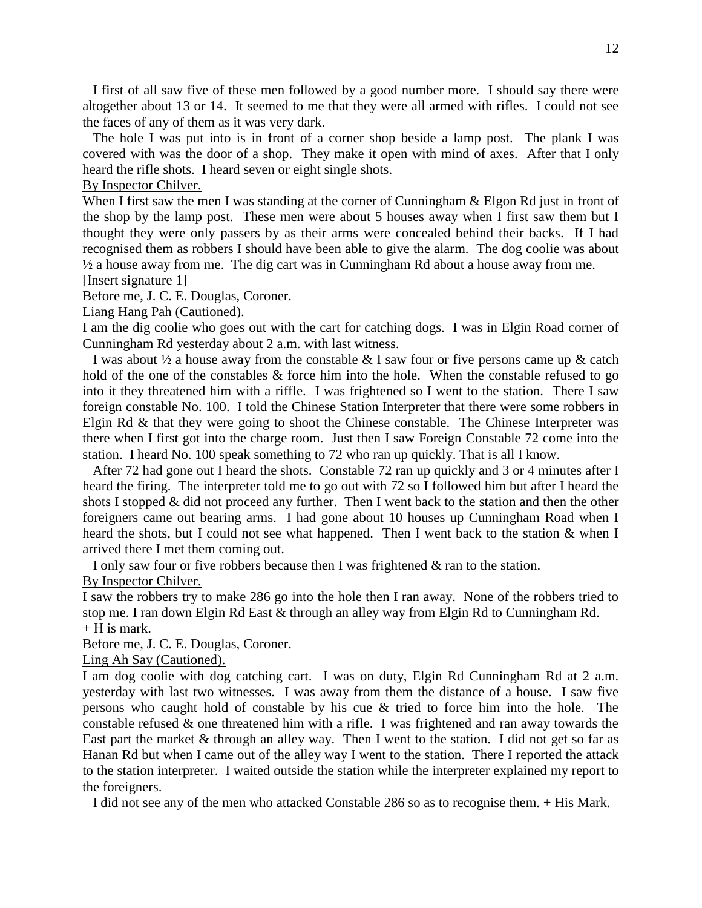I first of all saw five of these men followed by a good number more. I should say there were altogether about 13 or 14. It seemed to me that they were all armed with rifles. I could not see the faces of any of them as it was very dark.

The hole I was put into is in front of a corner shop beside a lamp post. The plank I was covered with was the door of a shop. They make it open with mind of axes. After that I only heard the rifle shots. I heard seven or eight single shots.

<u>By Inspector Chilver.</u>

When I first saw the men I was standing at the corner of Cunningham & Elgon Rd just in front of the shop by the lamp post. These men were about 5 houses away when I first saw them but I thought they were only passers by as their arms were concealed behind their backs. If I had recognised them as robbers I should have been able to give the alarm. The dog coolie was about ½ a house away from me. The dig cart was in Cunningham Rd about a house away from me.

[Insert signature 1]

Before me, J. C. E. Douglas, Coroner.

<u>Liang Hang Pah (Cautioned).</u>

I am the dig coolie who goes out with the cart for catching dogs. I was in Elgin Road corner of Cunningham Rd yesterday about 2 a.m. with last witness.

I was about ½ a house away from the constable & I saw four or five persons came up & catch hold of the one of the constables & force him into the hole. When the constable refused to go into it they threatened him with a riffle. I was frightened so I went to the station. There I saw foreign constable No. 100. I told the Chinese Station Interpreter that there were some robbers in Elgin Rd & that they were going to shoot the Chinese constable. The Chinese Interpreter was there when I first got into the charge room. Just then I saw Foreign Constable 72 come into the station. I heard No. 100 speak something to 72 who ran up quickly. That is all I know.

After 72 had gone out I heard the shots. Constable 72 ran up quickly and 3 or 4 minutes after I heard the firing. The interpreter told me to go out with 72 so I followed him but after I heard the shots I stopped & did not proceed any further. Then I went back to the station and then the other foreigners came out bearing arms. I had gone about 10 houses up Cunningham Road when I heard the shots, but I could not see what happened. Then I went back to the station & when I arrived there I met them coming out.

I only saw four or five robbers because then I was frightened & ran to the station.

<u>By Inspector Chilver.</u>

I saw the robbers try to make 286 go into the hole then I ran away. None of the robbers tried to stop me. I ran down Elgin Rd East & through an alley way from Elgin Rd to Cunningham Rd.

+ H is mark.

Before me, J. C. E. Douglas, Coroner.

<u>Ling Ah Say (Cautioned).</u>

I am dog coolie with dog catching cart. I was on duty, Elgin Rd Cunningham Rd at 2 a.m. yesterday with last two witnesses. I was away from them the distance of a house. I saw five persons who caught hold of constable by his cue & tried to force him into the hole. The constable refused & one threatened him with a rifle. I was frightened and ran away towards the East part the market & through an alley way. Then I went to the station. I did not get so far as Hanan Rd but when I came out of the alley way I went to the station. There I reported the attack to the station interpreter. I waited outside the station while the interpreter explained my report to the foreigners.

I did not see any of the men who attacked Constable 286 so as to recognise them. + His Mark.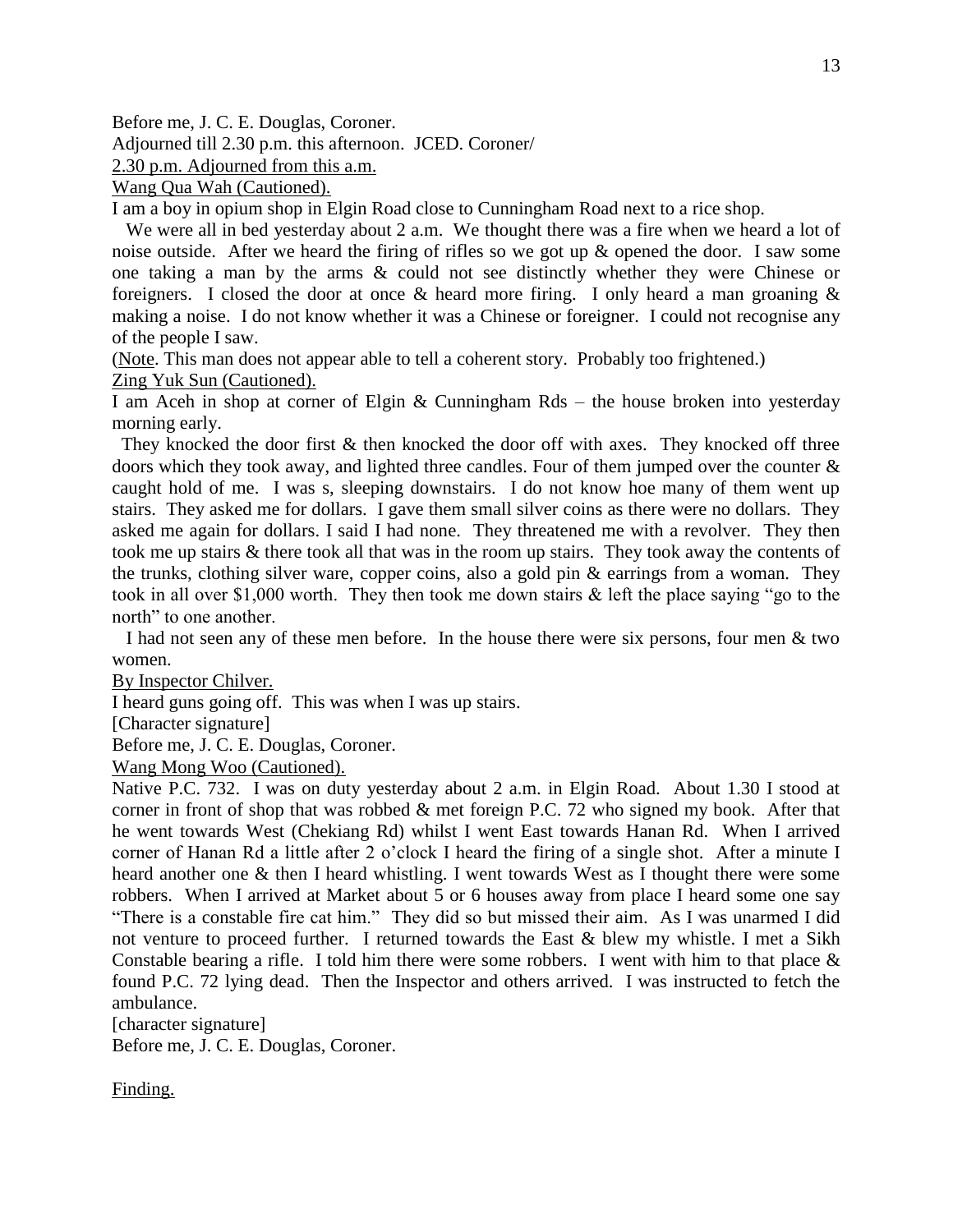Before me, J. C. E. Douglas, Coroner.

Adjourned till 2.30 p.m. this afternoon. JCED. Coroner/

<u>2.30 p.m. Adjourned from this a.m.</u>

<u>Wang Qua Wah (Cautioned).</u>

I am a boy in opium shop in Elgin Road close to Cunningham Road next to a rice shop.

We were all in bed yesterday about 2 a.m. We thought there was a fire when we heard a lot of noise outside. After we heard the firing of rifles so we got up & opened the door. I saw some one taking a man by the arms & could not see distinctly whether they were Chinese or foreigners. I closed the door at once & heard more firing. I only heard a man groaning & making a noise. I do not know whether it was a Chinese or foreigner. I could not recognise any of the people I saw.

(<u>Note</u>. This man does not appear able to tell a coherent story. Probably too frightened.)

<u>Zing Yuk Sun (Cautioned).</u>

I am Aceh in shop at corner of Elgin & Cunningham Rds – the house broken into yesterday morning early.

They knocked the door first & then knocked the door off with axes. They knocked off three doors which they took away, and lighted three candles. Four of them jumped over the counter & caught hold of me. I was s, sleeping downstairs. I do not know hoe many of them went up stairs. They asked me for dollars. I gave them small silver coins as there were no dollars. They asked me again for dollars. I said I had none. They threatened me with a revolver. They then took me up stairs & there took all that was in the room up stairs. They took away the contents of the trunks, clothing silver ware, copper coins, also a gold pin & earrings from a woman. They took in all over $1,000 worth. They then took me down stairs & left the place saying "go to the north" to one another.

I had not seen any of these men before. In the house there were six persons, four men & two women.

<u>By Inspector Chilver.</u>

I heard guns going off. This was when I was up stairs.

[Character signature]

Before me, J. C. E. Douglas, Coroner.

<u>Wang Mong Woo (Cautioned).</u>

Native P.C. 732. I was on duty yesterday about 2 a.m. in Elgin Road. About 1.30 I stood at corner in front of shop that was robbed & met foreign P.C. 72 who signed my book. After that he went towards West (Chekiang Rd) whilst I went East towards Hanan Rd. When I arrived corner of Hanan Rd a little after 2 o'clock I heard the firing of a single shot. After a minute I heard another one & then I heard whistling. I went towards West as I thought there were some robbers. When I arrived at Market about 5 or 6 houses away from place I heard some one say "There is a constable fire cat him." They did so but missed their aim. As I was unarmed I did not venture to proceed further. I returned towards the East & blew my whistle. I met a Sikh Constable bearing a rifle. I told him there were some robbers. I went with him to that place & found P.C. 72 lying dead. Then the Inspector and others arrived. I was instructed to fetch the ambulance.

[character signature]

Before me, J. C. E. Douglas, Coroner.

<u>Finding.</u>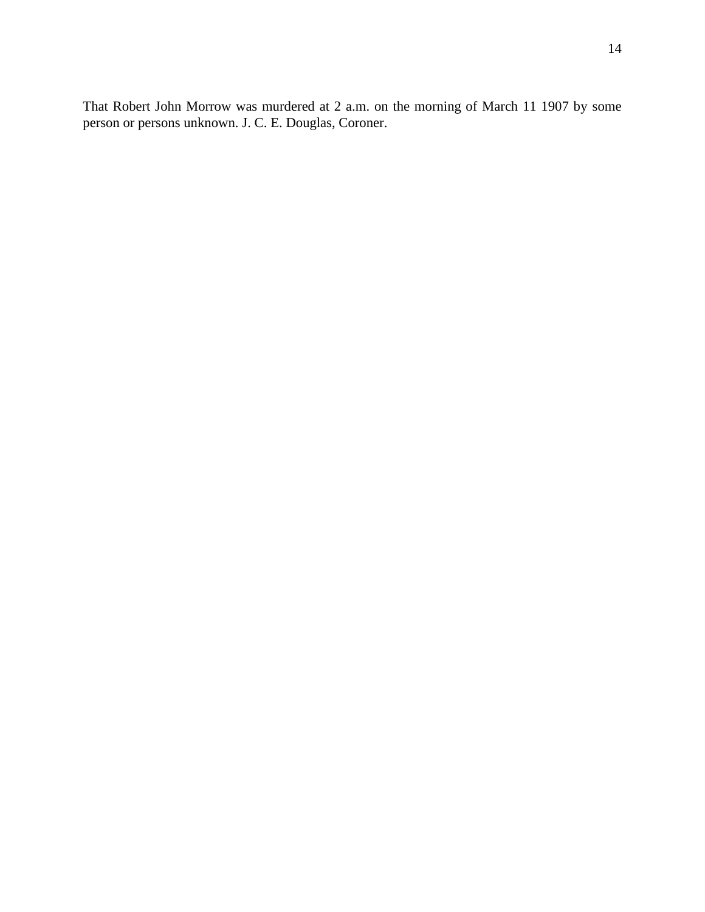That Robert John Morrow was murdered at 2 a.m. on the morning of March 11 1907 by some person or persons unknown. J. C. E. Douglas, Coroner.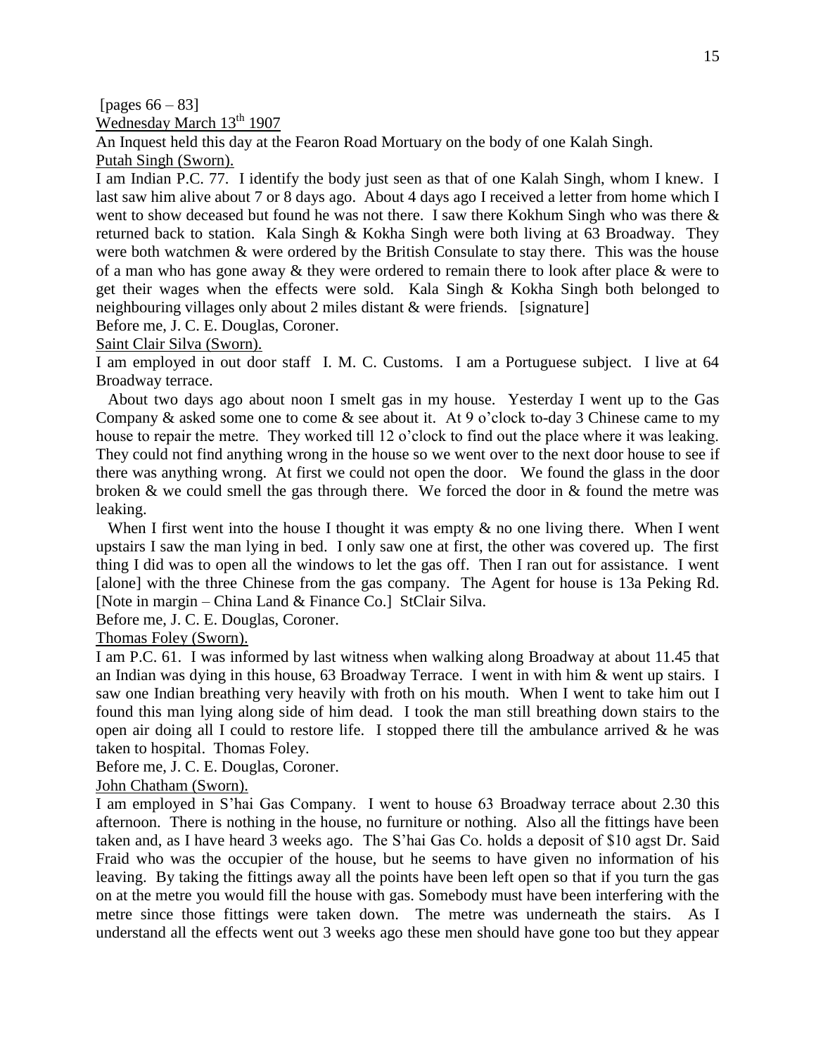[pages 66 – 83]

Wednesday March 13th 1907

An Inquest held this day at the Fearon Road Mortuary on the body of one Kalah Singh.

Putah Singh (Sworn).

I am Indian P.C. 77. I identify the body just seen as that of one Kalah Singh, whom I knew. I last saw him alive about 7 or 8 days ago. About 4 days ago I received a letter from home which I went to show deceased but found he was not there. I saw there Kokhum Singh who was there & returned back to station. Kala Singh & Kokha Singh were both living at 63 Broadway. They were both watchmen & were ordered by the British Consulate to stay there. This was the house of a man who has gone away & they were ordered to remain there to look after place & were to get their wages when the effects were sold. Kala Singh & Kokha Singh both belonged to neighbouring villages only about 2 miles distant & were friends. [signature]

Before me, J. C. E. Douglas, Coroner.

Saint Clair Silva (Sworn).

I am employed in out door staff I. M. C. Customs. I am a Portuguese subject. I live at 64 Broadway terrace.

About two days ago about noon I smelt gas in my house. Yesterday I went up to the Gas Company & asked some one to come & see about it. At 9 o'clock to-day 3 Chinese came to my house to repair the metre. They worked till 12 o'clock to find out the place where it was leaking. They could not find anything wrong in the house so we went over to the next door house to see if there was anything wrong. At first we could not open the door. We found the glass in the door broken & we could smell the gas through there. We forced the door in & found the metre was leaking.

When I first went into the house I thought it was empty & no one living there. When I went upstairs I saw the man lying in bed. I only saw one at first, the other was covered up. The first thing I did was to open all the windows to let the gas off. Then I ran out for assistance. I went [alone] with the three Chinese from the gas company. The Agent for house is 13a Peking Rd. [Note in margin – China Land & Finance Co.] StClair Silva.

Before me, J. C. E. Douglas, Coroner.

Thomas Foley (Sworn).

I am P.C. 61. I was informed by last witness when walking along Broadway at about 11.45 that an Indian was dying in this house, 63 Broadway Terrace. I went in with him & went up stairs. I saw one Indian breathing very heavily with froth on his mouth. When I went to take him out I found this man lying along side of him dead. I took the man still breathing down stairs to the open air doing all I could to restore life. I stopped there till the ambulance arrived & he was taken to hospital. Thomas Foley.

Before me, J. C. E. Douglas, Coroner.

John Chatham (Sworn).

I am employed in S'hai Gas Company. I went to house 63 Broadway terrace about 2.30 this afternoon. There is nothing in the house, no furniture or nothing. Also all the fittings have been taken and, as I have heard 3 weeks ago. The S'hai Gas Co. holds a deposit of $10 agst Dr. Said Fraid who was the occupier of the house, but he seems to have given no information of his leaving. By taking the fittings away all the points have been left open so that if you turn the gas on at the metre you would fill the house with gas. Somebody must have been interfering with the metre since those fittings were taken down. The metre was underneath the stairs. As I understand all the effects went out 3 weeks ago these men should have gone too but they appear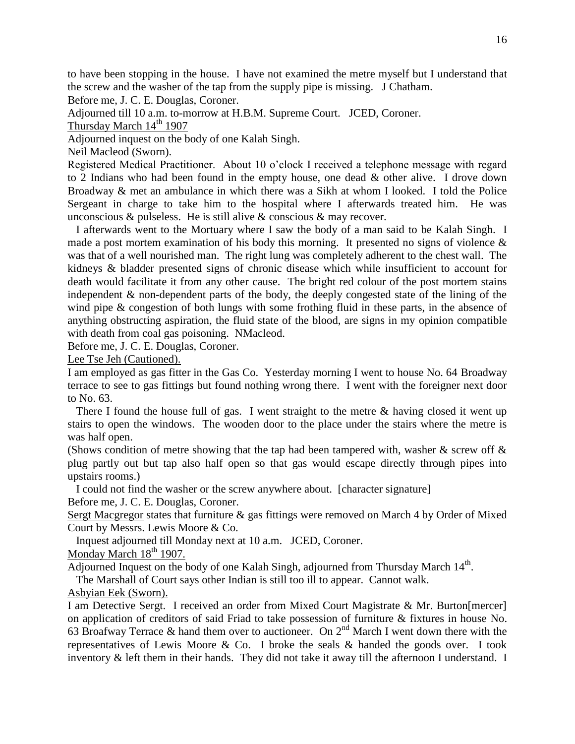to have been stopping in the house. I have not examined the metre myself but I understand that the screw and the washer of the tap from the supply pipe is missing. J Chatham.

Before me, J. C. E. Douglas, Coroner.

Adjourned till 10 a.m. to-morrow at H.B.M. Supreme Court. JCED, Coroner.

Thursday March 14th 1907

Adjourned inquest on the body of one Kalah Singh.

Neil Macleod (Sworn).

Registered Medical Practitioner. About 10 o'clock I received a telephone message with regard to 2 Indians who had been found in the empty house, one dead & other alive. I drove down Broadway & met an ambulance in which there was a Sikh at whom I looked. I told the Police Sergeant in charge to take him to the hospital where I afterwards treated him. He was unconscious & pulseless. He is still alive & conscious & may recover.

I afterwards went to the Mortuary where I saw the body of a man said to be Kalah Singh. I made a post mortem examination of his body this morning. It presented no signs of violence & was that of a well nourished man. The right lung was completely adherent to the chest wall. The kidneys & bladder presented signs of chronic disease which while insufficient to account for death would facilitate it from any other cause. The bright red colour of the post mortem stains independent & non-dependent parts of the body, the deeply congested state of the lining of the wind pipe & congestion of both lungs with some frothing fluid in these parts, in the absence of anything obstructing aspiration, the fluid state of the blood, are signs in my opinion compatible with death from coal gas poisoning. NMacleod.

Before me, J. C. E. Douglas, Coroner.

Lee Tse Jeh (Cautioned).

I am employed as gas fitter in the Gas Co. Yesterday morning I went to house No. 64 Broadway terrace to see to gas fittings but found nothing wrong there. I went with the foreigner next door to No. 63.

There I found the house full of gas. I went straight to the metre & having closed it went up stairs to open the windows. The wooden door to the place under the stairs where the metre is was half open.

(Shows condition of metre showing that the tap had been tampered with, washer & screw off & plug partly out but tap also half open so that gas would escape directly through pipes into upstairs rooms.)

I could not find the washer or the screw anywhere about. [character signature]

Before me, J. C. E. Douglas, Coroner.

Sergt Macgregor states that furniture & gas fittings were removed on March 4 by Order of Mixed Court by Messrs. Lewis Moore & Co.

Inquest adjourned till Monday next at 10 a.m. JCED, Coroner.

Monday March 18th 1907.

Adjourned Inquest on the body of one Kalah Singh, adjourned from Thursday March 14th.

The Marshall of Court says other Indian is still too ill to appear. Cannot walk.

Asbyian Eek (Sworn).

I am Detective Sergt. I received an order from Mixed Court Magistrate & Mr. Burton[mercer] on application of creditors of said Friad to take possession of furniture & fixtures in house No. 63 Broafway Terrace & hand them over to auctioneer. On 2nd March I went down there with the representatives of Lewis Moore & Co. I broke the seals & handed the goods over. I took inventory & left them in their hands. They did not take it away till the afternoon I understand. I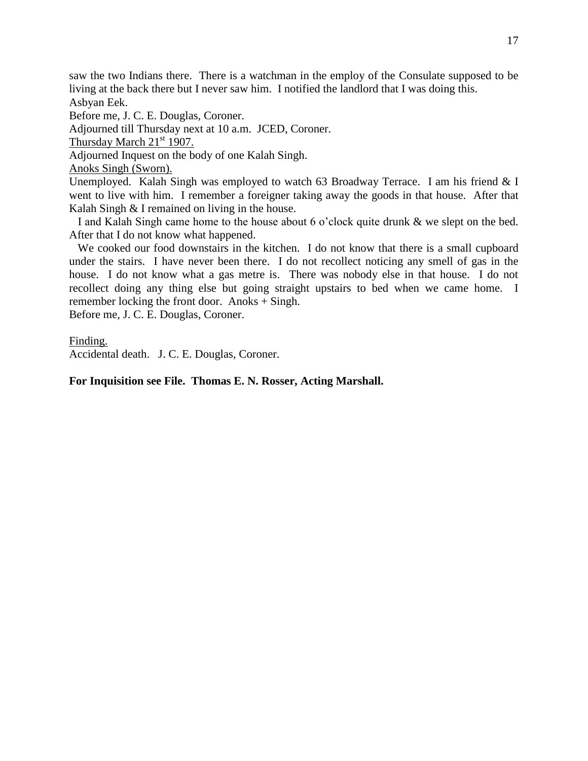saw the two Indians there. There is a watchman in the employ of the Consulate supposed to be living at the back there but I never saw him. I notified the landlord that I was doing this.

Asbyan Eek.

Before me, J. C. E. Douglas, Coroner.

Adjourned till Thursday next at 10 a.m. JCED, Coroner.

Thursday March 21st 1907.

Adjourned Inquest on the body of one Kalah Singh.

Anoks Singh (Sworn).

Unemployed. Kalah Singh was employed to watch 63 Broadway Terrace. I am his friend & I went to live with him. I remember a foreigner taking away the goods in that house. After that Kalah Singh & I remained on living in the house.

I and Kalah Singh came home to the house about 6 o'clock quite drunk & we slept on the bed. After that I do not know what happened.

We cooked our food downstairs in the kitchen. I do not know that there is a small cupboard under the stairs. I have never been there. I do not recollect noticing any smell of gas in the house. I do not know what a gas metre is. There was nobody else in that house. I do not recollect doing any thing else but going straight upstairs to bed when we came home. I remember locking the front door. Anoks + Singh.

Before me, J. C. E. Douglas, Coroner.

Finding.

Accidental death. J. C. E. Douglas, Coroner.

**For Inquisition see File. Thomas E. N. Rosser, Acting Marshall.**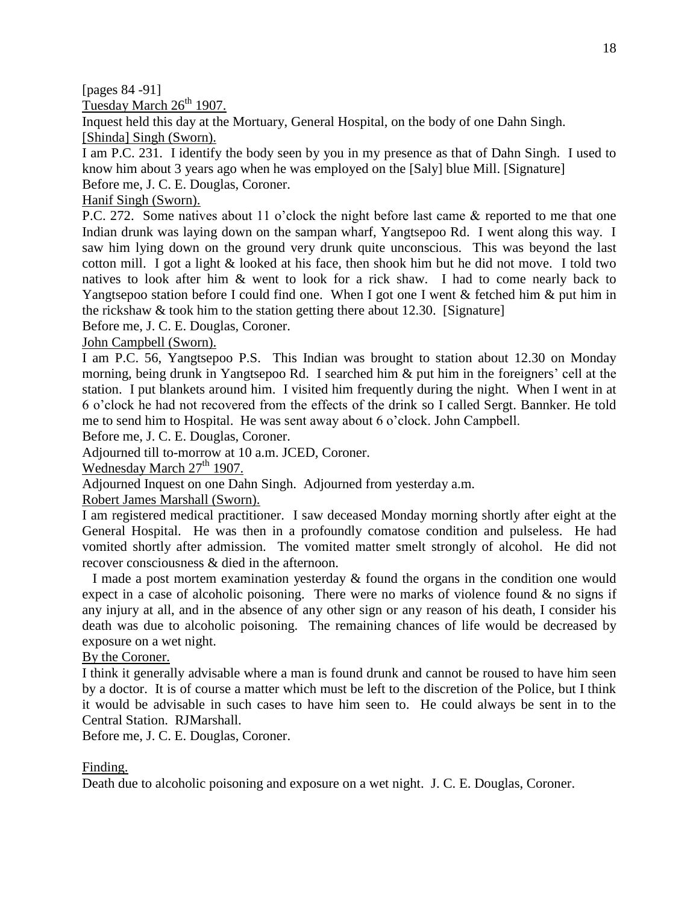[pages 84 -91]

Tuesday March 26th 1907.

Inquest held this day at the Mortuary, General Hospital, on the body of one Dahn Singh.

[Shinda] Singh (Sworn).

I am P.C. 231. I identify the body seen by you in my presence as that of Dahn Singh. I used to know him about 3 years ago when he was employed on the [Saly] blue Mill. [Signature]

Before me, J. C. E. Douglas, Coroner.

Hanif Singh (Sworn).

P.C. 272. Some natives about 11 o'clock the night before last came & reported to me that one Indian drunk was laying down on the sampan wharf, Yangtsepoo Rd. I went along this way. I saw him lying down on the ground very drunk quite unconscious. This was beyond the last cotton mill. I got a light & looked at his face, then shook him but he did not move. I told two natives to look after him & went to look for a rick shaw. I had to come nearly back to Yangtsepoo station before I could find one. When I got one I went & fetched him & put him in the rickshaw & took him to the station getting there about 12.30. [Signature]

Before me, J. C. E. Douglas, Coroner.

John Campbell (Sworn).

I am P.C. 56, Yangtsepoo P.S. This Indian was brought to station about 12.30 on Monday morning, being drunk in Yangtsepoo Rd. I searched him & put him in the foreigners' cell at the station. I put blankets around him. I visited him frequently during the night. When I went in at 6 o'clock he had not recovered from the effects of the drink so I called Sergt. Bannker. He told me to send him to Hospital. He was sent away about 6 o'clock. John Campbell.

Before me, J. C. E. Douglas, Coroner.

Adjourned till to-morrow at 10 a.m. JCED, Coroner.

Wednesday March 27th 1907.

Adjourned Inquest on one Dahn Singh. Adjourned from yesterday a.m.

Robert James Marshall (Sworn).

I am registered medical practitioner. I saw deceased Monday morning shortly after eight at the General Hospital. He was then in a profoundly comatose condition and pulseless. He had vomited shortly after admission. The vomited matter smelt strongly of alcohol. He did not recover consciousness & died in the afternoon.

I made a post mortem examination yesterday & found the organs in the condition one would expect in a case of alcoholic poisoning. There were no marks of violence found & no signs if any injury at all, and in the absence of any other sign or any reason of his death, I consider his death was due to alcoholic poisoning. The remaining chances of life would be decreased by exposure on a wet night.

By the Coroner.

I think it generally advisable where a man is found drunk and cannot be roused to have him seen by a doctor. It is of course a matter which must be left to the discretion of the Police, but I think it would be advisable in such cases to have him seen to. He could always be sent in to the Central Station. RJMarshall.

Before me, J. C. E. Douglas, Coroner.

Finding.

Death due to alcoholic poisoning and exposure on a wet night. J. C. E. Douglas, Coroner.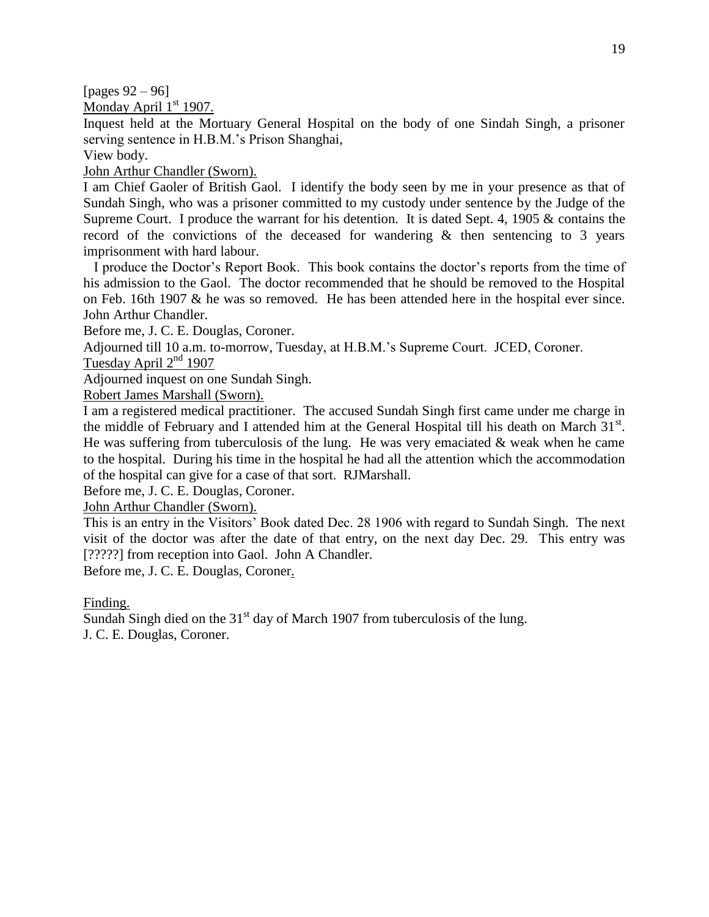[pages 92 – 96]

Monday April 1st 1907.

Inquest held at the Mortuary General Hospital on the body of one Sindah Singh, a prisoner serving sentence in H.B.M.'s Prison Shanghai,

View body.

John Arthur Chandler (Sworn).

I am Chief Gaoler of British Gaol. I identify the body seen by me in your presence as that of Sundah Singh, who was a prisoner committed to my custody under sentence by the Judge of the Supreme Court. I produce the warrant for his detention. It is dated Sept. 4, 1905 & contains the record of the convictions of the deceased for wandering & then sentencing to 3 years imprisonment with hard labour.

I produce the Doctor's Report Book. This book contains the doctor's reports from the time of his admission to the Gaol. The doctor recommended that he should be removed to the Hospital on Feb. 16th 1907 & he was so removed. He has been attended here in the hospital ever since. John Arthur Chandler.

Before me, J. C. E. Douglas, Coroner.

Adjourned till 10 a.m. to-morrow, Tuesday, at H.B.M.'s Supreme Court. JCED, Coroner.

Tuesday April 2nd 1907

Adjourned inquest on one Sundah Singh.

Robert James Marshall (Sworn).

I am a registered medical practitioner. The accused Sundah Singh first came under me charge in the middle of February and I attended him at the General Hospital till his death on March 31st. He was suffering from tuberculosis of the lung. He was very emaciated & weak when he came to the hospital. During his time in the hospital he had all the attention which the accommodation of the hospital can give for a case of that sort. RJMarshall.

Before me, J. C. E. Douglas, Coroner.

John Arthur Chandler (Sworn).

This is an entry in the Visitors' Book dated Dec. 28 1906 with regard to Sundah Singh. The next visit of the doctor was after the date of that entry, on the next day Dec. 29. This entry was [?????] from reception into Gaol. John A Chandler.

Before me, J. C. E. Douglas, Coroner.

Finding.

Sundah Singh died on the 31st day of March 1907 from tuberculosis of the lung.

J. C. E. Douglas, Coroner.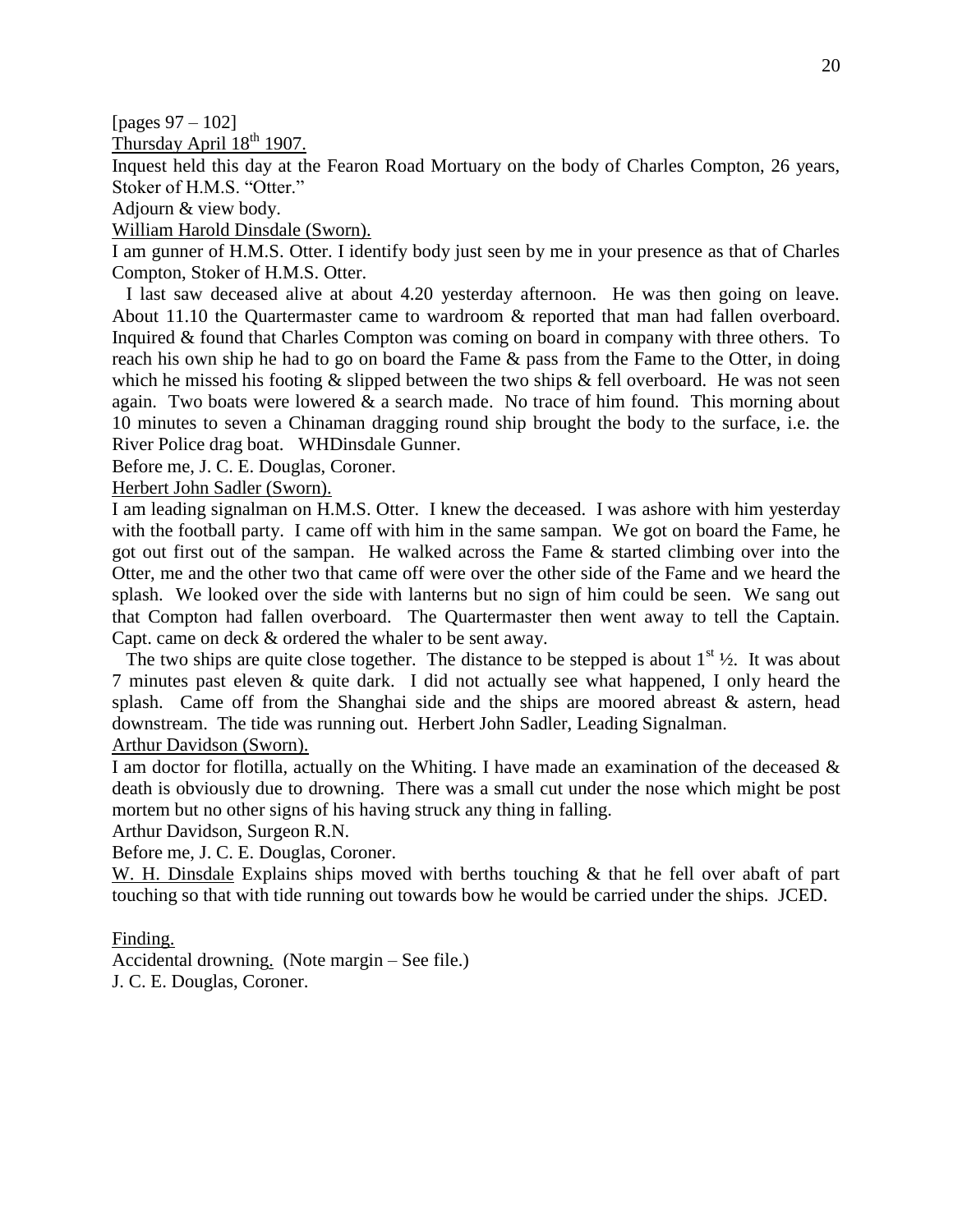[pages 97 – 102]

Thursday April 18th 1907.

Inquest held this day at the Fearon Road Mortuary on the body of Charles Compton, 26 years, Stoker of H.M.S. "Otter."

Adjourn & view body.

William Harold Dinsdale (Sworn).

I am gunner of H.M.S. Otter. I identify body just seen by me in your presence as that of Charles Compton, Stoker of H.M.S. Otter.

I last saw deceased alive at about 4.20 yesterday afternoon. He was then going on leave. About 11.10 the Quartermaster came to wardroom & reported that man had fallen overboard. Inquired & found that Charles Compton was coming on board in company with three others. To reach his own ship he had to go on board the Fame & pass from the Fame to the Otter, in doing which he missed his footing & slipped between the two ships & fell overboard. He was not seen again. Two boats were lowered & a search made. No trace of him found. This morning about 10 minutes to seven a Chinaman dragging round ship brought the body to the surface, i.e. the River Police drag boat. WHDinsdale Gunner.

Before me, J. C. E. Douglas, Coroner.

Herbert John Sadler (Sworn).

I am leading signalman on H.M.S. Otter. I knew the deceased. I was ashore with him yesterday with the football party. I came off with him in the same sampan. We got on board the Fame, he got out first out of the sampan. He walked across the Fame & started climbing over into the Otter, me and the other two that came off were over the other side of the Fame and we heard the splash. We looked over the side with lanterns but no sign of him could be seen. We sang out that Compton had fallen overboard. The Quartermaster then went away to tell the Captain. Capt. came on deck & ordered the whaler to be sent away.

The two ships are quite close together. The distance to be stepped is about 1st ½. It was about 7 minutes past eleven & quite dark. I did not actually see what happened, I only heard the splash. Came off from the Shanghai side and the ships are moored abreast & astern, head downstream. The tide was running out. Herbert John Sadler, Leading Signalman.

Arthur Davidson (Sworn).

I am doctor for flotilla, actually on the Whiting. I have made an examination of the deceased & death is obviously due to drowning. There was a small cut under the nose which might be post mortem but no other signs of his having struck any thing in falling.

Arthur Davidson, Surgeon R.N.

Before me, J. C. E. Douglas, Coroner.

W. H. Dinsdale Explains ships moved with berths touching & that he fell over abaft of part touching so that with tide running out towards bow he would be carried under the ships. JCED.

Finding.

Accidental drowning. (Note margin – See file.)

J. C. E. Douglas, Coroner.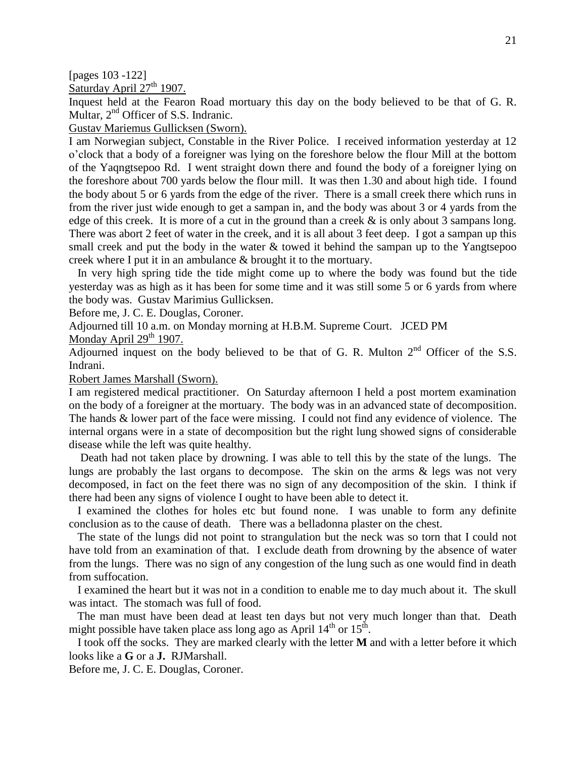[pages 103 -122]

Saturday April 27th 1907.

Inquest held at the Fearon Road mortuary this day on the body believed to be that of G. R. Multar, 2nd Officer of S.S. Indranic.

Gustav Mariemus Gullicksen (Sworn).

I am Norwegian subject, Constable in the River Police. I received information yesterday at 12 o'clock that a body of a foreigner was lying on the foreshore below the flour Mill at the bottom of the Yaqngtsepoo Rd. I went straight down there and found the body of a foreigner lying on the foreshore about 700 yards below the flour mill. It was then 1.30 and about high tide. I found the body about 5 or 6 yards from the edge of the river. There is a small creek there which runs in from the river just wide enough to get a sampan in, and the body was about 3 or 4 yards from the edge of this creek. It is more of a cut in the ground than a creek & is only about 3 sampans long. There was abort 2 feet of water in the creek, and it is all about 3 feet deep. I got a sampan up this small creek and put the body in the water & towed it behind the sampan up to the Yangtsepoo creek where I put it in an ambulance & brought it to the mortuary.

In very high spring tide the tide might come up to where the body was found but the tide yesterday was as high as it has been for some time and it was still some 5 or 6 yards from where the body was. Gustav Marimius Gullicksen.

Before me, J. C. E. Douglas, Coroner.

Adjourned till 10 a.m. on Monday morning at H.B.M. Supreme Court. JCED PM

Monday April 29th 1907.

Adjourned inquest on the body believed to be that of G. R. Multon 2nd Officer of the S.S. Indrani.

Robert James Marshall (Sworn).

I am registered medical practitioner. On Saturday afternoon I held a post mortem examination on the body of a foreigner at the mortuary. The body was in an advanced state of decomposition. The hands & lower part of the face were missing. I could not find any evidence of violence. The internal organs were in a state of decomposition but the right lung showed signs of considerable disease while the left was quite healthy.

Death had not taken place by drowning. I was able to tell this by the state of the lungs. The lungs are probably the last organs to decompose. The skin on the arms & legs was not very decomposed, in fact on the feet there was no sign of any decomposition of the skin. I think if there had been any signs of violence I ought to have been able to detect it.

I examined the clothes for holes etc but found none. I was unable to form any definite conclusion as to the cause of death. There was a belladonna plaster on the chest.

The state of the lungs did not point to strangulation but the neck was so torn that I could not have told from an examination of that. I exclude death from drowning by the absence of water from the lungs. There was no sign of any congestion of the lung such as one would find in death from suffocation.

I examined the heart but it was not in a condition to enable me to day much about it. The skull was intact. The stomach was full of food.

The man must have been dead at least ten days but not very much longer than that. Death might possible have taken place ass long ago as April 14th or 15th.

I took off the socks. They are marked clearly with the letter **M** and with a letter before it which looks like a **G** or a **J.** RJMarshall.

Before me, J. C. E. Douglas, Coroner.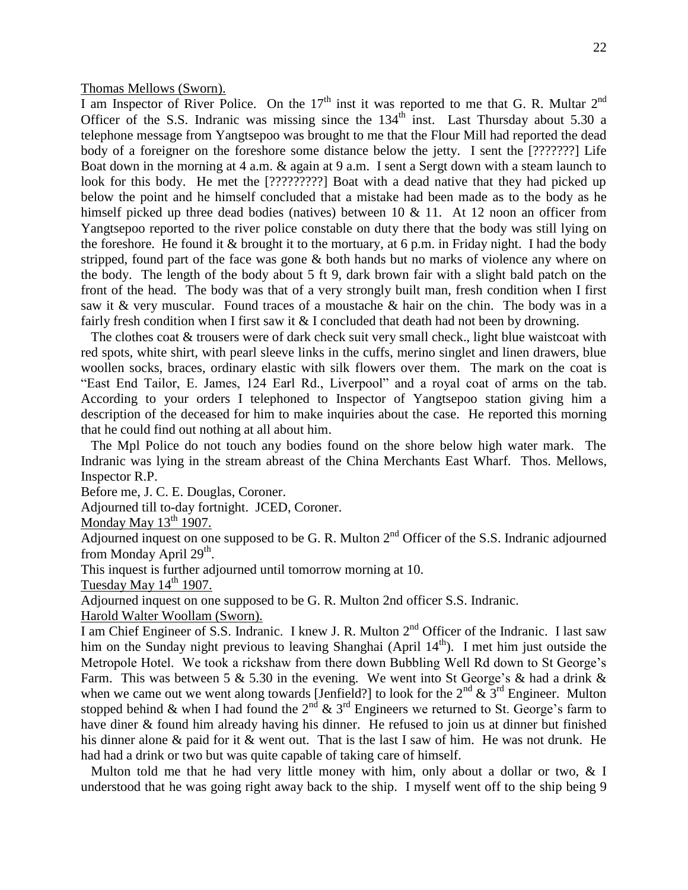<u>Thomas Mellows (Sworn).</u>

I am Inspector of River Police. On the 17th inst it was reported to me that G. R. Multar 2nd Officer of the S.S. Indranic was missing since the 134th inst. Last Thursday about 5.30 a telephone message from Yangtsepoo was brought to me that the Flour Mill had reported the dead body of a foreigner on the foreshore some distance below the jetty. I sent the [???????] Life Boat down in the morning at 4 a.m. & again at 9 a.m. I sent a Sergt down with a steam launch to look for this body. He met the [?????????] Boat with a dead native that they had picked up below the point and he himself concluded that a mistake had been made as to the body as he himself picked up three dead bodies (natives) between 10 & 11. At 12 noon an officer from Yangtsepoo reported to the river police constable on duty there that the body was still lying on the foreshore. He found it & brought it to the mortuary, at 6 p.m. in Friday night. I had the body stripped, found part of the face was gone & both hands but no marks of violence any where on the body. The length of the body about 5 ft 9, dark brown fair with a slight bald patch on the front of the head. The body was that of a very strongly built man, fresh condition when I first saw it & very muscular. Found traces of a moustache & hair on the chin. The body was in a fairly fresh condition when I first saw it & I concluded that death had not been by drowning.

The clothes coat & trousers were of dark check suit very small check., light blue waistcoat with red spots, white shirt, with pearl sleeve links in the cuffs, merino singlet and linen drawers, blue woollen socks, braces, ordinary elastic with silk flowers over them. The mark on the coat is "East End Tailor, E. James, 124 Earl Rd., Liverpool" and a royal coat of arms on the tab. According to your orders I telephoned to Inspector of Yangtsepoo station giving him a description of the deceased for him to make inquiries about the case. He reported this morning that he could find out nothing at all about him.

The Mpl Police do not touch any bodies found on the shore below high water mark. The Indranic was lying in the stream abreast of the China Merchants East Wharf. Thos. Mellows, Inspector R.P.

Before me, J. C. E. Douglas, Coroner.

Adjourned till to-day fortnight. JCED, Coroner.

<u>Monday May 13th 1907.</u>

Adjourned inquest on one supposed to be G. R. Multon 2nd Officer of the S.S. Indranic adjourned from Monday April 29th.

This inquest is further adjourned until tomorrow morning at 10.

<u>Tuesday May 14th 1907.</u>

Adjourned inquest on one supposed to be G. R. Multon 2nd officer S.S. Indranic.

<u>Harold Walter Woollam (Sworn).</u>

I am Chief Engineer of S.S. Indranic. I knew J. R. Multon 2nd Officer of the Indranic. I last saw him on the Sunday night previous to leaving Shanghai (April 14th). I met him just outside the Metropole Hotel. We took a rickshaw from there down Bubbling Well Rd down to St George's Farm. This was between 5 & 5.30 in the evening. We went into St George's & had a drink & when we came out we went along towards [Jenfield?] to look for the 2nd & 3rd Engineer. Multon stopped behind & when I had found the 2nd & 3rd Engineers we returned to St. George's farm to have diner & found him already having his dinner. He refused to join us at dinner but finished his dinner alone & paid for it & went out. That is the last I saw of him. He was not drunk. He had had a drink or two but was quite capable of taking care of himself.

Multon told me that he had very little money with him, only about a dollar or two, & I understood that he was going right away back to the ship. I myself went off to the ship being 9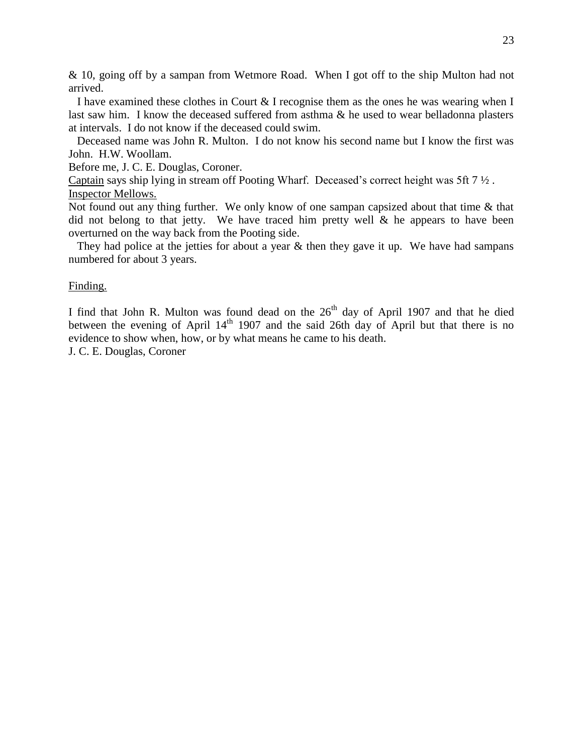& 10, going off by a sampan from Wetmore Road. When I got off to the ship Multon had not arrived.

I have examined these clothes in Court & I recognise them as the ones he was wearing when I last saw him. I know the deceased suffered from asthma & he used to wear belladonna plasters at intervals. I do not know if the deceased could swim.

Deceased name was John R. Multon. I do not know his second name but I know the first was John. H.W. Woollam.

Before me, J. C. E. Douglas, Coroner.

<u>Captain</u> says ship lying in stream off Pooting Wharf. Deceased's correct height was 5ft 7 ½ .

<u>Inspector Mellows.</u>

Not found out any thing further. We only know of one sampan capsized about that time & that did not belong to that jetty. We have traced him pretty well & he appears to have been overturned on the way back from the Pooting side.

They had police at the jetties for about a year & then they gave it up. We have had sampans numbered for about 3 years.

<u>Finding.</u>

I find that John R. Multon was found dead on the 26th day of April 1907 and that he died between the evening of April 14th 1907 and the said 26th day of April but that there is no evidence to show when, how, or by what means he came to his death.

J. C. E. Douglas, Coroner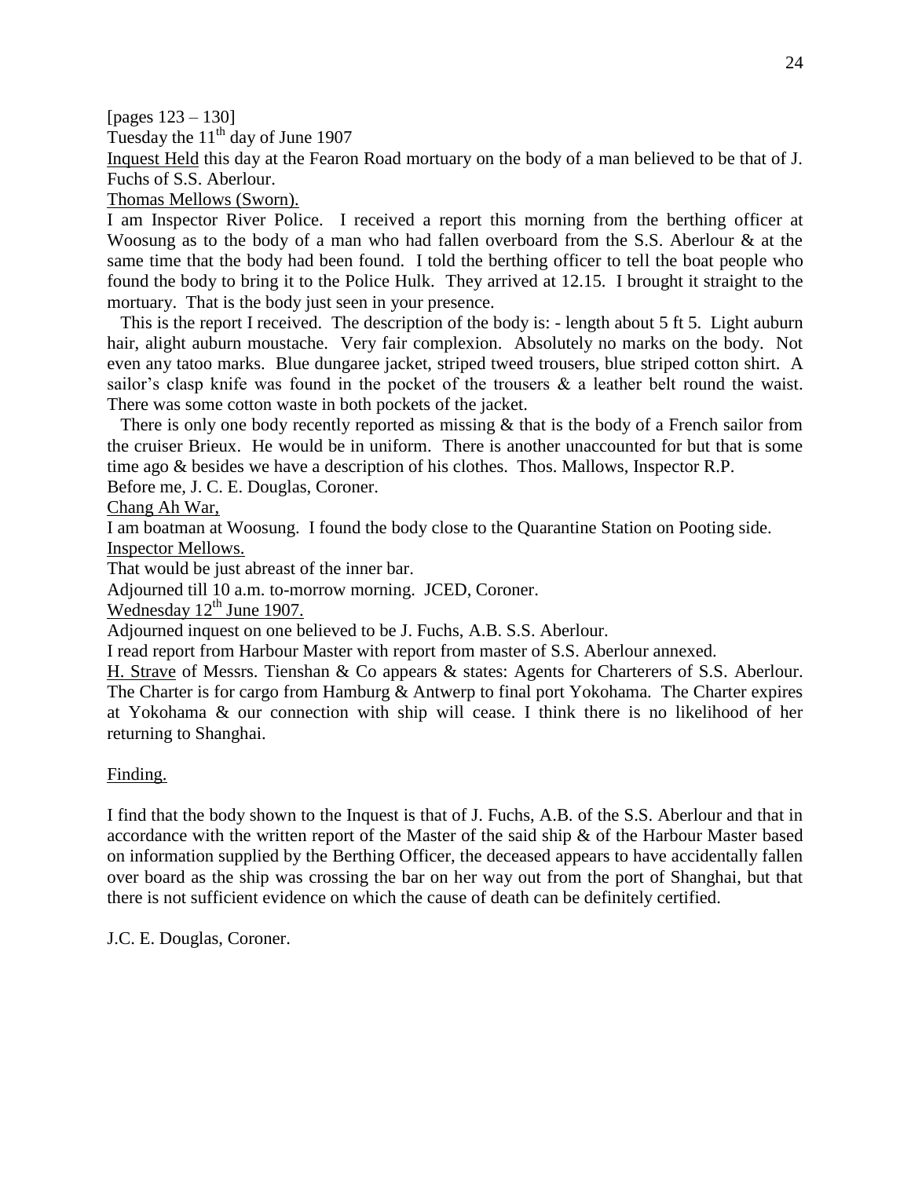[pages 123 – 130]

Tuesday the 11th day of June 1907

<u>Inquest Held</u> this day at the Fearon Road mortuary on the body of a man believed to be that of J. Fuchs of S.S. Aberlour.

<u>Thomas Mellows (Sworn).</u>

I am Inspector River Police. I received a report this morning from the berthing officer at Woosung as to the body of a man who had fallen overboard from the S.S. Aberlour & at the same time that the body had been found. I told the berthing officer to tell the boat people who found the body to bring it to the Police Hulk. They arrived at 12.15. I brought it straight to the mortuary. That is the body just seen in your presence.

This is the report I received. The description of the body is: - length about 5 ft 5. Light auburn hair, alight auburn moustache. Very fair complexion. Absolutely no marks on the body. Not even any tatoo marks. Blue dungaree jacket, striped tweed trousers, blue striped cotton shirt. A sailor's clasp knife was found in the pocket of the trousers & a leather belt round the waist. There was some cotton waste in both pockets of the jacket.

There is only one body recently reported as missing & that is the body of a French sailor from the cruiser Brieux. He would be in uniform. There is another unaccounted for but that is some time ago & besides we have a description of his clothes. Thos. Mallows, Inspector R.P.

Before me, J. C. E. Douglas, Coroner.

<u>Chang Ah War,</u>

I am boatman at Woosung. I found the body close to the Quarantine Station on Pooting side.

<u>Inspector Mellows.</u>

That would be just abreast of the inner bar.

Adjourned till 10 a.m. to-morrow morning. JCED, Coroner.

<u>Wednesday 12th June 1907.</u>

Adjourned inquest on one believed to be J. Fuchs, A.B. S.S. Aberlour.

I read report from Harbour Master with report from master of S.S. Aberlour annexed.

<u>H. Strave</u> of Messrs. Tienshan & Co appears & states: Agents for Charterers of S.S. Aberlour. The Charter is for cargo from Hamburg & Antwerp to final port Yokohama. The Charter expires at Yokohama & our connection with ship will cease. I think there is no likelihood of her returning to Shanghai.

<u>Finding.</u>

I find that the body shown to the Inquest is that of J. Fuchs, A.B. of the S.S. Aberlour and that in accordance with the written report of the Master of the said ship & of the Harbour Master based on information supplied by the Berthing Officer, the deceased appears to have accidentally fallen over board as the ship was crossing the bar on her way out from the port of Shanghai, but that there is not sufficient evidence on which the cause of death can be definitely certified.

J.C. E. Douglas, Coroner.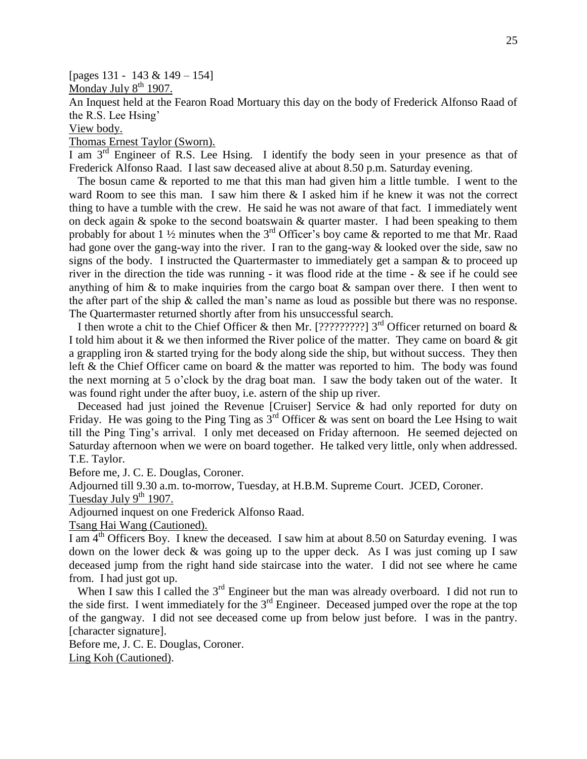[pages 131 - 143 & 149 – 154]

Monday July 8th 1907.

An Inquest held at the Fearon Road Mortuary this day on the body of Frederick Alfonso Raad of the R.S. Lee Hsing'

View body.

Thomas Ernest Taylor (Sworn).

I am 3rd Engineer of R.S. Lee Hsing. I identify the body seen in your presence as that of Frederick Alfonso Raad. I last saw deceased alive at about 8.50 p.m. Saturday evening.

The bosun came & reported to me that this man had given him a little tumble. I went to the ward Room to see this man. I saw him there & I asked him if he knew it was not the correct thing to have a tumble with the crew. He said he was not aware of that fact. I immediately went on deck again & spoke to the second boatswain & quarter master. I had been speaking to them probably for about 1 ½ minutes when the 3rd Officer's boy came & reported to me that Mr. Raad had gone over the gang-way into the river. I ran to the gang-way & looked over the side, saw no signs of the body. I instructed the Quartermaster to immediately get a sampan & to proceed up river in the direction the tide was running - it was flood ride at the time - & see if he could see anything of him & to make inquiries from the cargo boat & sampan over there. I then went to the after part of the ship & called the man's name as loud as possible but there was no response. The Quartermaster returned shortly after from his unsuccessful search.

I then wrote a chit to the Chief Officer & then Mr. [?????????] 3rd Officer returned on board & I told him about it & we then informed the River police of the matter. They came on board & git a grappling iron & started trying for the body along side the ship, but without success. They then left & the Chief Officer came on board & the matter was reported to him. The body was found the next morning at 5 o'clock by the drag boat man. I saw the body taken out of the water. It was found right under the after buoy, i.e. astern of the ship up river.

Deceased had just joined the Revenue [Cruiser] Service & had only reported for duty on Friday. He was going to the Ping Ting as 3rd Officer & was sent on board the Lee Hsing to wait till the Ping Ting's arrival. I only met deceased on Friday afternoon. He seemed dejected on Saturday afternoon when we were on board together. He talked very little, only when addressed.

T.E. Taylor.

Before me, J. C. E. Douglas, Coroner.

Adjourned till 9.30 a.m. to-morrow, Tuesday, at H.B.M. Supreme Court. JCED, Coroner.

Tuesday July 9th 1907.

Adjourned inquest on one Frederick Alfonso Raad.

Tsang Hai Wang (Cautioned).

I am 4th Officers Boy. I knew the deceased. I saw him at about 8.50 on Saturday evening. I was down on the lower deck & was going up to the upper deck. As I was just coming up I saw deceased jump from the right hand side staircase into the water. I did not see where he came from. I had just got up.

When I saw this I called the 3rd Engineer but the man was already overboard. I did not run to the side first. I went immediately for the 3rd Engineer. Deceased jumped over the rope at the top of the gangway. I did not see deceased come up from below just before. I was in the pantry. [character signature].

Before me, J. C. E. Douglas, Coroner.

Ling Koh (Cautioned).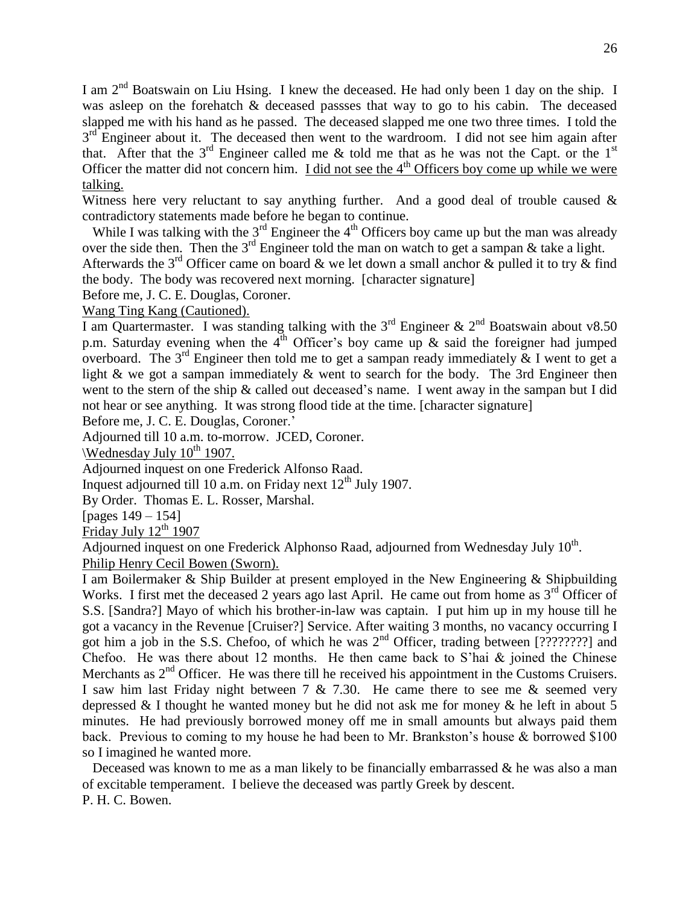I am 2nd Boatswain on Liu Hsing. I knew the deceased. He had only been 1 day on the ship. I was asleep on the forehatch & deceased passses that way to go to his cabin. The deceased slapped me with his hand as he passed. The deceased slapped me one two three times. I told the 3rd Engineer about it. The deceased then went to the wardroom. I did not see him again after that. After that the 3rd Engineer called me & told me that as he was not the Capt. or the 1st Officer the matter did not concern him. <u>I did not see the 4th Officers boy come up while we were talking.</u>

Witness here very reluctant to say anything further. And a good deal of trouble caused & contradictory statements made before he began to continue.

While I was talking with the 3rd Engineer the 4th Officers boy came up but the man was already over the side then. Then the 3rd Engineer told the man on watch to get a sampan & take a light. Afterwards the 3rd Officer came on board & we let down a small anchor & pulled it to try & find the body. The body was recovered next morning. [character signature]

Before me, J. C. E. Douglas, Coroner.

<u>Wang Ting Kang (Cautioned).</u>

I am Quartermaster. I was standing talking with the 3rd Engineer & 2nd Boatswain about v8.50 p.m. Saturday evening when the 4th Officer's boy came up & said the foreigner had jumped overboard. The 3rd Engineer then told me to get a sampan ready immediately & I went to get a light & we got a sampan immediately & went to search for the body. The 3rd Engineer then went to the stern of the ship & called out deceased's name. I went away in the sampan but I did not hear or see anything. It was strong flood tide at the time. [character signature]

Before me, J. C. E. Douglas, Coroner.'

Adjourned till 10 a.m. to-morrow. JCED, Coroner.

<u>\Wednesday July 10th 1907.</u>

Adjourned inquest on one Frederick Alfonso Raad.

Inquest adjourned till 10 a.m. on Friday next 12th July 1907.

By Order. Thomas E. L. Rosser, Marshal.

[pages 149 – 154]

<u>Friday July 12th 1907</u>

Adjourned inquest on one Frederick Alphonso Raad, adjourned from Wednesday July 10th.

<u>Philip Henry Cecil Bowen (Sworn).</u>

I am Boilermaker & Ship Builder at present employed in the New Engineering & Shipbuilding Works. I first met the deceased 2 years ago last April. He came out from home as 3rd Officer of S.S. [Sandra?] Mayo of which his brother-in-law was captain. I put him up in my house till he got a vacancy in the Revenue [Cruiser?] Service. After waiting 3 months, no vacancy occurring I got him a job in the S.S. Chefoo, of which he was 2nd Officer, trading between [????????] and Chefoo. He was there about 12 months. He then came back to S'hai & joined the Chinese Merchants as 2nd Officer. He was there till he received his appointment in the Customs Cruisers. I saw him last Friday night between 7 & 7.30. He came there to see me & seemed very depressed & I thought he wanted money but he did not ask me for money & he left in about 5 minutes. He had previously borrowed money off me in small amounts but always paid them back. Previous to coming to my house he had been to Mr. Brankston's house & borrowed $100 so I imagined he wanted more.

Deceased was known to me as a man likely to be financially embarrassed & he was also a man of excitable temperament. I believe the deceased was partly Greek by descent.

P. H. C. Bowen.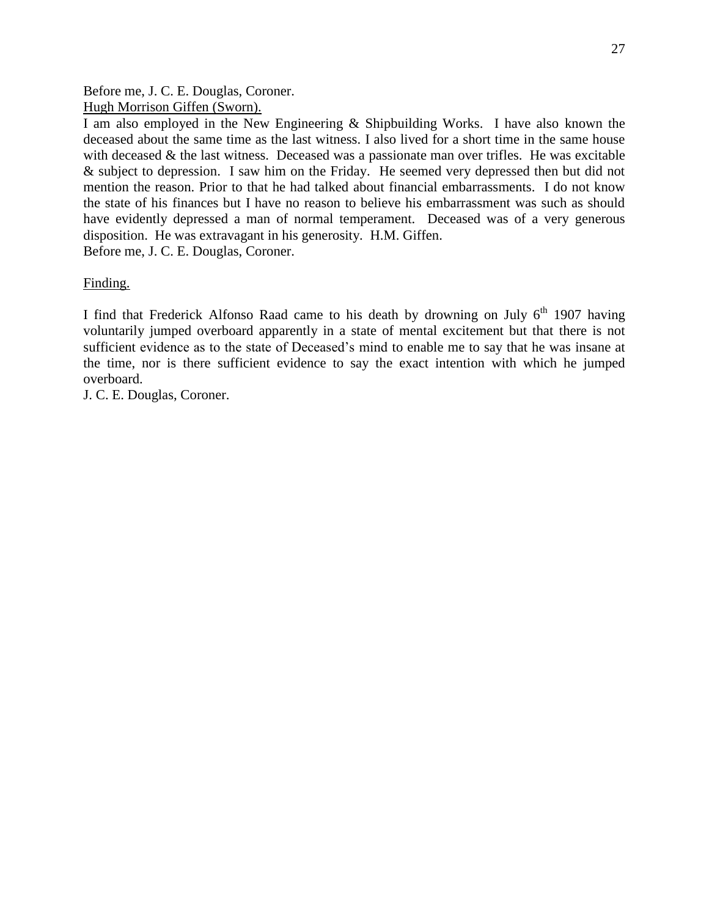Before me, J. C. E. Douglas, Coroner.

<u>Hugh Morrison Giffen (Sworn).</u>

I am also employed in the New Engineering & Shipbuilding Works. I have also known the deceased about the same time as the last witness. I also lived for a short time in the same house with deceased & the last witness. Deceased was a passionate man over trifles. He was excitable & subject to depression. I saw him on the Friday. He seemed very depressed then but did not mention the reason. Prior to that he had talked about financial embarrassments. I do not know the state of his finances but I have no reason to believe his embarrassment was such as should have evidently depressed a man of normal temperament. Deceased was of a very generous disposition. He was extravagant in his generosity. H.M. Giffen.

Before me, J. C. E. Douglas, Coroner.

<u>Finding.</u>

I find that Frederick Alfonso Raad came to his death by drowning on July 6th 1907 having voluntarily jumped overboard apparently in a state of mental excitement but that there is not sufficient evidence as to the state of Deceased's mind to enable me to say that he was insane at the time, nor is there sufficient evidence to say the exact intention with which he jumped overboard.

J. C. E. Douglas, Coroner.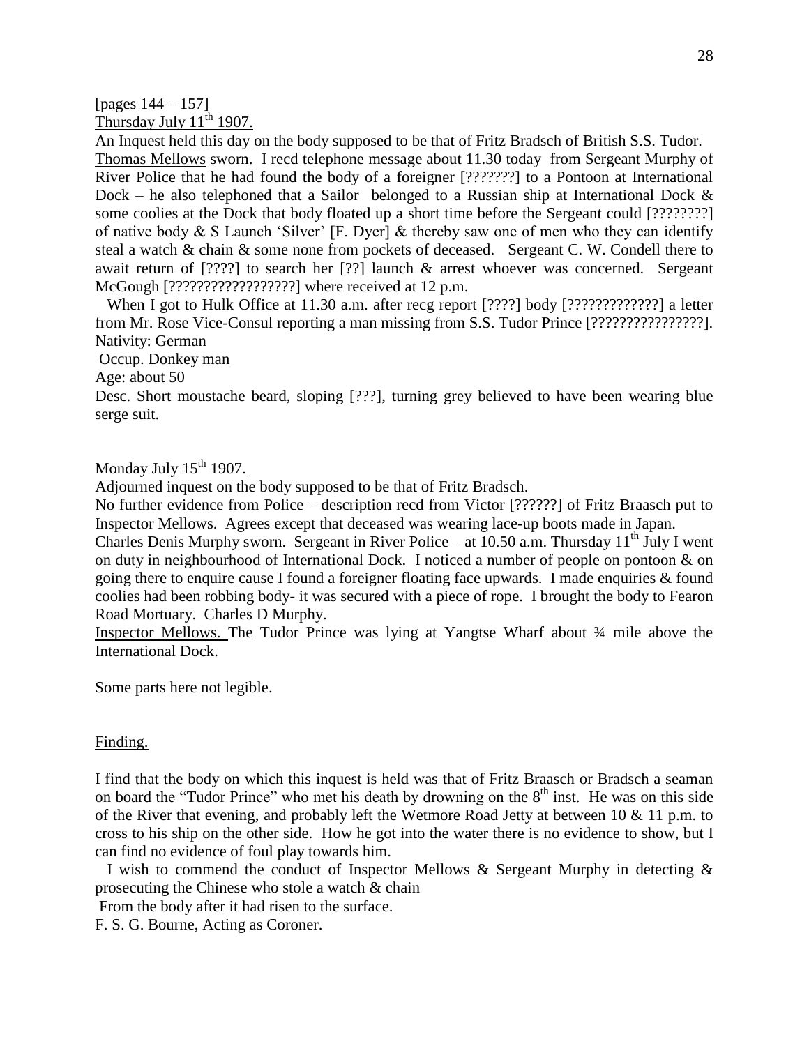[pages 144 – 157]

Thursday July 11th 1907.

An Inquest held this day on the body supposed to be that of Fritz Bradsch of British S.S. Tudor.

Thomas Mellows sworn. I recd telephone message about 11.30 today from Sergeant Murphy of River Police that he had found the body of a foreigner [???????] to a Pontoon at International Dock – he also telephoned that a Sailor belonged to a Russian ship at International Dock & some coolies at the Dock that body floated up a short time before the Sergeant could [????????] of native body & S Launch 'Silver' [F. Dyer] & thereby saw one of men who they can identify steal a watch & chain & some none from pockets of deceased. Sergeant C. W. Condell there to await return of [????] to search her [??] launch & arrest whoever was concerned. Sergeant McGough [??????????????????] where received at 12 p.m.

When I got to Hulk Office at 11.30 a.m. after recg report [????] body [?????????????] a letter from Mr. Rose Vice-Consul reporting a man missing from S.S. Tudor Prince [????????????????].

Nativity: German

Occup. Donkey man

Age: about 50

Desc. Short moustache beard, sloping [???], turning grey believed to have been wearing blue serge suit.

Monday July 15th 1907.

Adjourned inquest on the body supposed to be that of Fritz Bradsch.

No further evidence from Police – description recd from Victor [??????] of Fritz Braasch put to Inspector Mellows. Agrees except that deceased was wearing lace-up boots made in Japan.

Charles Denis Murphy sworn. Sergeant in River Police – at 10.50 a.m. Thursday 11th July I went on duty in neighbourhood of International Dock. I noticed a number of people on pontoon & on going there to enquire cause I found a foreigner floating face upwards. I made enquiries & found coolies had been robbing body- it was secured with a piece of rope. I brought the body to Fearon Road Mortuary. Charles D Murphy.

Inspector Mellows. The Tudor Prince was lying at Yangtse Wharf about ¾ mile above the International Dock.

Some parts here not legible.

Finding.

I find that the body on which this inquest is held was that of Fritz Braasch or Bradsch a seaman on board the "Tudor Prince" who met his death by drowning on the 8th inst. He was on this side of the River that evening, and probably left the Wetmore Road Jetty at between 10 & 11 p.m. to cross to his ship on the other side. How he got into the water there is no evidence to show, but I can find no evidence of foul play towards him.

I wish to commend the conduct of Inspector Mellows & Sergeant Murphy in detecting & prosecuting the Chinese who stole a watch & chain

From the body after it had risen to the surface.

F. S. G. Bourne, Acting as Coroner.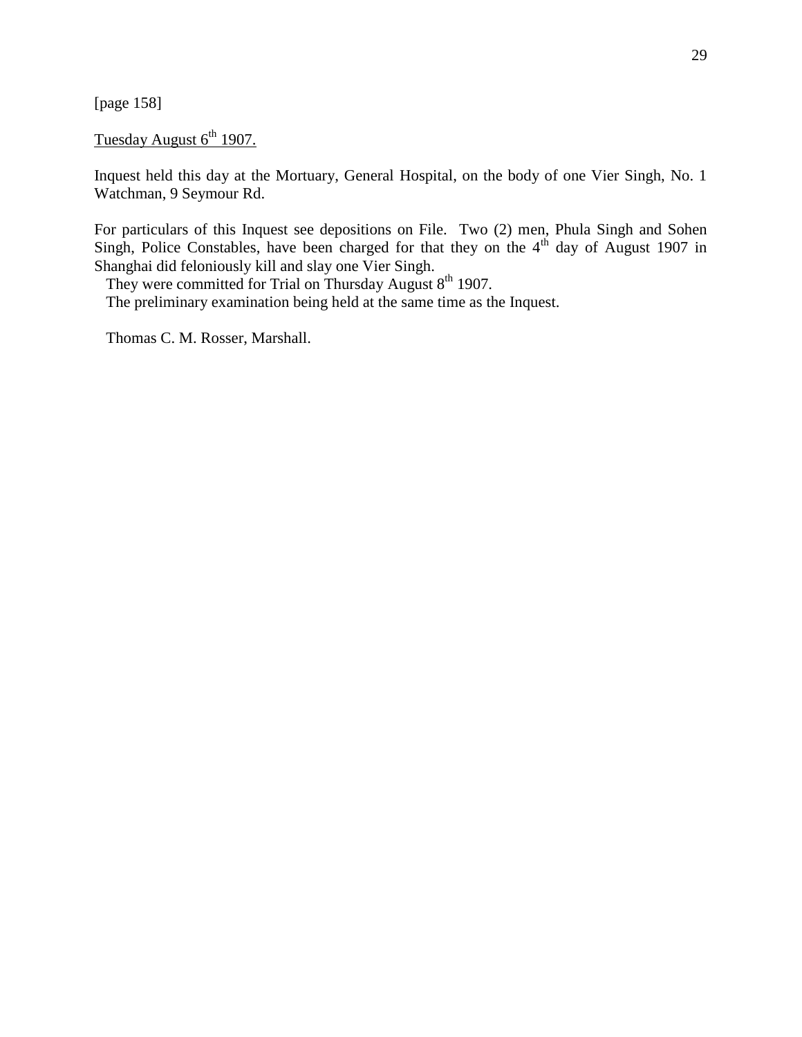[page 158]

<u>Tuesday August 6th 1907.</u>

Inquest held this day at the Mortuary, General Hospital, on the body of one Vier Singh, No. 1 Watchman, 9 Seymour Rd.

For particulars of this Inquest see depositions on File. Two (2) men, Phula Singh and Sohen Singh, Police Constables, have been charged for that they on the 4th day of August 1907 in Shanghai did feloniously kill and slay one Vier Singh.

They were committed for Trial on Thursday August 8th 1907.

The preliminary examination being held at the same time as the Inquest.

Thomas C. M. Rosser, Marshall.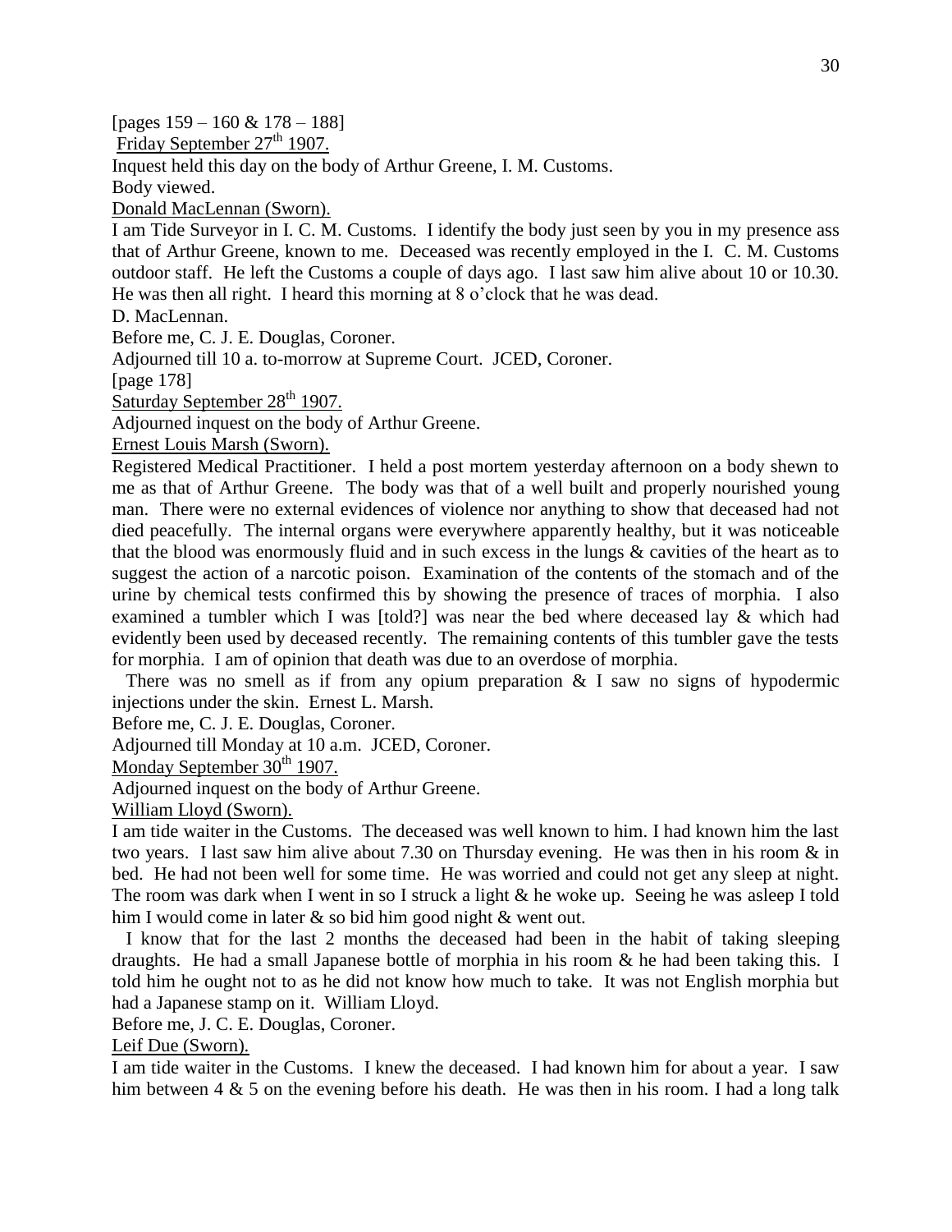[pages 159 – 160 & 178 – 188]

Friday September 27th 1907.

Inquest held this day on the body of Arthur Greene, I. M. Customs.

Body viewed.

Donald MacLennan (Sworn).

I am Tide Surveyor in I. C. M. Customs. I identify the body just seen by you in my presence ass that of Arthur Greene, known to me. Deceased was recently employed in the I. C. M. Customs outdoor staff. He left the Customs a couple of days ago. I last saw him alive about 10 or 10.30. He was then all right. I heard this morning at 8 o'clock that he was dead.

D. MacLennan.

Before me, C. J. E. Douglas, Coroner.

Adjourned till 10 a. to-morrow at Supreme Court. JCED, Coroner.

[page 178]

Saturday September 28th 1907.

Adjourned inquest on the body of Arthur Greene.

Ernest Louis Marsh (Sworn).

Registered Medical Practitioner. I held a post mortem yesterday afternoon on a body shewn to me as that of Arthur Greene. The body was that of a well built and properly nourished young man. There were no external evidences of violence nor anything to show that deceased had not died peacefully. The internal organs were everywhere apparently healthy, but it was noticeable that the blood was enormously fluid and in such excess in the lungs & cavities of the heart as to suggest the action of a narcotic poison. Examination of the contents of the stomach and of the urine by chemical tests confirmed this by showing the presence of traces of morphia. I also examined a tumbler which I was [told?] was near the bed where deceased lay & which had evidently been used by deceased recently. The remaining contents of this tumbler gave the tests for morphia. I am of opinion that death was due to an overdose of morphia.

There was no smell as if from any opium preparation & I saw no signs of hypodermic injections under the skin. Ernest L. Marsh.

Before me, C. J. E. Douglas, Coroner.

Adjourned till Monday at 10 a.m. JCED, Coroner.

Monday September 30th 1907.

Adjourned inquest on the body of Arthur Greene.

William Lloyd (Sworn).

I am tide waiter in the Customs. The deceased was well known to him. I had known him the last two years. I last saw him alive about 7.30 on Thursday evening. He was then in his room & in bed. He had not been well for some time. He was worried and could not get any sleep at night. The room was dark when I went in so I struck a light & he woke up. Seeing he was asleep I told him I would come in later & so bid him good night & went out.

I know that for the last 2 months the deceased had been in the habit of taking sleeping draughts. He had a small Japanese bottle of morphia in his room & he had been taking this. I told him he ought not to as he did not know how much to take. It was not English morphia but had a Japanese stamp on it. William Lloyd.

Before me, J. C. E. Douglas, Coroner.

Leif Due (Sworn).

I am tide waiter in the Customs. I knew the deceased. I had known him for about a year. I saw him between 4 & 5 on the evening before his death. He was then in his room. I had a long talk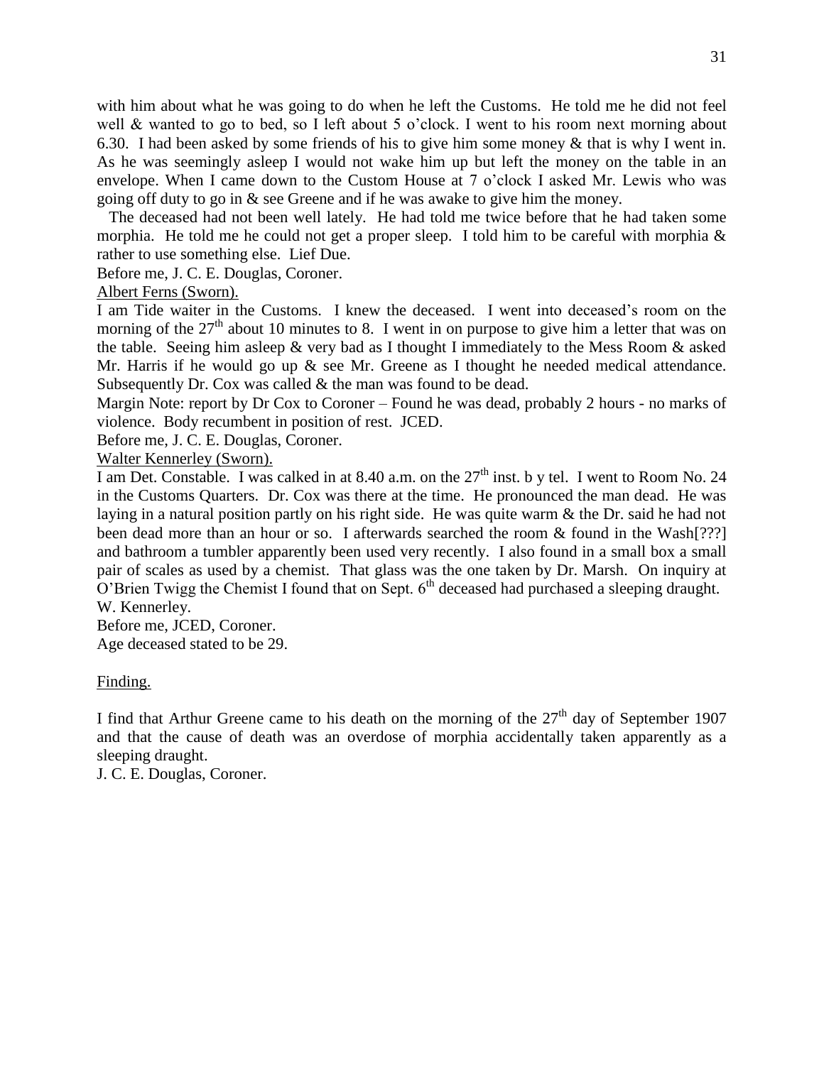with him about what he was going to do when he left the Customs. He told me he did not feel well & wanted to go to bed, so I left about 5 o'clock. I went to his room next morning about 6.30. I had been asked by some friends of his to give him some money & that is why I went in. As he was seemingly asleep I would not wake him up but left the money on the table in an envelope. When I came down to the Custom House at 7 o'clock I asked Mr. Lewis who was going off duty to go in & see Greene and if he was awake to give him the money.

The deceased had not been well lately. He had told me twice before that he had taken some morphia. He told me he could not get a proper sleep. I told him to be careful with morphia & rather to use something else. Lief Due.

Before me, J. C. E. Douglas, Coroner.

Albert Ferns (Sworn).

I am Tide waiter in the Customs. I knew the deceased. I went into deceased's room on the morning of the 27th about 10 minutes to 8. I went in on purpose to give him a letter that was on the table. Seeing him asleep & very bad as I thought I immediately to the Mess Room & asked Mr. Harris if he would go up & see Mr. Greene as I thought he needed medical attendance. Subsequently Dr. Cox was called & the man was found to be dead.

Margin Note: report by Dr Cox to Coroner – Found he was dead, probably 2 hours - no marks of violence. Body recumbent in position of rest. JCED.

Before me, J. C. E. Douglas, Coroner.

Walter Kennerley (Sworn).

I am Det. Constable. I was calked in at 8.40 a.m. on the 27th inst. b y tel. I went to Room No. 24 in the Customs Quarters. Dr. Cox was there at the time. He pronounced the man dead. He was laying in a natural position partly on his right side. He was quite warm & the Dr. said he had not been dead more than an hour or so. I afterwards searched the room & found in the Wash[???] and bathroom a tumbler apparently been used very recently. I also found in a small box a small pair of scales as used by a chemist. That glass was the one taken by Dr. Marsh. On inquiry at O'Brien Twigg the Chemist I found that on Sept. 6th deceased had purchased a sleeping draught.
W. Kennerley.

Before me, JCED, Coroner.

Age deceased stated to be 29.

Finding.

I find that Arthur Greene came to his death on the morning of the 27th day of September 1907 and that the cause of death was an overdose of morphia accidentally taken apparently as a sleeping draught.

J. C. E. Douglas, Coroner.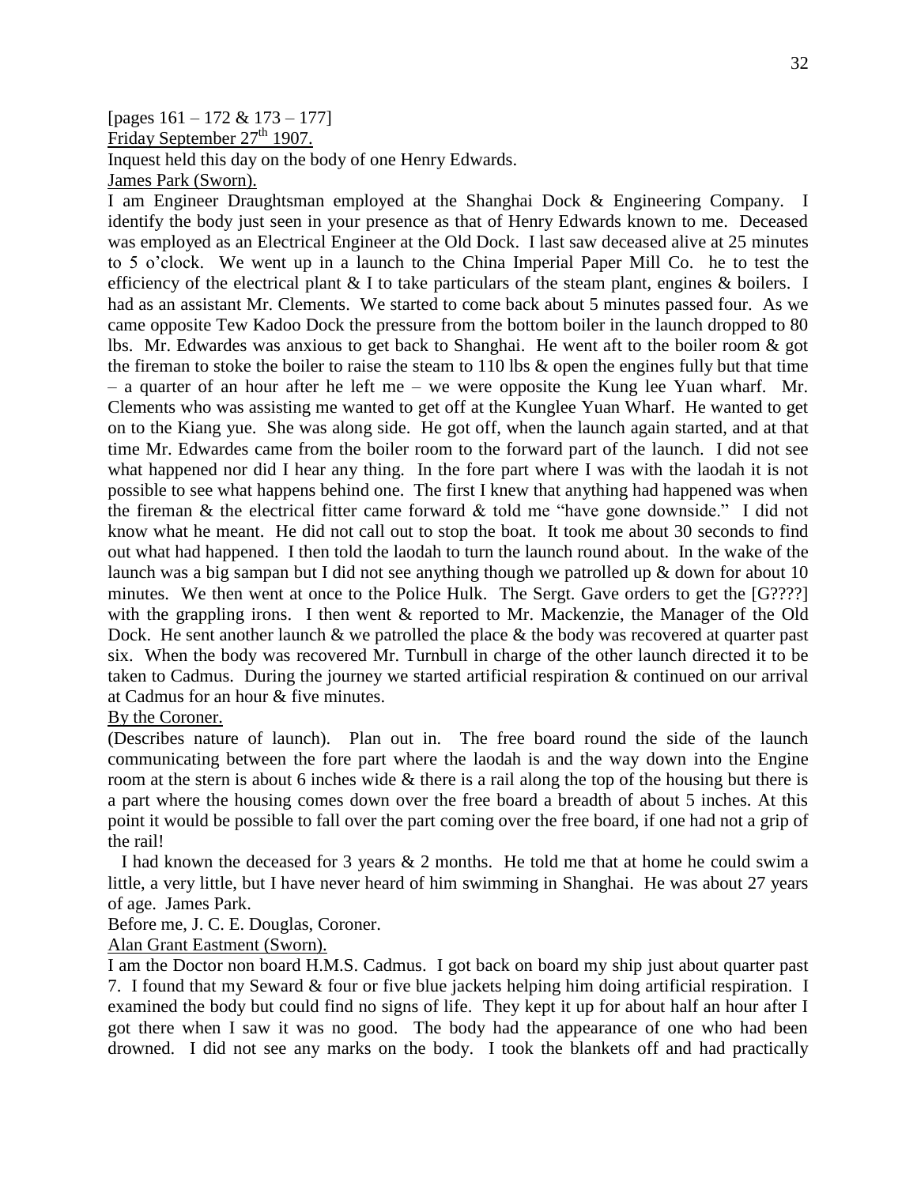[pages 161 – 172 & 173 – 177]

Friday September 27th 1907.

Inquest held this day on the body of one Henry Edwards.

James Park (Sworn).

I am Engineer Draughtsman employed at the Shanghai Dock & Engineering Company. I identify the body just seen in your presence as that of Henry Edwards known to me. Deceased was employed as an Electrical Engineer at the Old Dock. I last saw deceased alive at 25 minutes to 5 o'clock. We went up in a launch to the China Imperial Paper Mill Co. he to test the efficiency of the electrical plant & I to take particulars of the steam plant, engines & boilers. I had as an assistant Mr. Clements. We started to come back about 5 minutes passed four. As we came opposite Tew Kadoo Dock the pressure from the bottom boiler in the launch dropped to 80 lbs. Mr. Edwardes was anxious to get back to Shanghai. He went aft to the boiler room & got the fireman to stoke the boiler to raise the steam to 110 lbs & open the engines fully but that time – a quarter of an hour after he left me – we were opposite the Kung lee Yuan wharf. Mr. Clements who was assisting me wanted to get off at the Kunglee Yuan Wharf. He wanted to get on to the Kiang yue. She was along side. He got off, when the launch again started, and at that time Mr. Edwardes came from the boiler room to the forward part of the launch. I did not see what happened nor did I hear any thing. In the fore part where I was with the laodah it is not possible to see what happens behind one. The first I knew that anything had happened was when the fireman & the electrical fitter came forward & told me "have gone downside." I did not know what he meant. He did not call out to stop the boat. It took me about 30 seconds to find out what had happened. I then told the laodah to turn the launch round about. In the wake of the launch was a big sampan but I did not see anything though we patrolled up & down for about 10 minutes. We then went at once to the Police Hulk. The Sergt. Gave orders to get the [G????] with the grappling irons. I then went & reported to Mr. Mackenzie, the Manager of the Old Dock. He sent another launch & we patrolled the place & the body was recovered at quarter past six. When the body was recovered Mr. Turnbull in charge of the other launch directed it to be taken to Cadmus. During the journey we started artificial respiration & continued on our arrival at Cadmus for an hour & five minutes.

By the Coroner.

(Describes nature of launch). Plan out in. The free board round the side of the launch communicating between the fore part where the laodah is and the way down into the Engine room at the stern is about 6 inches wide & there is a rail along the top of the housing but there is a part where the housing comes down over the free board a breadth of about 5 inches. At this point it would be possible to fall over the part coming over the free board, if one had not a grip of the rail!

I had known the deceased for 3 years & 2 months. He told me that at home he could swim a little, a very little, but I have never heard of him swimming in Shanghai. He was about 27 years of age. James Park.

Before me, J. C. E. Douglas, Coroner.

Alan Grant Eastment (Sworn).

I am the Doctor non board H.M.S. Cadmus. I got back on board my ship just about quarter past 7. I found that my Seward & four or five blue jackets helping him doing artificial respiration. I examined the body but could find no signs of life. They kept it up for about half an hour after I got there when I saw it was no good. The body had the appearance of one who had been drowned. I did not see any marks on the body. I took the blankets off and had practically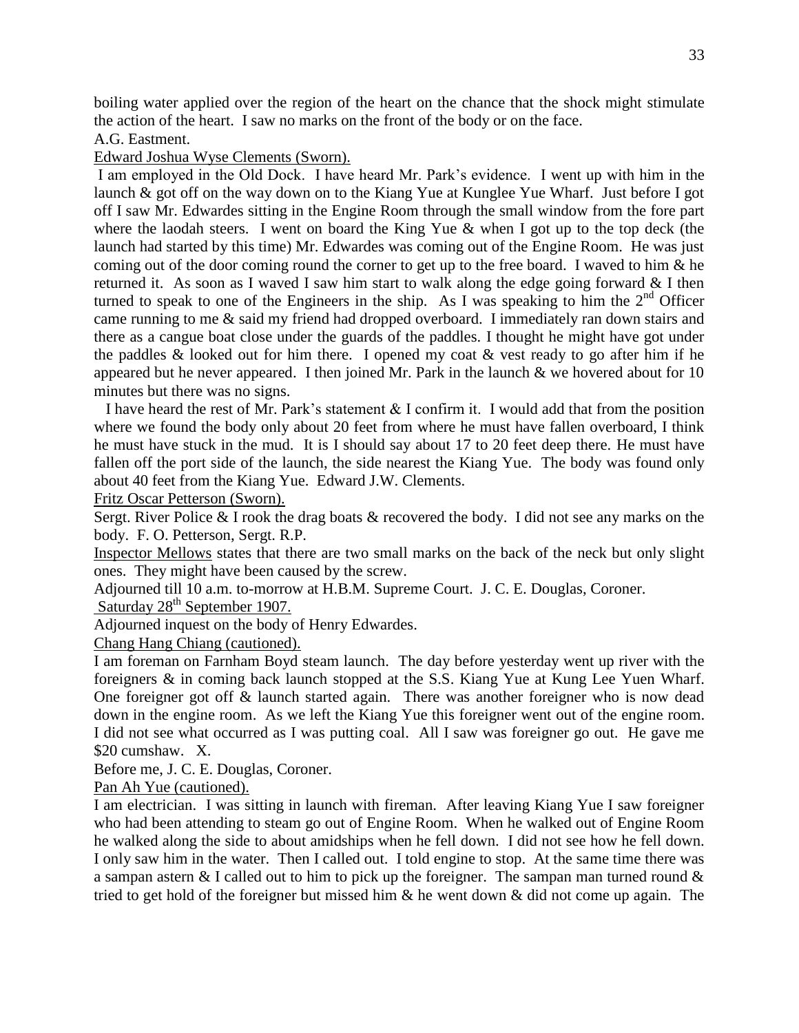boiling water applied over the region of the heart on the chance that the shock might stimulate the action of the heart. I saw no marks on the front of the body or on the face.

A.G. Eastment.

Edward Joshua Wyse Clements (Sworn).

I am employed in the Old Dock. I have heard Mr. Park's evidence. I went up with him in the launch & got off on the way down on to the Kiang Yue at Kunglee Yue Wharf. Just before I got off I saw Mr. Edwardes sitting in the Engine Room through the small window from the fore part where the laodah steers. I went on board the King Yue & when I got up to the top deck (the launch had started by this time) Mr. Edwardes was coming out of the Engine Room. He was just coming out of the door coming round the corner to get up to the free board. I waved to him & he returned it. As soon as I waved I saw him start to walk along the edge going forward & I then turned to speak to one of the Engineers in the ship. As I was speaking to him the 2nd Officer came running to me & said my friend had dropped overboard. I immediately ran down stairs and there as a cangue boat close under the guards of the paddles. I thought he might have got under the paddles & looked out for him there. I opened my coat & vest ready to go after him if he appeared but he never appeared. I then joined Mr. Park in the launch & we hovered about for 10 minutes but there was no signs.

I have heard the rest of Mr. Park's statement & I confirm it. I would add that from the position where we found the body only about 20 feet from where he must have fallen overboard, I think he must have stuck in the mud. It is I should say about 17 to 20 feet deep there. He must have fallen off the port side of the launch, the side nearest the Kiang Yue. The body was found only about 40 feet from the Kiang Yue. Edward J.W. Clements.

Fritz Oscar Petterson (Sworn).

Sergt. River Police & I rook the drag boats & recovered the body. I did not see any marks on the body. F. O. Petterson, Sergt. R.P.

Inspector Mellows states that there are two small marks on the back of the neck but only slight ones. They might have been caused by the screw.

Adjourned till 10 a.m. to-morrow at H.B.M. Supreme Court. J. C. E. Douglas, Coroner.

Saturday 28th September 1907.

Adjourned inquest on the body of Henry Edwardes.

Chang Hang Chiang (cautioned).

I am foreman on Farnham Boyd steam launch. The day before yesterday went up river with the foreigners & in coming back launch stopped at the S.S. Kiang Yue at Kung Lee Yuen Wharf. One foreigner got off & launch started again. There was another foreigner who is now dead down in the engine room. As we left the Kiang Yue this foreigner went out of the engine room. I did not see what occurred as I was putting coal. All I saw was foreigner go out. He gave me \$20 cumshaw. X.

Before me, J. C. E. Douglas, Coroner.

Pan Ah Yue (cautioned).

I am electrician. I was sitting in launch with fireman. After leaving Kiang Yue I saw foreigner who had been attending to steam go out of Engine Room. When he walked out of Engine Room he walked along the side to about amidships when he fell down. I did not see how he fell down. I only saw him in the water. Then I called out. I told engine to stop. At the same time there was a sampan astern & I called out to him to pick up the foreigner. The sampan man turned round & tried to get hold of the foreigner but missed him & he went down & did not come up again. The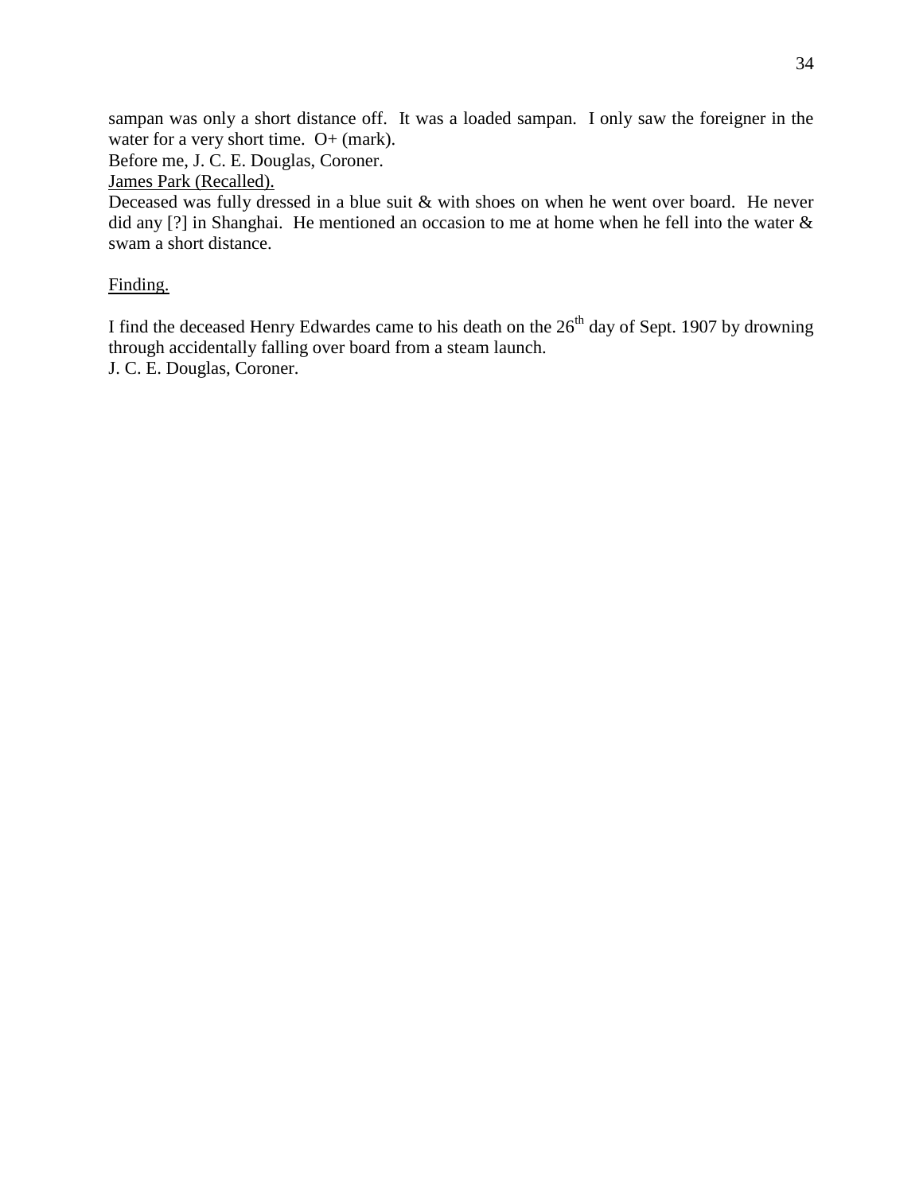sampan was only a short distance off. It was a loaded sampan. I only saw the foreigner in the water for a very short time. O+ (mark).

Before me, J. C. E. Douglas, Coroner.

<u>James Park (Recalled).</u>

Deceased was fully dressed in a blue suit & with shoes on when he went over board. He never did any [?] in Shanghai. He mentioned an occasion to me at home when he fell into the water & swam a short distance.

<u>Finding.</u>

I find the deceased Henry Edwardes came to his death on the 26th day of Sept. 1907 by drowning through accidentally falling over board from a steam launch.

J. C. E. Douglas, Coroner.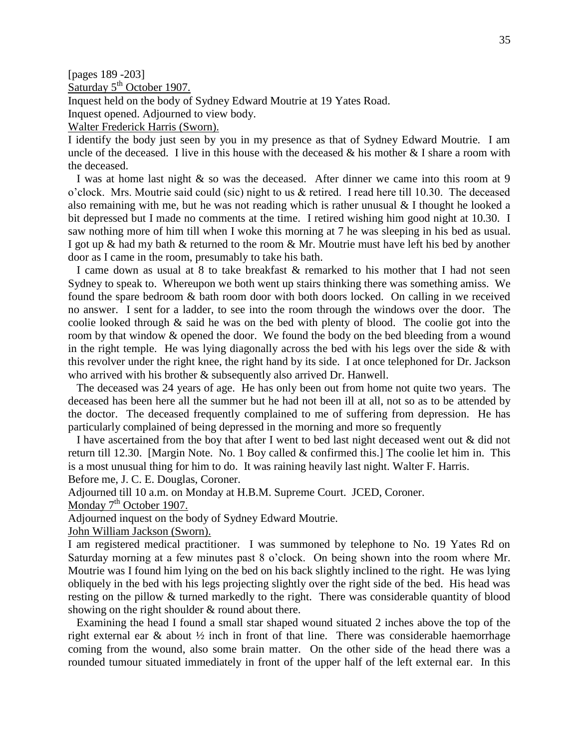[pages 189 -203]

<u>Saturday 5th October 1907.</u>

Inquest held on the body of Sydney Edward Moutrie at 19 Yates Road.

Inquest opened. Adjourned to view body.

<u>Walter Frederick Harris (Sworn).</u>

I identify the body just seen by you in my presence as that of Sydney Edward Moutrie. I am uncle of the deceased. I live in this house with the deceased & his mother & I share a room with the deceased.

I was at home last night & so was the deceased. After dinner we came into this room at 9 o'clock. Mrs. Moutrie said could (sic) night to us & retired. I read here till 10.30. The deceased also remaining with me, but he was not reading which is rather unusual & I thought he looked a bit depressed but I made no comments at the time. I retired wishing him good night at 10.30. I saw nothing more of him till when I woke this morning at 7 he was sleeping in his bed as usual. I got up & had my bath & returned to the room & Mr. Moutrie must have left his bed by another door as I came in the room, presumably to take his bath.

I came down as usual at 8 to take breakfast & remarked to his mother that I had not seen Sydney to speak to. Whereupon we both went up stairs thinking there was something amiss. We found the spare bedroom & bath room door with both doors locked. On calling in we received no answer. I sent for a ladder, to see into the room through the windows over the door. The coolie looked through & said he was on the bed with plenty of blood. The coolie got into the room by that window & opened the door. We found the body on the bed bleeding from a wound in the right temple. He was lying diagonally across the bed with his legs over the side & with this revolver under the right knee, the right hand by its side. I at once telephoned for Dr. Jackson who arrived with his brother & subsequently also arrived Dr. Hanwell.

The deceased was 24 years of age. He has only been out from home not quite two years. The deceased has been here all the summer but he had not been ill at all, not so as to be attended by the doctor. The deceased frequently complained to me of suffering from depression. He has particularly complained of being depressed in the morning and more so frequently

I have ascertained from the boy that after I went to bed last night deceased went out & did not return till 12.30. [Margin Note. No. 1 Boy called & confirmed this.] The coolie let him in. This is a most unusual thing for him to do. It was raining heavily last night. Walter F. Harris.

Before me, J. C. E. Douglas, Coroner.

Adjourned till 10 a.m. on Monday at H.B.M. Supreme Court. JCED, Coroner.

<u>Monday 7th October 1907.</u>

Adjourned inquest on the body of Sydney Edward Moutrie.

<u>John William Jackson (Sworn).</u>

I am registered medical practitioner. I was summoned by telephone to No. 19 Yates Rd on Saturday morning at a few minutes past 8 o'clock. On being shown into the room where Mr. Moutrie was I found him lying on the bed on his back slightly inclined to the right. He was lying obliquely in the bed with his legs projecting slightly over the right side of the bed. His head was resting on the pillow & turned markedly to the right. There was considerable quantity of blood showing on the right shoulder & round about there.

Examining the head I found a small star shaped wound situated 2 inches above the top of the right external ear & about ½ inch in front of that line. There was considerable haemorrhage coming from the wound, also some brain matter. On the other side of the head there was a rounded tumour situated immediately in front of the upper half of the left external ear. In this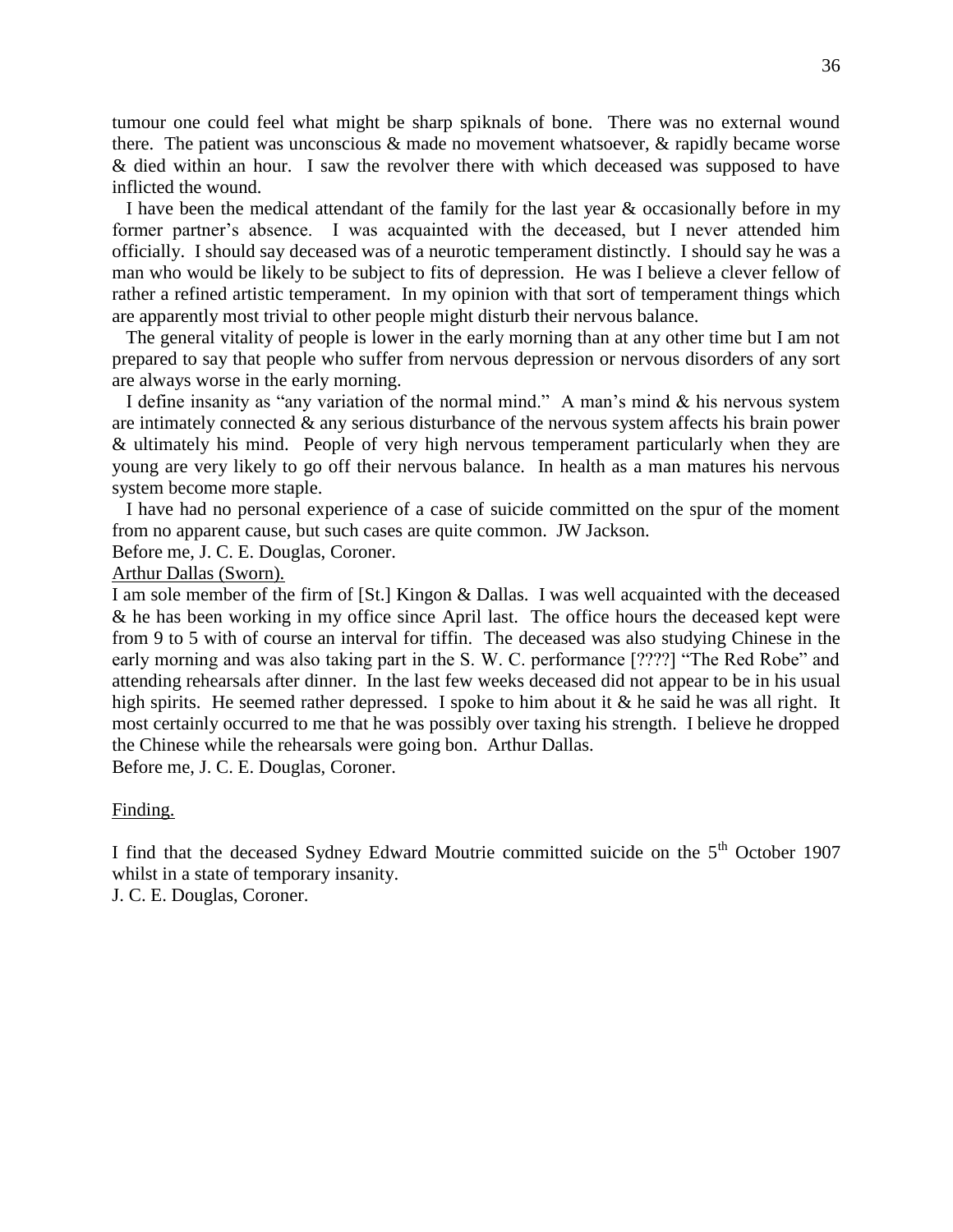tumour one could feel what might be sharp spiknals of bone. There was no external wound there. The patient was unconscious & made no movement whatsoever, & rapidly became worse & died within an hour. I saw the revolver there with which deceased was supposed to have inflicted the wound.

I have been the medical attendant of the family for the last year & occasionally before in my former partner's absence. I was acquainted with the deceased, but I never attended him officially. I should say deceased was of a neurotic temperament distinctly. I should say he was a man who would be likely to be subject to fits of depression. He was I believe a clever fellow of rather a refined artistic temperament. In my opinion with that sort of temperament things which are apparently most trivial to other people might disturb their nervous balance.

The general vitality of people is lower in the early morning than at any other time but I am not prepared to say that people who suffer from nervous depression or nervous disorders of any sort are always worse in the early morning.

I define insanity as "any variation of the normal mind." A man's mind & his nervous system are intimately connected & any serious disturbance of the nervous system affects his brain power & ultimately his mind. People of very high nervous temperament particularly when they are young are very likely to go off their nervous balance. In health as a man matures his nervous system become more staple.

I have had no personal experience of a case of suicide committed on the spur of the moment from no apparent cause, but such cases are quite common. JW Jackson.

Before me, J. C. E. Douglas, Coroner.

<u>Arthur Dallas (Sworn).</u>

I am sole member of the firm of [St.] Kingon & Dallas. I was well acquainted with the deceased & he has been working in my office since April last. The office hours the deceased kept were from 9 to 5 with of course an interval for tiffin. The deceased was also studying Chinese in the early morning and was also taking part in the S. W. C. performance [????] "The Red Robe" and attending rehearsals after dinner. In the last few weeks deceased did not appear to be in his usual high spirits. He seemed rather depressed. I spoke to him about it & he said he was all right. It most certainly occurred to me that he was possibly over taxing his strength. I believe he dropped the Chinese while the rehearsals were going bon. Arthur Dallas.

Before me, J. C. E. Douglas, Coroner.

<u>Finding.</u>

I find that the deceased Sydney Edward Moutrie committed suicide on the 5th October 1907 whilst in a state of temporary insanity.

J. C. E. Douglas, Coroner.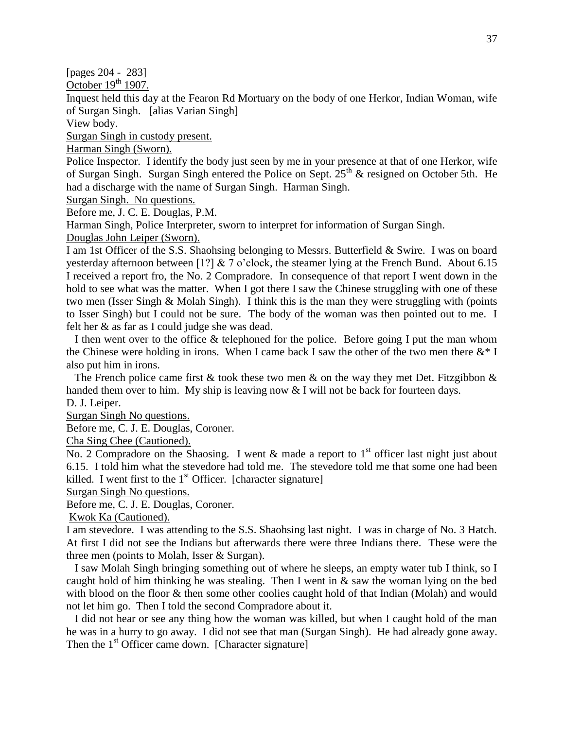[pages 204 - 283]

October 19th 1907.

Inquest held this day at the Fearon Rd Mortuary on the body of one Herkor, Indian Woman, wife of Surgan Singh. [alias Varian Singh]

View body.

Surgan Singh in custody present.

Harman Singh (Sworn).

Police Inspector. I identify the body just seen by me in your presence at that of one Herkor, wife of Surgan Singh. Surgan Singh entered the Police on Sept. 25th & resigned on October 5th. He had a discharge with the name of Surgan Singh. Harman Singh.

Surgan Singh. No questions.

Before me, J. C. E. Douglas, P.M.

Harman Singh, Police Interpreter, sworn to interpret for information of Surgan Singh.

Douglas John Leiper (Sworn).

I am 1st Officer of the S.S. Shaohsing belonging to Messrs. Butterfield & Swire. I was on board yesterday afternoon between [1?] & 7 o'clock, the steamer lying at the French Bund. About 6.15 I received a report fro, the No. 2 Compradore. In consequence of that report I went down in the hold to see what was the matter. When I got there I saw the Chinese struggling with one of these two men (Isser Singh & Molah Singh). I think this is the man they were struggling with (points to Isser Singh) but I could not be sure. The body of the woman was then pointed out to me. I felt her & as far as I could judge she was dead.

I then went over to the office & telephoned for the police. Before going I put the man whom the Chinese were holding in irons. When I came back I saw the other of the two men there &* I also put him in irons.

The French police came first & took these two men & on the way they met Det. Fitzgibbon & handed them over to him. My ship is leaving now & I will not be back for fourteen days.

D. J. Leiper.

Surgan Singh No questions.

Before me, C. J. E. Douglas, Coroner.

Cha Sing Chee (Cautioned).

No. 2 Compradore on the Shaosing. I went & made a report to 1st officer last night just about 6.15. I told him what the stevedore had told me. The stevedore told me that some one had been killed. I went first to the 1st Officer. [character signature]

Surgan Singh No questions.

Before me, C. J. E. Douglas, Coroner.

Kwok Ka (Cautioned).

I am stevedore. I was attending to the S.S. Shaohsing last night. I was in charge of No. 3 Hatch. At first I did not see the Indians but afterwards there were three Indians there. These were the three men (points to Molah, Isser & Surgan).

I saw Molah Singh bringing something out of where he sleeps, an empty water tub I think, so I caught hold of him thinking he was stealing. Then I went in & saw the woman lying on the bed with blood on the floor & then some other coolies caught hold of that Indian (Molah) and would not let him go. Then I told the second Compradore about it.

I did not hear or see any thing how the woman was killed, but when I caught hold of the man he was in a hurry to go away. I did not see that man (Surgan Singh). He had already gone away. Then the 1st Officer came down. [Character signature]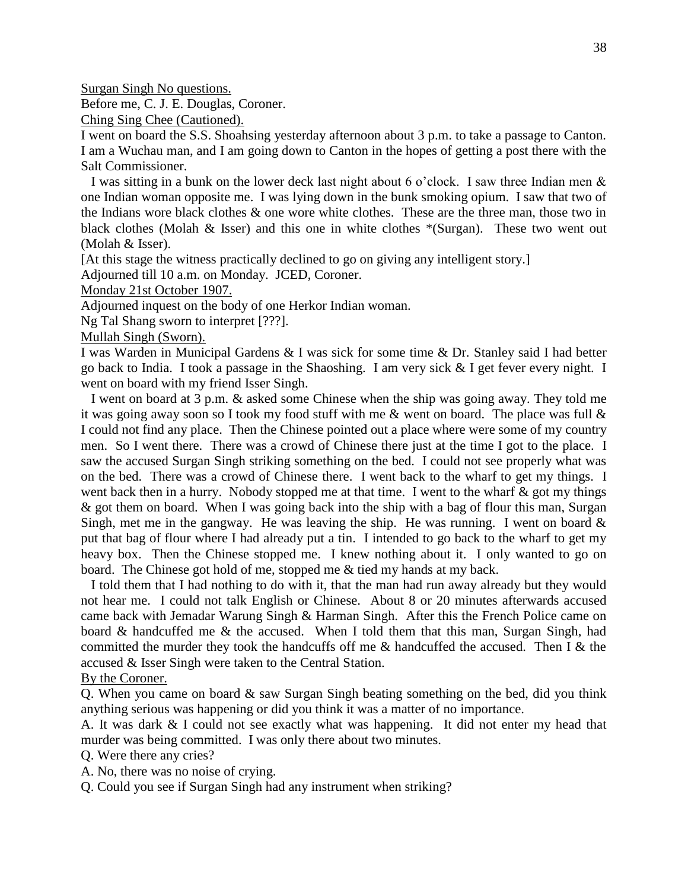<u>Surgan Singh No questions.</u>

Before me, C. J. E. Douglas, Coroner.

<u>Ching Sing Chee (Cautioned).</u>

I went on board the S.S. Shoahsing yesterday afternoon about 3 p.m. to take a passage to Canton. I am a Wuchau man, and I am going down to Canton in the hopes of getting a post there with the Salt Commissioner.

I was sitting in a bunk on the lower deck last night about 6 o'clock. I saw three Indian men & one Indian woman opposite me. I was lying down in the bunk smoking opium. I saw that two of the Indians wore black clothes & one wore white clothes. These are the three man, those two in black clothes (Molah & Isser) and this one in white clothes *(Surgan). These two went out (Molah & Isser).

[At this stage the witness practically declined to go on giving any intelligent story.]

Adjourned till 10 a.m. on Monday. JCED, Coroner.

<u>Monday 21st October 1907.</u>

Adjourned inquest on the body of one Herkor Indian woman.

Ng Tal Shang sworn to interpret [???].

<u>Mullah Singh (Sworn).</u>

I was Warden in Municipal Gardens & I was sick for some time & Dr. Stanley said I had better go back to India. I took a passage in the Shaoshing. I am very sick & I get fever every night. I went on board with my friend Isser Singh.

I went on board at 3 p.m. & asked some Chinese when the ship was going away. They told me it was going away soon so I took my food stuff with me & went on board. The place was full & I could not find any place. Then the Chinese pointed out a place where were some of my country men. So I went there. There was a crowd of Chinese there just at the time I got to the place. I saw the accused Surgan Singh striking something on the bed. I could not see properly what was on the bed. There was a crowd of Chinese there. I went back to the wharf to get my things. I went back then in a hurry. Nobody stopped me at that time. I went to the wharf & got my things & got them on board. When I was going back into the ship with a bag of flour this man, Surgan Singh, met me in the gangway. He was leaving the ship. He was running. I went on board & put that bag of flour where I had already put a tin. I intended to go back to the wharf to get my heavy box. Then the Chinese stopped me. I knew nothing about it. I only wanted to go on board. The Chinese got hold of me, stopped me & tied my hands at my back.

I told them that I had nothing to do with it, that the man had run away already but they would not hear me. I could not talk English or Chinese. About 8 or 20 minutes afterwards accused came back with Jemadar Warung Singh & Harman Singh. After this the French Police came on board & handcuffed me & the accused. When I told them that this man, Surgan Singh, had committed the murder they took the handcuffs off me & handcuffed the accused. Then I & the accused & Isser Singh were taken to the Central Station.

<u>By the Coroner.</u>

Q. When you came on board & saw Surgan Singh beating something on the bed, did you think anything serious was happening or did you think it was a matter of no importance.

A. It was dark & I could not see exactly what was happening. It did not enter my head that murder was being committed. I was only there about two minutes.

Q. Were there any cries?

A. No, there was no noise of crying.

Q. Could you see if Surgan Singh had any instrument when striking?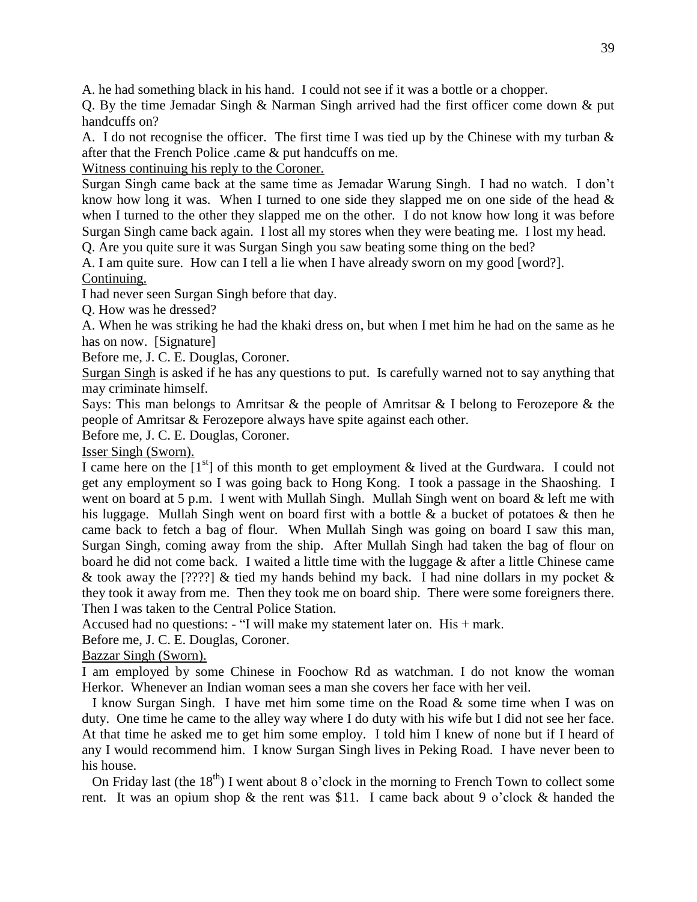A. he had something black in his hand. I could not see if it was a bottle or a chopper.

Q. By the time Jemadar Singh & Narman Singh arrived had the first officer come down & put handcuffs on?

A. I do not recognise the officer. The first time I was tied up by the Chinese with my turban & after that the French Police .came & put handcuffs on me.

Witness continuing his reply to the Coroner.

Surgan Singh came back at the same time as Jemadar Warung Singh. I had no watch. I don't know how long it was. When I turned to one side they slapped me on one side of the head & when I turned to the other they slapped me on the other. I do not know how long it was before Surgan Singh came back again. I lost all my stores when they were beating me. I lost my head.

Q. Are you quite sure it was Surgan Singh you saw beating some thing on the bed?

A. I am quite sure. How can I tell a lie when I have already sworn on my good [word?].

Continuing.

I had never seen Surgan Singh before that day.

Q. How was he dressed?

A. When he was striking he had the khaki dress on, but when I met him he had on the same as he has on now. [Signature]

Before me, J. C. E. Douglas, Coroner.

Surgan Singh is asked if he has any questions to put. Is carefully warned not to say anything that may criminate himself.

Says: This man belongs to Amritsar & the people of Amritsar & I belong to Ferozepore & the people of Amritsar & Ferozepore always have spite against each other.

Before me, J. C. E. Douglas, Coroner.

Isser Singh (Sworn).

I came here on the [1st] of this month to get employment & lived at the Gurdwara. I could not get any employment so I was going back to Hong Kong. I took a passage in the Shaoshing. I went on board at 5 p.m. I went with Mullah Singh. Mullah Singh went on board & left me with his luggage. Mullah Singh went on board first with a bottle & a bucket of potatoes & then he came back to fetch a bag of flour. When Mullah Singh was going on board I saw this man, Surgan Singh, coming away from the ship. After Mullah Singh had taken the bag of flour on board he did not come back. I waited a little time with the luggage & after a little Chinese came & took away the [????] & tied my hands behind my back. I had nine dollars in my pocket & they took it away from me. Then they took me on board ship. There were some foreigners there. Then I was taken to the Central Police Station.

Accused had no questions: - "I will make my statement later on. His + mark.

Before me, J. C. E. Douglas, Coroner.

Bazzar Singh (Sworn).

I am employed by some Chinese in Foochow Rd as watchman. I do not know the woman Herkor. Whenever an Indian woman sees a man she covers her face with her veil.

I know Surgan Singh. I have met him some time on the Road & some time when I was on duty. One time he came to the alley way where I do duty with his wife but I did not see her face. At that time he asked me to get him some employ. I told him I knew of none but if I heard of any I would recommend him. I know Surgan Singh lives in Peking Road. I have never been to his house.

On Friday last (the 18th) I went about 8 o'clock in the morning to French Town to collect some rent. It was an opium shop & the rent was $11. I came back about 9 o'clock & handed the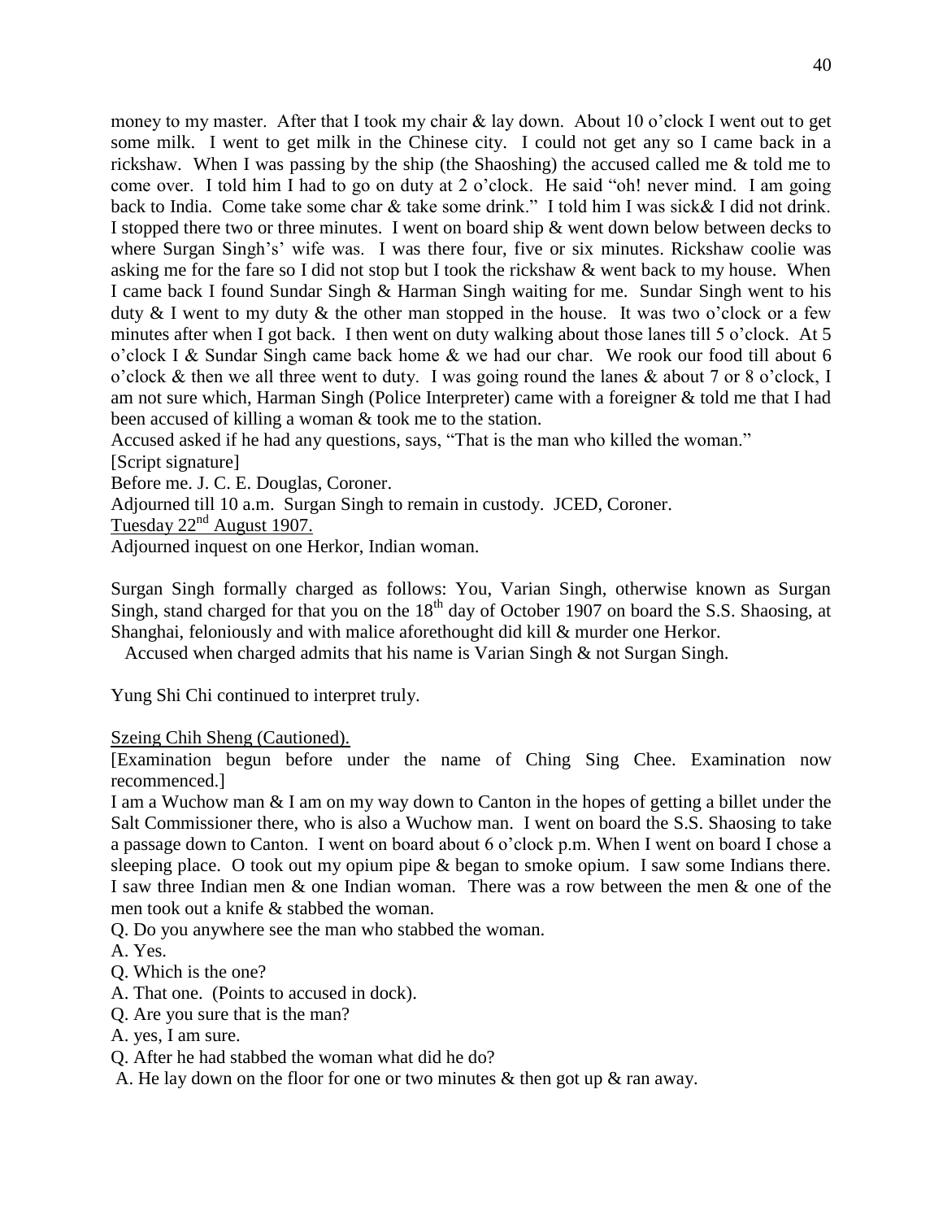money to my master. After that I took my chair & lay down. About 10 o'clock I went out to get some milk. I went to get milk in the Chinese city. I could not get any so I came back in a rickshaw. When I was passing by the ship (the Shaoshing) the accused called me & told me to come over. I told him I had to go on duty at 2 o'clock. He said "oh! never mind. I am going back to India. Come take some char & take some drink." I told him I was sick& I did not drink. I stopped there two or three minutes. I went on board ship & went down below between decks to where Surgan Singh's' wife was. I was there four, five or six minutes. Rickshaw coolie was asking me for the fare so I did not stop but I took the rickshaw & went back to my house. When I came back I found Sundar Singh & Harman Singh waiting for me. Sundar Singh went to his duty & I went to my duty & the other man stopped in the house. It was two o'clock or a few minutes after when I got back. I then went on duty walking about those lanes till 5 o'clock. At 5 o'clock I & Sundar Singh came back home & we had our char. We rook our food till about 6 o'clock & then we all three went to duty. I was going round the lanes & about 7 or 8 o'clock, I am not sure which, Harman Singh (Police Interpreter) came with a foreigner & told me that I had been accused of killing a woman & took me to the station.

Accused asked if he had any questions, says, "That is the man who killed the woman."

[Script signature]

Before me. J. C. E. Douglas, Coroner.

Adjourned till 10 a.m. Surgan Singh to remain in custody. JCED, Coroner.

Tuesday 22nd August 1907.

Adjourned inquest on one Herkor, Indian woman.

Surgan Singh formally charged as follows: You, Varian Singh, otherwise known as Surgan Singh, stand charged for that you on the 18th day of October 1907 on board the S.S. Shaosing, at Shanghai, feloniously and with malice aforethought did kill & murder one Herkor.

Accused when charged admits that his name is Varian Singh & not Surgan Singh.

Yung Shi Chi continued to interpret truly.

Szeing Chih Sheng (Cautioned).

[Examination begun before under the name of Ching Sing Chee. Examination now recommenced.]

I am a Wuchow man & I am on my way down to Canton in the hopes of getting a billet under the Salt Commissioner there, who is also a Wuchow man. I went on board the S.S. Shaosing to take a passage down to Canton. I went on board about 6 o'clock p.m. When I went on board I chose a sleeping place. O took out my opium pipe & began to smoke opium. I saw some Indians there. I saw three Indian men & one Indian woman. There was a row between the men & one of the men took out a knife & stabbed the woman.

Q. Do you anywhere see the man who stabbed the woman.

A. Yes.

Q. Which is the one?

A. That one. (Points to accused in dock).

Q. Are you sure that is the man?

A. yes, I am sure.

Q. After he had stabbed the woman what did he do?

A. He lay down on the floor for one or two minutes & then got up & ran away.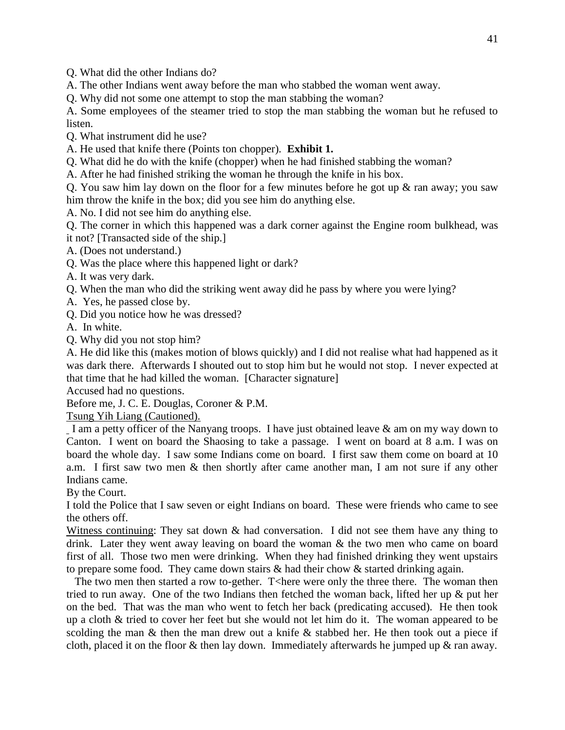Q. What did the other Indians do?

A. The other Indians went away before the man who stabbed the woman went away.

Q. Why did not some one attempt to stop the man stabbing the woman?

A. Some employees of the steamer tried to stop the man stabbing the woman but he refused to listen.

Q. What instrument did he use?

A. He used that knife there (Points ton chopper). **Exhibit 1.**

Q. What did he do with the knife (chopper) when he had finished stabbing the woman?

A. After he had finished striking the woman he through the knife in his box.

Q. You saw him lay down on the floor for a few minutes before he got up & ran away; you saw him throw the knife in the box; did you see him do anything else.

A. No. I did not see him do anything else.

Q. The corner in which this happened was a dark corner against the Engine room bulkhead, was it not? [Transacted side of the ship.]

A. (Does not understand.)

Q. Was the place where this happened light or dark?

A. It was very dark.

Q. When the man who did the striking went away did he pass by where you were lying?

A. Yes, he passed close by.

Q. Did you notice how he was dressed?

A. In white.

Q. Why did you not stop him?

A. He did like this (makes motion of blows quickly) and I did not realise what had happened as it was dark there. Afterwards I shouted out to stop him but he would not stop. I never expected at that time that he had killed the woman. [Character signature]

Accused had no questions.

Before me, J. C. E. Douglas, Coroner & P.M.

<u>Tsung Yih Liang (Cautioned).</u>

I am a petty officer of the Nanyang troops. I have just obtained leave & am on my way down to Canton. I went on board the Shaosing to take a passage. I went on board at 8 a.m. I was on board the whole day. I saw some Indians come on board. I first saw them come on board at 10 a.m. I first saw two men & then shortly after came another man, I am not sure if any other Indians came.

By the Court.

I told the Police that I saw seven or eight Indians on board. These were friends who came to see the others off.

<u>Witness continuing</u>: They sat down & had conversation. I did not see them have any thing to drink. Later they went away leaving on board the woman & the two men who came on board first of all. Those two men were drinking. When they had finished drinking they went upstairs to prepare some food. They came down stairs & had their chow & started drinking again.

The two men then started a row to-gether. T<here were only the three there. The woman then tried to run away. One of the two Indians then fetched the woman back, lifted her up & put her on the bed. That was the man who went to fetch her back (predicating accused). He then took up a cloth & tried to cover her feet but she would not let him do it. The woman appeared to be scolding the man & then the man drew out a knife & stabbed her. He then took out a piece if cloth, placed it on the floor & then lay down. Immediately afterwards he jumped up & ran away.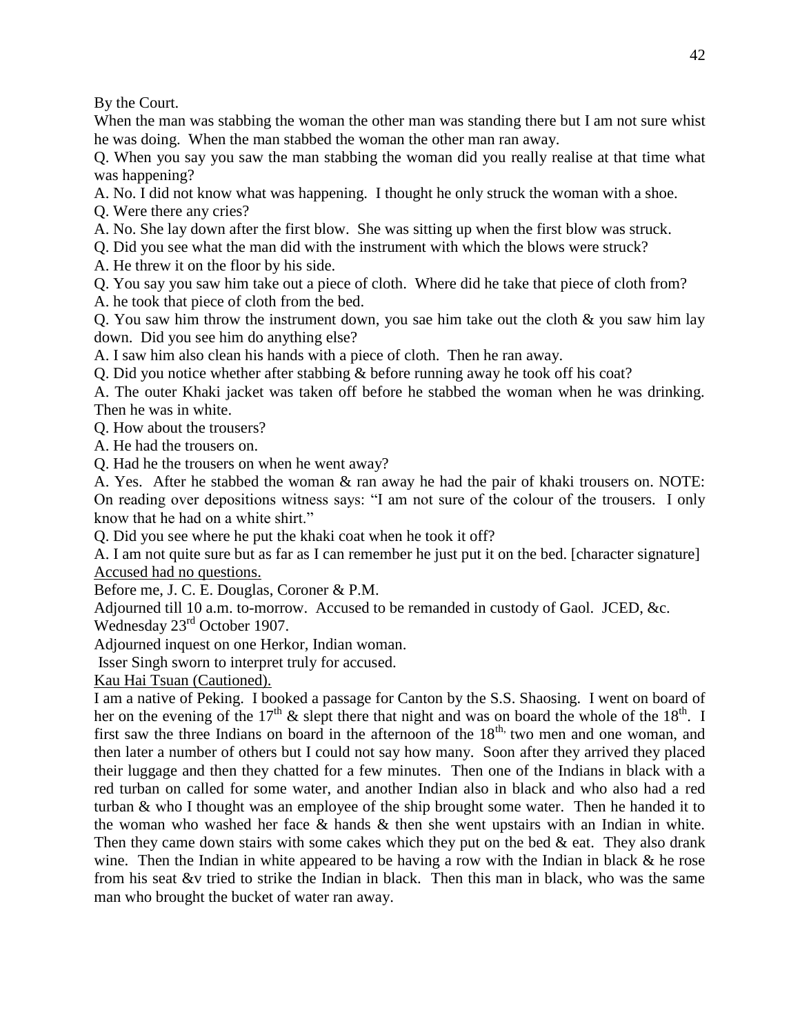By the Court.

When the man was stabbing the woman the other man was standing there but I am not sure whist he was doing. When the man stabbed the woman the other man ran away.

Q. When you say you saw the man stabbing the woman did you really realise at that time what was happening?

A. No. I did not know what was happening. I thought he only struck the woman with a shoe.

Q. Were there any cries?

A. No. She lay down after the first blow. She was sitting up when the first blow was struck.

Q. Did you see what the man did with the instrument with which the blows were struck?

A. He threw it on the floor by his side.

Q. You say you saw him take out a piece of cloth. Where did he take that piece of cloth from?

A. he took that piece of cloth from the bed.

Q. You saw him throw the instrument down, you sae him take out the cloth & you saw him lay down. Did you see him do anything else?

A. I saw him also clean his hands with a piece of cloth. Then he ran away.

Q. Did you notice whether after stabbing & before running away he took off his coat?

A. The outer Khaki jacket was taken off before he stabbed the woman when he was drinking. Then he was in white.

Q. How about the trousers?

A. He had the trousers on.

Q. Had he the trousers on when he went away?

A. Yes. After he stabbed the woman & ran away he had the pair of khaki trousers on. NOTE: On reading over depositions witness says: "I am not sure of the colour of the trousers. I only know that he had on a white shirt."

Q. Did you see where he put the khaki coat when he took it off?

A. I am not quite sure but as far as I can remember he just put it on the bed. [character signature]

<u>Accused had no questions.</u>

Before me, J. C. E. Douglas, Coroner & P.M.

Adjourned till 10 a.m. to-morrow. Accused to be remanded in custody of Gaol. JCED, &c.

Wednesday 23rd October 1907.

Adjourned inquest on one Herkor, Indian woman.

Isser Singh sworn to interpret truly for accused.

<u>Kau Hai Tsuan (Cautioned).</u>

I am a native of Peking. I booked a passage for Canton by the S.S. Shaosing. I went on board of her on the evening of the 17th & slept there that night and was on board the whole of the 18th. I first saw the three Indians on board in the afternoon of the 18th, two men and one woman, and then later a number of others but I could not say how many. Soon after they arrived they placed their luggage and then they chatted for a few minutes. Then one of the Indians in black with a red turban on called for some water, and another Indian also in black and who also had a red turban & who I thought was an employee of the ship brought some water. Then he handed it to the woman who washed her face & hands & then she went upstairs with an Indian in white. Then they came down stairs with some cakes which they put on the bed & eat. They also drank wine. Then the Indian in white appeared to be having a row with the Indian in black & he rose from his seat &v tried to strike the Indian in black. Then this man in black, who was the same man who brought the bucket of water ran away.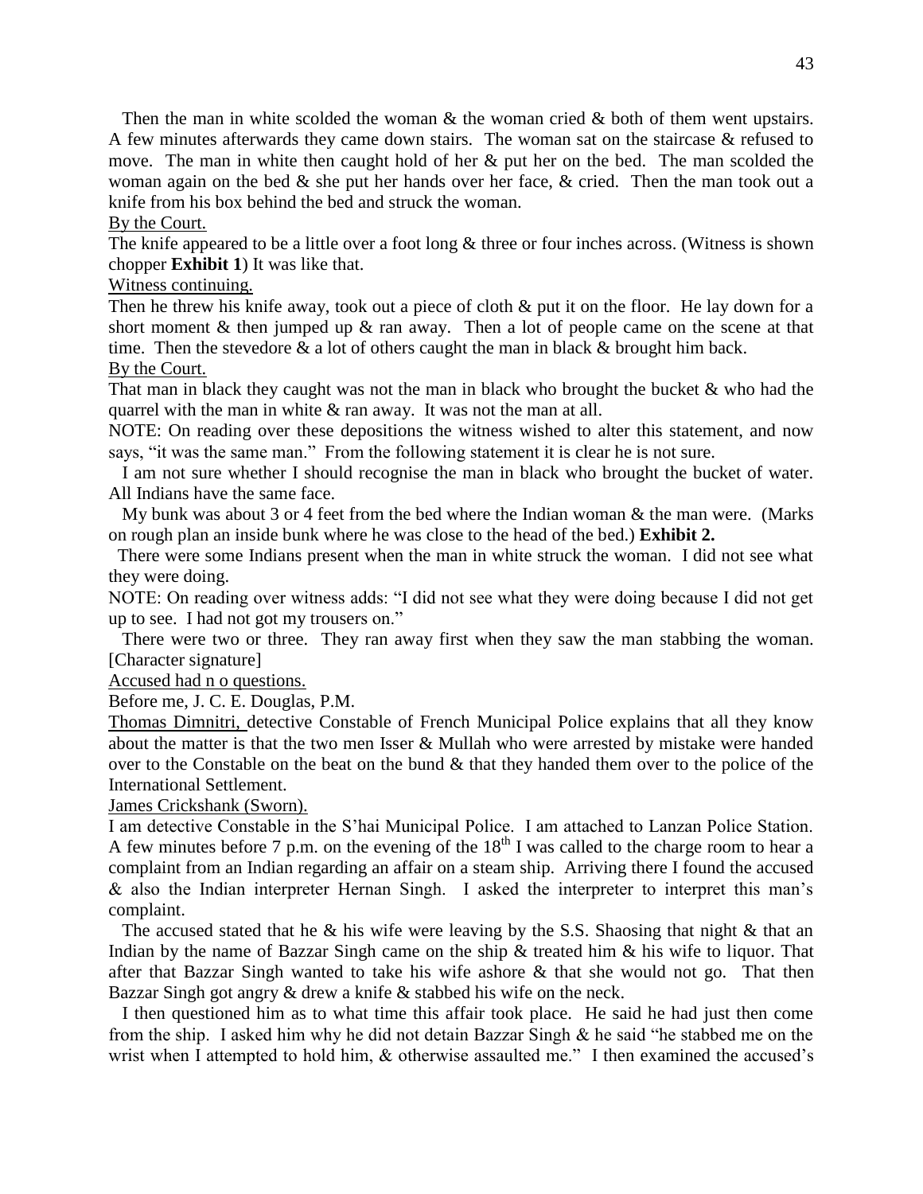Then the man in white scolded the woman & the woman cried & both of them went upstairs. A few minutes afterwards they came down stairs. The woman sat on the staircase & refused to move. The man in white then caught hold of her & put her on the bed. The man scolded the woman again on the bed & she put her hands over her face, & cried. Then the man took out a knife from his box behind the bed and struck the woman.

By the Court.

The knife appeared to be a little over a foot long & three or four inches across. (Witness is shown chopper **Exhibit 1**) It was like that.

Witness continuing.

Then he threw his knife away, took out a piece of cloth & put it on the floor. He lay down for a short moment & then jumped up & ran away. Then a lot of people came on the scene at that time. Then the stevedore & a lot of others caught the man in black & brought him back.

By the Court.

That man in black they caught was not the man in black who brought the bucket & who had the quarrel with the man in white & ran away. It was not the man at all.

NOTE: On reading over these depositions the witness wished to alter this statement, and now says, "it was the same man." From the following statement it is clear he is not sure.

I am not sure whether I should recognise the man in black who brought the bucket of water. All Indians have the same face.

My bunk was about 3 or 4 feet from the bed where the Indian woman & the man were. (Marks on rough plan an inside bunk where he was close to the head of the bed.) **Exhibit 2.**

There were some Indians present when the man in white struck the woman. I did not see what they were doing.

NOTE: On reading over witness adds: "I did not see what they were doing because I did not get up to see. I had not got my trousers on."

There were two or three. They ran away first when they saw the man stabbing the woman. [Character signature]

Accused had n o questions.

Before me, J. C. E. Douglas, P.M.

Thomas Dimnitri, detective Constable of French Municipal Police explains that all they know about the matter is that the two men Isser & Mullah who were arrested by mistake were handed over to the Constable on the beat on the bund & that they handed them over to the police of the International Settlement.

James Crickshank (Sworn).

I am detective Constable in the S'hai Municipal Police. I am attached to Lanzan Police Station. A few minutes before 7 p.m. on the evening of the 18th I was called to the charge room to hear a complaint from an Indian regarding an affair on a steam ship. Arriving there I found the accused & also the Indian interpreter Hernan Singh. I asked the interpreter to interpret this man's complaint.

The accused stated that he & his wife were leaving by the S.S. Shaosing that night & that an Indian by the name of Bazzar Singh came on the ship & treated him & his wife to liquor. That after that Bazzar Singh wanted to take his wife ashore & that she would not go. That then Bazzar Singh got angry & drew a knife & stabbed his wife on the neck.

I then questioned him as to what time this affair took place. He said he had just then come from the ship. I asked him why he did not detain Bazzar Singh & he said "he stabbed me on the wrist when I attempted to hold him, & otherwise assaulted me." I then examined the accused's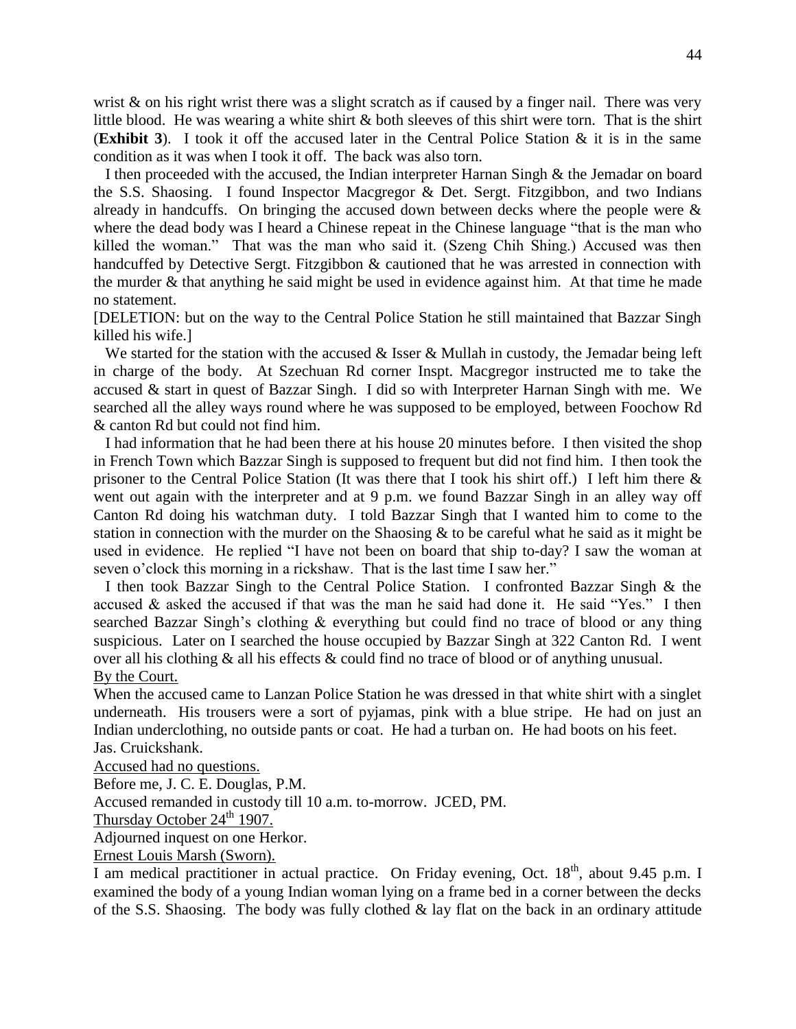wrist & on his right wrist there was a slight scratch as if caused by a finger nail. There was very little blood. He was wearing a white shirt & both sleeves of this shirt were torn. That is the shirt (**Exhibit 3**). I took it off the accused later in the Central Police Station & it is in the same condition as it was when I took it off. The back was also torn.

I then proceeded with the accused, the Indian interpreter Harnan Singh & the Jemadar on board the S.S. Shaosing. I found Inspector Macgregor & Det. Sergt. Fitzgibbon, and two Indians already in handcuffs. On bringing the accused down between decks where the people were & where the dead body was I heard a Chinese repeat in the Chinese language "that is the man who killed the woman." That was the man who said it. (Szeng Chih Shing.) Accused was then handcuffed by Detective Sergt. Fitzgibbon & cautioned that he was arrested in connection with the murder & that anything he said might be used in evidence against him. At that time he made no statement.

[DELETION: but on the way to the Central Police Station he still maintained that Bazzar Singh killed his wife.]

We started for the station with the accused & Isser & Mullah in custody, the Jemadar being left in charge of the body. At Szechuan Rd corner Inspt. Macgregor instructed me to take the accused & start in quest of Bazzar Singh. I did so with Interpreter Harnan Singh with me. We searched all the alley ways round where he was supposed to be employed, between Foochow Rd & canton Rd but could not find him.

I had information that he had been there at his house 20 minutes before. I then visited the shop in French Town which Bazzar Singh is supposed to frequent but did not find him. I then took the prisoner to the Central Police Station (It was there that I took his shirt off.) I left him there & went out again with the interpreter and at 9 p.m. we found Bazzar Singh in an alley way off Canton Rd doing his watchman duty. I told Bazzar Singh that I wanted him to come to the station in connection with the murder on the Shaosing & to be careful what he said as it might be used in evidence. He replied "I have not been on board that ship to-day? I saw the woman at seven o'clock this morning in a rickshaw. That is the last time I saw her."

I then took Bazzar Singh to the Central Police Station. I confronted Bazzar Singh & the accused & asked the accused if that was the man he said had done it. He said "Yes." I then searched Bazzar Singh's clothing & everything but could find no trace of blood or any thing suspicious. Later on I searched the house occupied by Bazzar Singh at 322 Canton Rd. I went over all his clothing & all his effects & could find no trace of blood or of anything unusual.

<u>By the Court.</u>

When the accused came to Lanzan Police Station he was dressed in that white shirt with a singlet underneath. His trousers were a sort of pyjamas, pink with a blue stripe. He had on just an Indian underclothing, no outside pants or coat. He had a turban on. He had boots on his feet.

Jas. Cruickshank.

<u>Accused had no questions.</u>

Before me, J. C. E. Douglas, P.M.

Accused remanded in custody till 10 a.m. to-morrow. JCED, PM.

<u>Thursday October 24th 1907.</u>

Adjourned inquest on one Herkor.

<u>Ernest Louis Marsh (Sworn).</u>

I am medical practitioner in actual practice. On Friday evening, Oct. 18th, about 9.45 p.m. I examined the body of a young Indian woman lying on a frame bed in a corner between the decks of the S.S. Shaosing. The body was fully clothed & lay flat on the back in an ordinary attitude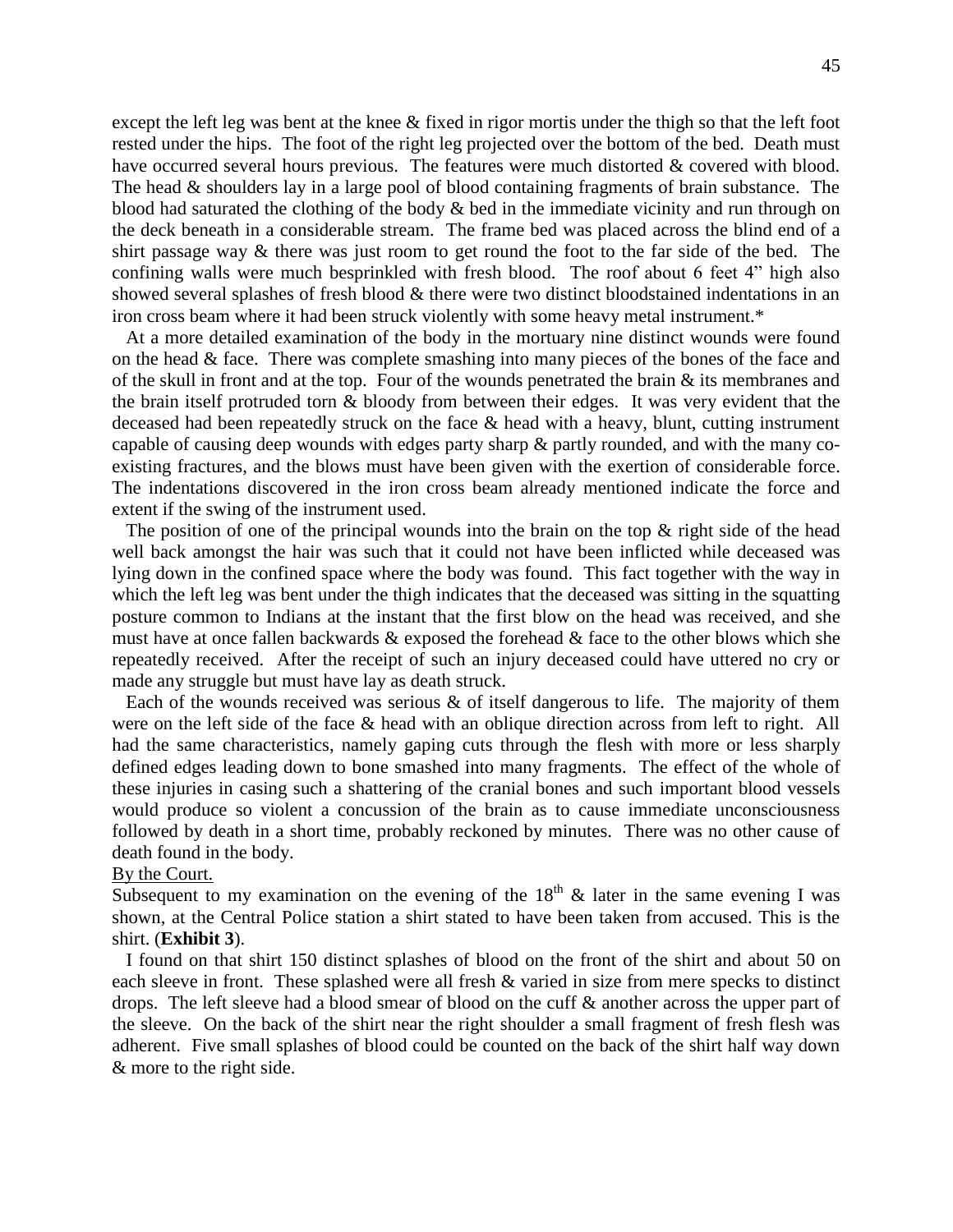except the left leg was bent at the knee & fixed in rigor mortis under the thigh so that the left foot rested under the hips. The foot of the right leg projected over the bottom of the bed. Death must have occurred several hours previous. The features were much distorted & covered with blood. The head & shoulders lay in a large pool of blood containing fragments of brain substance. The blood had saturated the clothing of the body & bed in the immediate vicinity and run through on the deck beneath in a considerable stream. The frame bed was placed across the blind end of a shirt passage way & there was just room to get round the foot to the far side of the bed. The confining walls were much besprinkled with fresh blood. The roof about 6 feet 4" high also showed several splashes of fresh blood & there were two distinct bloodstained indentations in an iron cross beam where it had been struck violently with some heavy metal instrument.*

At a more detailed examination of the body in the mortuary nine distinct wounds were found on the head & face. There was complete smashing into many pieces of the bones of the face and of the skull in front and at the top. Four of the wounds penetrated the brain & its membranes and the brain itself protruded torn & bloody from between their edges. It was very evident that the deceased had been repeatedly struck on the face & head with a heavy, blunt, cutting instrument capable of causing deep wounds with edges party sharp & partly rounded, and with the many co-existing fractures, and the blows must have been given with the exertion of considerable force. The indentations discovered in the iron cross beam already mentioned indicate the force and extent if the swing of the instrument used.

The position of one of the principal wounds into the brain on the top & right side of the head well back amongst the hair was such that it could not have been inflicted while deceased was lying down in the confined space where the body was found. This fact together with the way in which the left leg was bent under the thigh indicates that the deceased was sitting in the squatting posture common to Indians at the instant that the first blow on the head was received, and she must have at once fallen backwards & exposed the forehead & face to the other blows which she repeatedly received. After the receipt of such an injury deceased could have uttered no cry or made any struggle but must have lay as death struck.

Each of the wounds received was serious & of itself dangerous to life. The majority of them were on the left side of the face & head with an oblique direction across from left to right. All had the same characteristics, namely gaping cuts through the flesh with more or less sharply defined edges leading down to bone smashed into many fragments. The effect of the whole of these injuries in casing such a shattering of the cranial bones and such important blood vessels would produce so violent a concussion of the brain as to cause immediate unconsciousness followed by death in a short time, probably reckoned by minutes. There was no other cause of death found in the body.

By the Court.

Subsequent to my examination on the evening of the 18th & later in the same evening I was shown, at the Central Police station a shirt stated to have been taken from accused. This is the shirt. (**Exhibit 3**).

I found on that shirt 150 distinct splashes of blood on the front of the shirt and about 50 on each sleeve in front. These splashed were all fresh & varied in size from mere specks to distinct drops. The left sleeve had a blood smear of blood on the cuff & another across the upper part of the sleeve. On the back of the shirt near the right shoulder a small fragment of fresh flesh was adherent. Five small splashes of blood could be counted on the back of the shirt half way down & more to the right side.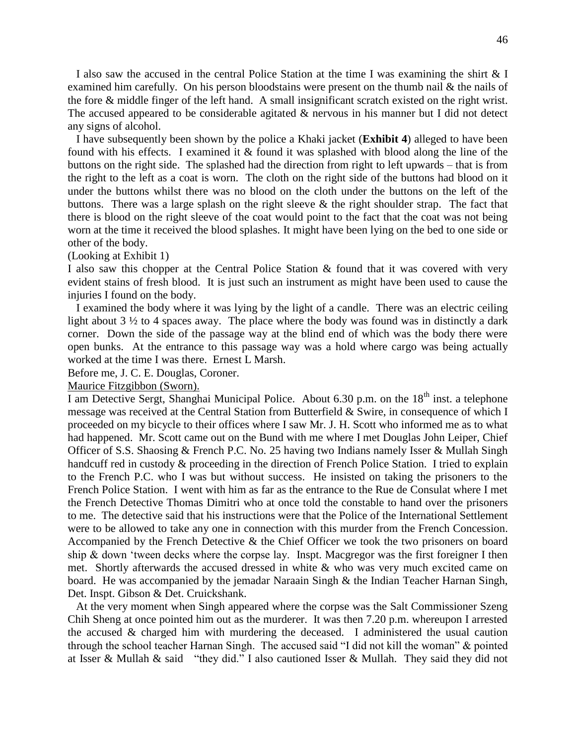I also saw the accused in the central Police Station at the time I was examining the shirt & I examined him carefully. On his person bloodstains were present on the thumb nail & the nails of the fore & middle finger of the left hand. A small insignificant scratch existed on the right wrist. The accused appeared to be considerable agitated & nervous in his manner but I did not detect any signs of alcohol.

I have subsequently been shown by the police a Khaki jacket (**Exhibit 4**) alleged to have been found with his effects. I examined it & found it was splashed with blood along the line of the buttons on the right side. The splashed had the direction from right to left upwards – that is from the right to the left as a coat is worn. The cloth on the right side of the buttons had blood on it under the buttons whilst there was no blood on the cloth under the buttons on the left of the buttons. There was a large splash on the right sleeve & the right shoulder strap. The fact that there is blood on the right sleeve of the coat would point to the fact that the coat was not being worn at the time it received the blood splashes. It might have been lying on the bed to one side or other of the body.

(Looking at Exhibit 1)

I also saw this chopper at the Central Police Station & found that it was covered with very evident stains of fresh blood. It is just such an instrument as might have been used to cause the injuries I found on the body.

I examined the body where it was lying by the light of a candle. There was an electric ceiling light about 3 ½ to 4 spaces away. The place where the body was found was in distinctly a dark corner. Down the side of the passage way at the blind end of which was the body there were open bunks. At the entrance to this passage way was a hold where cargo was being actually worked at the time I was there. Ernest L Marsh.

Before me, J. C. E. Douglas, Coroner.

Maurice Fitzgibbon (Sworn).

I am Detective Sergt, Shanghai Municipal Police. About 6.30 p.m. on the 18th inst. a telephone message was received at the Central Station from Butterfield & Swire, in consequence of which I proceeded on my bicycle to their offices where I saw Mr. J. H. Scott who informed me as to what had happened. Mr. Scott came out on the Bund with me where I met Douglas John Leiper, Chief Officer of S.S. Shaosing & French P.C. No. 25 having two Indians namely Isser & Mullah Singh handcuff red in custody & proceeding in the direction of French Police Station. I tried to explain to the French P.C. who I was but without success. He insisted on taking the prisoners to the French Police Station. I went with him as far as the entrance to the Rue de Consulat where I met the French Detective Thomas Dimitri who at once told the constable to hand over the prisoners to me. The detective said that his instructions were that the Police of the International Settlement were to be allowed to take any one in connection with this murder from the French Concession. Accompanied by the French Detective & the Chief Officer we took the two prisoners on board ship & down 'tween decks where the corpse lay. Inspt. Macgregor was the first foreigner I then met. Shortly afterwards the accused dressed in white & who was very much excited came on board. He was accompanied by the jemadar Naraain Singh & the Indian Teacher Harnan Singh, Det. Inspt. Gibson & Det. Cruickshank.

At the very moment when Singh appeared where the corpse was the Salt Commissioner Szeng Chih Sheng at once pointed him out as the murderer. It was then 7.20 p.m. whereupon I arrested the accused & charged him with murdering the deceased. I administered the usual caution through the school teacher Harnan Singh. The accused said "I did not kill the woman" & pointed at Isser & Mullah & said "they did." I also cautioned Isser & Mullah. They said they did not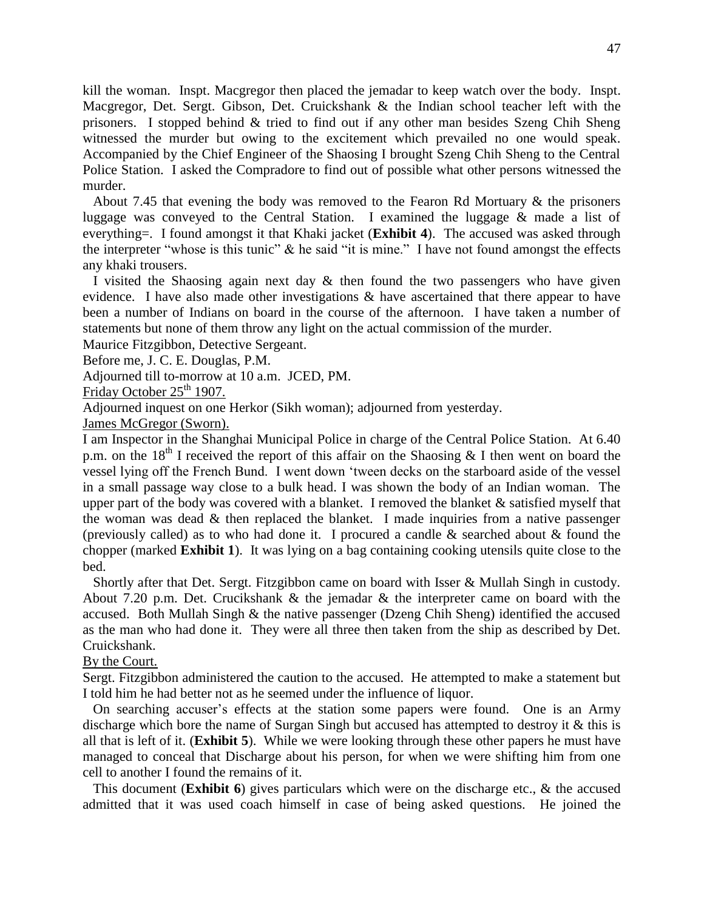kill the woman. Inspt. Macgregor then placed the jemadar to keep watch over the body. Inspt. Macgregor, Det. Sergt. Gibson, Det. Cruickshank & the Indian school teacher left with the prisoners. I stopped behind & tried to find out if any other man besides Szeng Chih Sheng witnessed the murder but owing to the excitement which prevailed no one would speak. Accompanied by the Chief Engineer of the Shaosing I brought Szeng Chih Sheng to the Central Police Station. I asked the Compradore to find out of possible what other persons witnessed the murder.

About 7.45 that evening the body was removed to the Fearon Rd Mortuary & the prisoners luggage was conveyed to the Central Station. I examined the luggage & made a list of everything=. I found amongst it that Khaki jacket (**Exhibit 4**). The accused was asked through the interpreter "whose is this tunic" & he said "it is mine." I have not found amongst the effects any khaki trousers.

I visited the Shaosing again next day & then found the two passengers who have given evidence. I have also made other investigations & have ascertained that there appear to have been a number of Indians on board in the course of the afternoon. I have taken a number of statements but none of them throw any light on the actual commission of the murder.

Maurice Fitzgibbon, Detective Sergeant.

Before me, J. C. E. Douglas, P.M.

Adjourned till to-morrow at 10 a.m. JCED, PM.

<u>Friday October 25th 1907.</u>

Adjourned inquest on one Herkor (Sikh woman); adjourned from yesterday.

<u>James McGregor (Sworn).</u>

I am Inspector in the Shanghai Municipal Police in charge of the Central Police Station. At 6.40 p.m. on the 18th I received the report of this affair on the Shaosing & I then went on board the vessel lying off the French Bund. I went down 'tween decks on the starboard aside of the vessel in a small passage way close to a bulk head. I was shown the body of an Indian woman. The upper part of the body was covered with a blanket. I removed the blanket & satisfied myself that the woman was dead & then replaced the blanket. I made inquiries from a native passenger (previously called) as to who had done it. I procured a candle & searched about & found the chopper (marked **Exhibit 1**). It was lying on a bag containing cooking utensils quite close to the bed.

Shortly after that Det. Sergt. Fitzgibbon came on board with Isser & Mullah Singh in custody. About 7.20 p.m. Det. Crucikshank & the jemadar & the interpreter came on board with the accused. Both Mullah Singh & the native passenger (Dzeng Chih Sheng) identified the accused as the man who had done it. They were all three then taken from the ship as described by Det. Cruickshank.

<u>By the Court.</u>

Sergt. Fitzgibbon administered the caution to the accused. He attempted to make a statement but I told him he had better not as he seemed under the influence of liquor.

On searching accuser's effects at the station some papers were found. One is an Army discharge which bore the name of Surgan Singh but accused has attempted to destroy it & this is all that is left of it. (**Exhibit 5**). While we were looking through these other papers he must have managed to conceal that Discharge about his person, for when we were shifting him from one cell to another I found the remains of it.

This document (**Exhibit 6**) gives particulars which were on the discharge etc., & the accused admitted that it was used coach himself in case of being asked questions. He joined the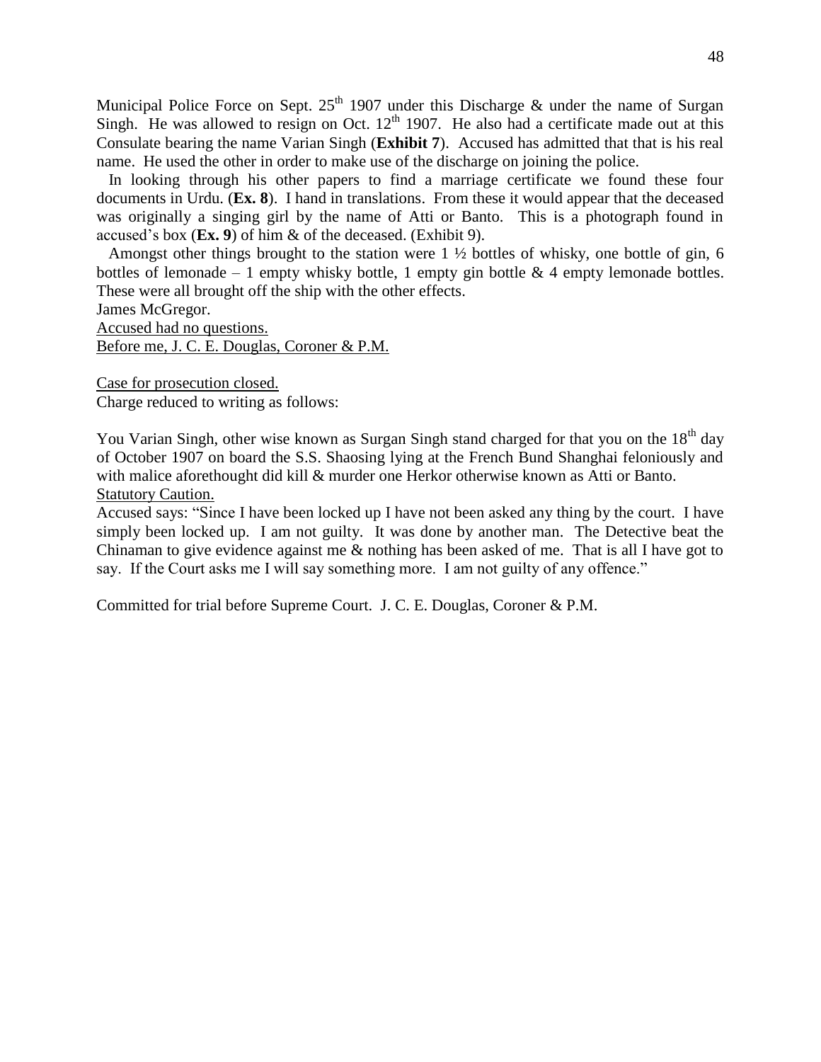Municipal Police Force on Sept. 25th 1907 under this Discharge & under the name of Surgan Singh. He was allowed to resign on Oct. 12th 1907. He also had a certificate made out at this Consulate bearing the name Varian Singh (**Exhibit 7**). Accused has admitted that that is his real name. He used the other in order to make use of the discharge on joining the police.

In looking through his other papers to find a marriage certificate we found these four documents in Urdu. (**Ex. 8**). I hand in translations. From these it would appear that the deceased was originally a singing girl by the name of Atti or Banto. This is a photograph found in accused's box (**Ex. 9**) of him & of the deceased. (Exhibit 9).

Amongst other things brought to the station were 1 ½ bottles of whisky, one bottle of gin, 6 bottles of lemonade – 1 empty whisky bottle, 1 empty gin bottle & 4 empty lemonade bottles. These were all brought off the ship with the other effects.

James McGregor.

Accused had no questions.

Before me, J. C. E. Douglas, Coroner & P.M.

Case for prosecution closed.

Charge reduced to writing as follows:

You Varian Singh, other wise known as Surgan Singh stand charged for that you on the 18th day of October 1907 on board the S.S. Shaosing lying at the French Bund Shanghai feloniously and with malice aforethought did kill & murder one Herkor otherwise known as Atti or Banto.

Statutory Caution.

Accused says: "Since I have been locked up I have not been asked any thing by the court. I have simply been locked up. I am not guilty. It was done by another man. The Detective beat the Chinaman to give evidence against me & nothing has been asked of me. That is all I have got to say. If the Court asks me I will say something more. I am not guilty of any offence."

Committed for trial before Supreme Court. J. C. E. Douglas, Coroner & P.M.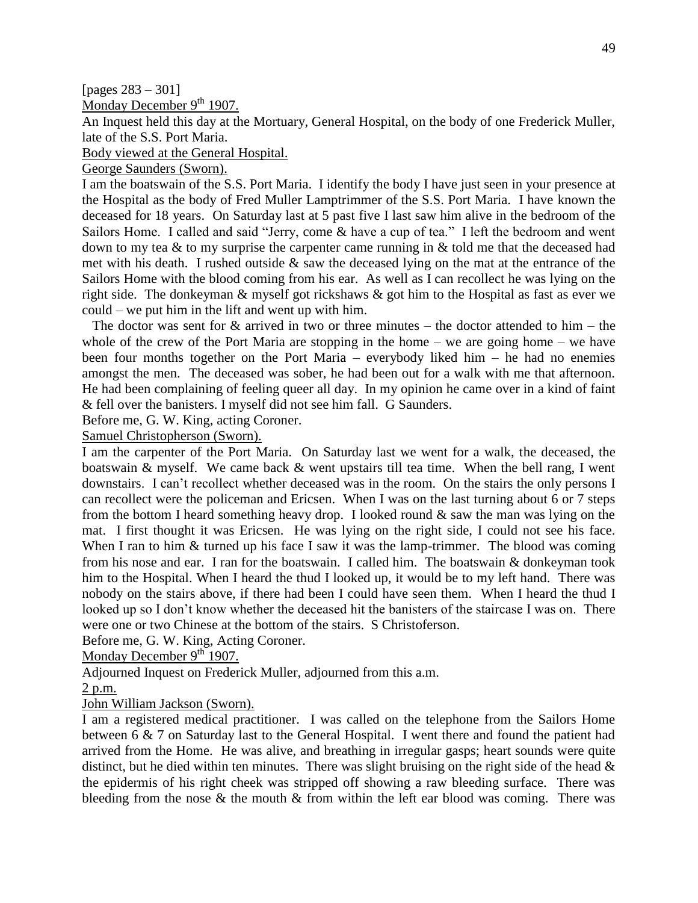[pages 283 – 301]

Monday December 9th 1907.

An Inquest held this day at the Mortuary, General Hospital, on the body of one Frederick Muller, late of the S.S. Port Maria.

Body viewed at the General Hospital.

George Saunders (Sworn).

I am the boatswain of the S.S. Port Maria. I identify the body I have just seen in your presence at the Hospital as the body of Fred Muller Lamptrimmer of the S.S. Port Maria. I have known the deceased for 18 years. On Saturday last at 5 past five I last saw him alive in the bedroom of the Sailors Home. I called and said "Jerry, come & have a cup of tea." I left the bedroom and went down to my tea & to my surprise the carpenter came running in & told me that the deceased had met with his death. I rushed outside & saw the deceased lying on the mat at the entrance of the Sailors Home with the blood coming from his ear. As well as I can recollect he was lying on the right side. The donkeyman & myself got rickshaws & got him to the Hospital as fast as ever we could – we put him in the lift and went up with him.

The doctor was sent for & arrived in two or three minutes – the doctor attended to him – the whole of the crew of the Port Maria are stopping in the home – we are going home – we have been four months together on the Port Maria – everybody liked him – he had no enemies amongst the men. The deceased was sober, he had been out for a walk with me that afternoon. He had been complaining of feeling queer all day. In my opinion he came over in a kind of faint & fell over the banisters. I myself did not see him fall. G Saunders.

Before me, G. W. King, acting Coroner.

Samuel Christopherson (Sworn).

I am the carpenter of the Port Maria. On Saturday last we went for a walk, the deceased, the boatswain & myself. We came back & went upstairs till tea time. When the bell rang, I went downstairs. I can't recollect whether deceased was in the room. On the stairs the only persons I can recollect were the policeman and Ericsen. When I was on the last turning about 6 or 7 steps from the bottom I heard something heavy drop. I looked round & saw the man was lying on the mat. I first thought it was Ericsen. He was lying on the right side, I could not see his face. When I ran to him & turned up his face I saw it was the lamp-trimmer. The blood was coming from his nose and ear. I ran for the boatswain. I called him. The boatswain & donkeyman took him to the Hospital. When I heard the thud I looked up, it would be to my left hand. There was nobody on the stairs above, if there had been I could have seen them. When I heard the thud I looked up so I don't know whether the deceased hit the banisters of the staircase I was on. There were one or two Chinese at the bottom of the stairs. S Christoferson.

Before me, G. W. King, Acting Coroner.

Monday December 9th 1907.

Adjourned Inquest on Frederick Muller, adjourned from this a.m.

2 p.m.

John William Jackson (Sworn).

I am a registered medical practitioner. I was called on the telephone from the Sailors Home between 6 & 7 on Saturday last to the General Hospital. I went there and found the patient had arrived from the Home. He was alive, and breathing in irregular gasps; heart sounds were quite distinct, but he died within ten minutes. There was slight bruising on the right side of the head & the epidermis of his right cheek was stripped off showing a raw bleeding surface. There was bleeding from the nose & the mouth & from within the left ear blood was coming. There was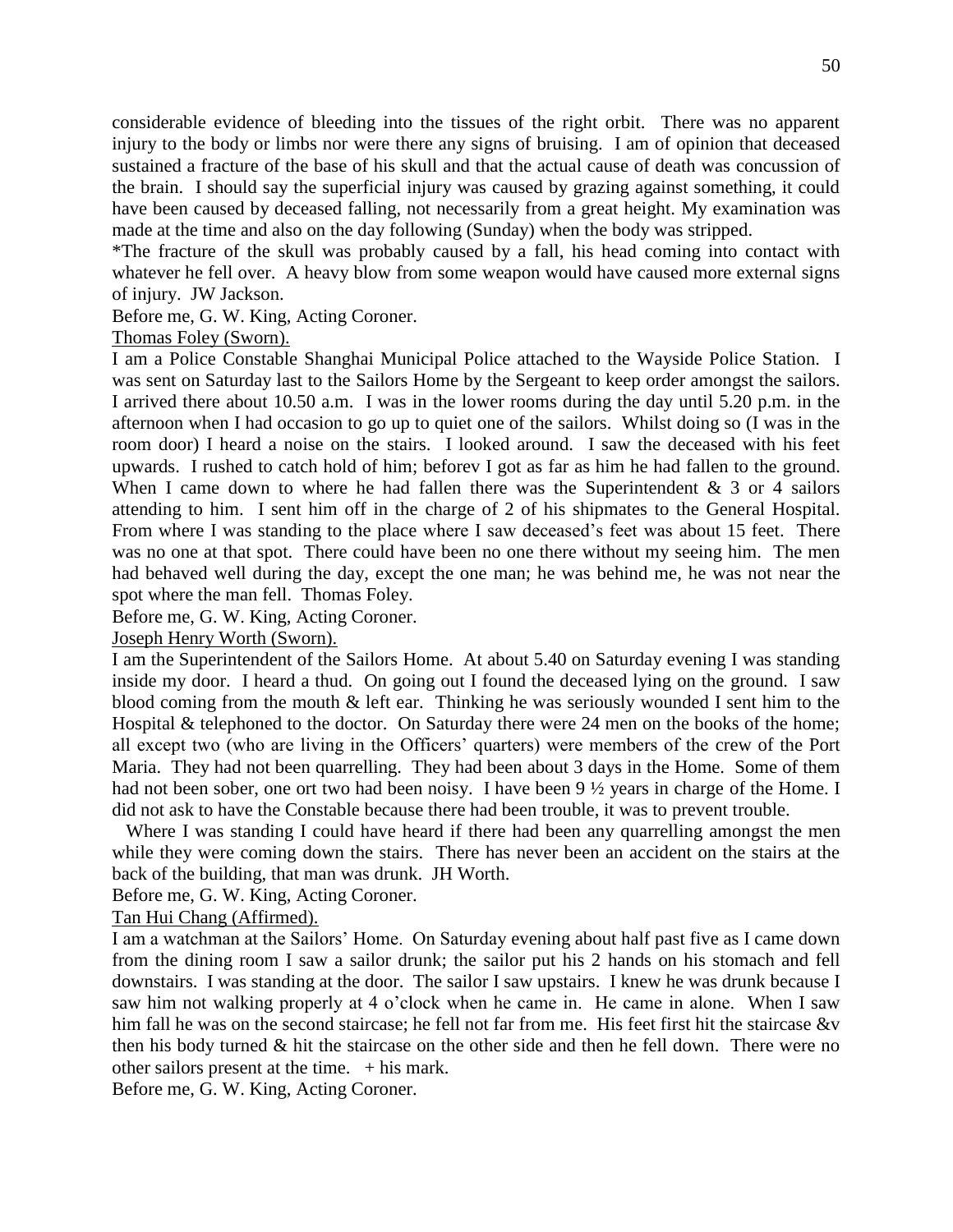considerable evidence of bleeding into the tissues of the right orbit. There was no apparent injury to the body or limbs nor were there any signs of bruising. I am of opinion that deceased sustained a fracture of the base of his skull and that the actual cause of death was concussion of the brain. I should say the superficial injury was caused by grazing against something, it could have been caused by deceased falling, not necessarily from a great height. My examination was made at the time and also on the day following (Sunday) when the body was stripped.

*The fracture of the skull was probably caused by a fall, his head coming into contact with whatever he fell over. A heavy blow from some weapon would have caused more external signs of injury. JW Jackson.

Before me, G. W. King, Acting Coroner.

<u>Thomas Foley (Sworn).</u>

I am a Police Constable Shanghai Municipal Police attached to the Wayside Police Station. I was sent on Saturday last to the Sailors Home by the Sergeant to keep order amongst the sailors. I arrived there about 10.50 a.m. I was in the lower rooms during the day until 5.20 p.m. in the afternoon when I had occasion to go up to quiet one of the sailors. Whilst doing so (I was in the room door) I heard a noise on the stairs. I looked around. I saw the deceased with his feet upwards. I rushed to catch hold of him; beforev I got as far as him he had fallen to the ground. When I came down to where he had fallen there was the Superintendent & 3 or 4 sailors attending to him. I sent him off in the charge of 2 of his shipmates to the General Hospital. From where I was standing to the place where I saw deceased's feet was about 15 feet. There was no one at that spot. There could have been no one there without my seeing him. The men had behaved well during the day, except the one man; he was behind me, he was not near the spot where the man fell. Thomas Foley.

Before me, G. W. King, Acting Coroner.

<u>Joseph Henry Worth (Sworn).</u>

I am the Superintendent of the Sailors Home. At about 5.40 on Saturday evening I was standing inside my door. I heard a thud. On going out I found the deceased lying on the ground. I saw blood coming from the mouth & left ear. Thinking he was seriously wounded I sent him to the Hospital & telephoned to the doctor. On Saturday there were 24 men on the books of the home; all except two (who are living in the Officers' quarters) were members of the crew of the Port Maria. They had not been quarrelling. They had been about 3 days in the Home. Some of them had not been sober, one ort two had been noisy. I have been 9 ½ years in charge of the Home. I did not ask to have the Constable because there had been trouble, it was to prevent trouble.

Where I was standing I could have heard if there had been any quarrelling amongst the men while they were coming down the stairs. There has never been an accident on the stairs at the back of the building, that man was drunk. JH Worth.

Before me, G. W. King, Acting Coroner.

<u>Tan Hui Chang (Affirmed).</u>

I am a watchman at the Sailors' Home. On Saturday evening about half past five as I came down from the dining room I saw a sailor drunk; the sailor put his 2 hands on his stomach and fell downstairs. I was standing at the door. The sailor I saw upstairs. I knew he was drunk because I saw him not walking properly at 4 o'clock when he came in. He came in alone. When I saw him fall he was on the second staircase; he fell not far from me. His feet first hit the staircase &v then his body turned & hit the staircase on the other side and then he fell down. There were no other sailors present at the time. + his mark.

Before me, G. W. King, Acting Coroner.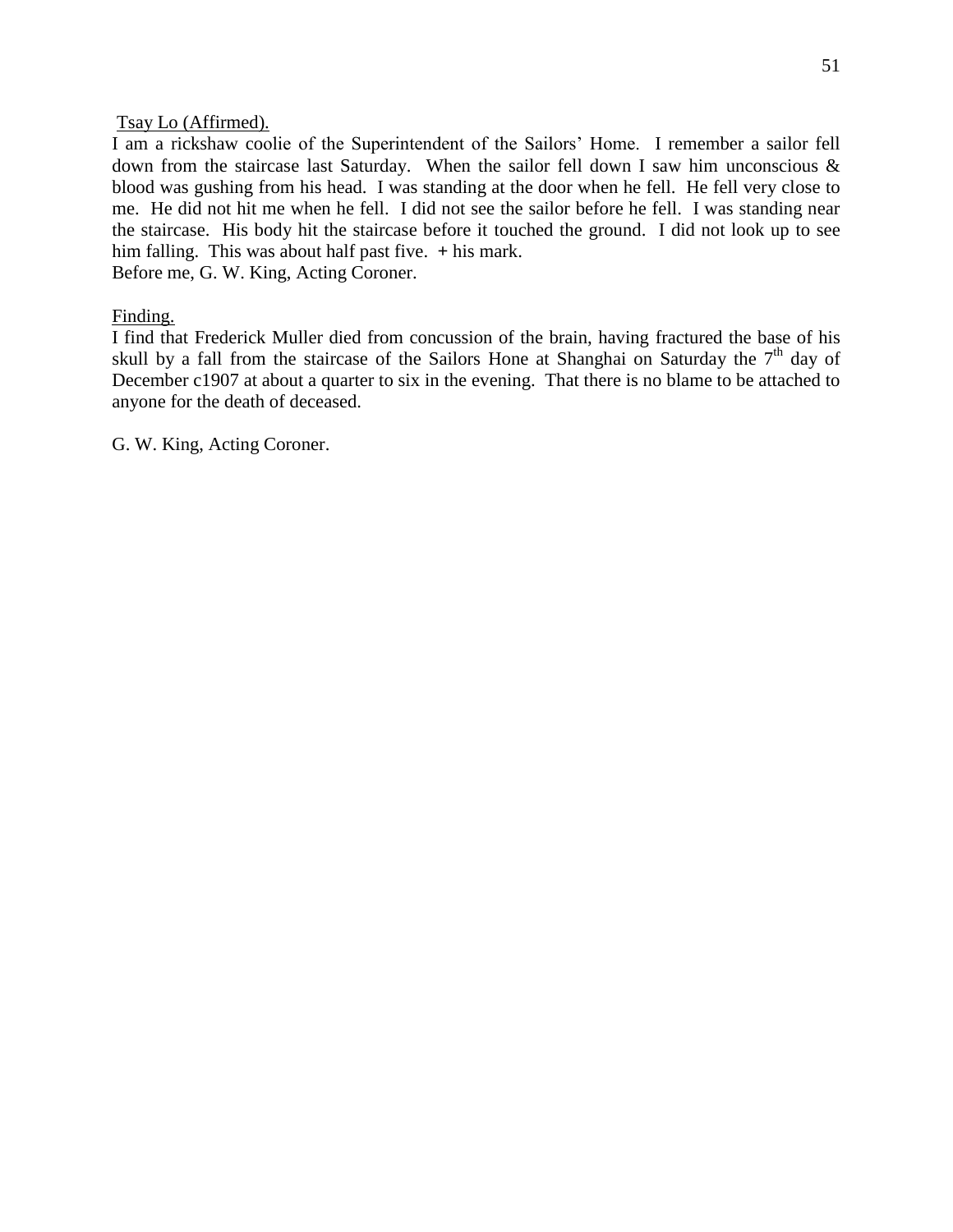Tsay Lo (Affirmed).

I am a rickshaw coolie of the Superintendent of the Sailors' Home. I remember a sailor fell down from the staircase last Saturday. When the sailor fell down I saw him unconscious & blood was gushing from his head. I was standing at the door when he fell. He fell very close to me. He did not hit me when he fell. I did not see the sailor before he fell. I was standing near the staircase. His body hit the staircase before it touched the ground. I did not look up to see him falling. This was about half past five. + his mark.

Before me, G. W. King, Acting Coroner.

Finding.

I find that Frederick Muller died from concussion of the brain, having fractured the base of his skull by a fall from the staircase of the Sailors Hone at Shanghai on Saturday the 7th day of December c1907 at about a quarter to six in the evening. That there is no blame to be attached to anyone for the death of deceased.

G. W. King, Acting Coroner.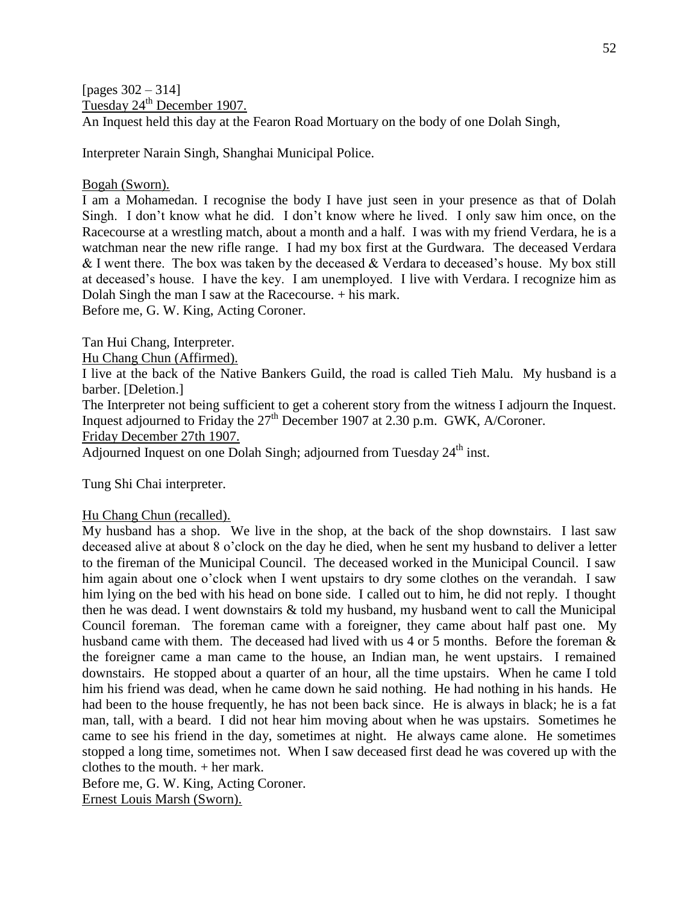[pages 302 – 314]

<u>Tuesday 24th December 1907.</u>

An Inquest held this day at the Fearon Road Mortuary on the body of one Dolah Singh,

Interpreter Narain Singh, Shanghai Municipal Police.

<u>Bogah (Sworn).</u>

I am a Mohamedan. I recognise the body I have just seen in your presence as that of Dolah Singh. I don't know what he did. I don't know where he lived. I only saw him once, on the Racecourse at a wrestling match, about a month and a half. I was with my friend Verdara, he is a watchman near the new rifle range. I had my box first at the Gurdwara. The deceased Verdara & I went there. The box was taken by the deceased & Verdara to deceased's house. My box still at deceased's house. I have the key. I am unemployed. I live with Verdara. I recognize him as Dolah Singh the man I saw at the Racecourse. + his mark.

Before me, G. W. King, Acting Coroner.

Tan Hui Chang, Interpreter.

<u>Hu Chang Chun (Affirmed).</u>

I live at the back of the Native Bankers Guild, the road is called Tieh Malu. My husband is a barber. [Deletion.]

The Interpreter not being sufficient to get a coherent story from the witness I adjourn the Inquest. Inquest adjourned to Friday the 27th December 1907 at 2.30 p.m. GWK, A/Coroner.

<u>Friday December 27th 1907.</u>

Adjourned Inquest on one Dolah Singh; adjourned from Tuesday 24th inst.

Tung Shi Chai interpreter.

<u>Hu Chang Chun (recalled).</u>

My husband has a shop. We live in the shop, at the back of the shop downstairs. I last saw deceased alive at about 8 o'clock on the day he died, when he sent my husband to deliver a letter to the fireman of the Municipal Council. The deceased worked in the Municipal Council. I saw him again about one o'clock when I went upstairs to dry some clothes on the verandah. I saw him lying on the bed with his head on bone side. I called out to him, he did not reply. I thought then he was dead. I went downstairs & told my husband, my husband went to call the Municipal Council foreman. The foreman came with a foreigner, they came about half past one. My husband came with them. The deceased had lived with us 4 or 5 months. Before the foreman & the foreigner came a man came to the house, an Indian man, he went upstairs. I remained downstairs. He stopped about a quarter of an hour, all the time upstairs. When he came I told him his friend was dead, when he came down he said nothing. He had nothing in his hands. He had been to the house frequently, he has not been back since. He is always in black; he is a fat man, tall, with a beard. I did not hear him moving about when he was upstairs. Sometimes he came to see his friend in the day, sometimes at night. He always came alone. He sometimes stopped a long time, sometimes not. When I saw deceased first dead he was covered up with the clothes to the mouth. + her mark.

Before me, G. W. King, Acting Coroner.

<u>Ernest Louis Marsh (Sworn).</u>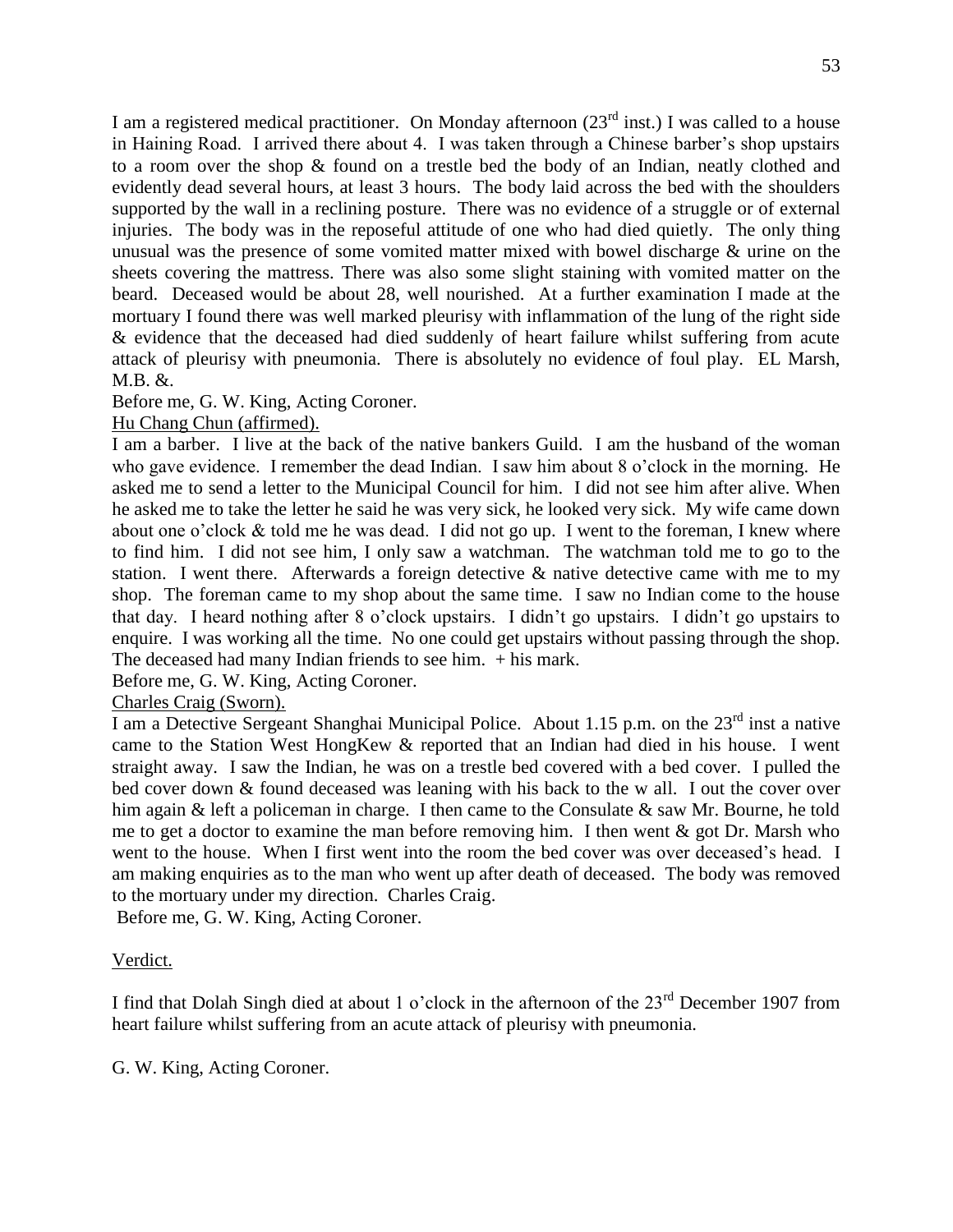I am a registered medical practitioner. On Monday afternoon (23rd inst.) I was called to a house in Haining Road. I arrived there about 4. I was taken through a Chinese barber's shop upstairs to a room over the shop & found on a trestle bed the body of an Indian, neatly clothed and evidently dead several hours, at least 3 hours. The body laid across the bed with the shoulders supported by the wall in a reclining posture. There was no evidence of a struggle or of external injuries. The body was in the reposeful attitude of one who had died quietly. The only thing unusual was the presence of some vomited matter mixed with bowel discharge & urine on the sheets covering the mattress. There was also some slight staining with vomited matter on the beard. Deceased would be about 28, well nourished. At a further examination I made at the mortuary I found there was well marked pleurisy with inflammation of the lung of the right side & evidence that the deceased had died suddenly of heart failure whilst suffering from acute attack of pleurisy with pneumonia. There is absolutely no evidence of foul play. EL Marsh, M.B. &.

Before me, G. W. King, Acting Coroner.

<u>Hu Chang Chun (affirmed).</u>

I am a barber. I live at the back of the native bankers Guild. I am the husband of the woman who gave evidence. I remember the dead Indian. I saw him about 8 o'clock in the morning. He asked me to send a letter to the Municipal Council for him. I did not see him after alive. When he asked me to take the letter he said he was very sick, he looked very sick. My wife came down about one o'clock & told me he was dead. I did not go up. I went to the foreman, I knew where to find him. I did not see him, I only saw a watchman. The watchman told me to go to the station. I went there. Afterwards a foreign detective & native detective came with me to my shop. The foreman came to my shop about the same time. I saw no Indian come to the house that day. I heard nothing after 8 o'clock upstairs. I didn't go upstairs. I didn't go upstairs to enquire. I was working all the time. No one could get upstairs without passing through the shop. The deceased had many Indian friends to see him. + his mark.

Before me, G. W. King, Acting Coroner.

<u>Charles Craig (Sworn).</u>

I am a Detective Sergeant Shanghai Municipal Police. About 1.15 p.m. on the 23rd inst a native came to the Station West HongKew & reported that an Indian had died in his house. I went straight away. I saw the Indian, he was on a trestle bed covered with a bed cover. I pulled the bed cover down & found deceased was leaning with his back to the w all. I out the cover over him again & left a policeman in charge. I then came to the Consulate & saw Mr. Bourne, he told me to get a doctor to examine the man before removing him. I then went & got Dr. Marsh who went to the house. When I first went into the room the bed cover was over deceased's head. I am making enquiries as to the man who went up after death of deceased. The body was removed to the mortuary under my direction. Charles Craig.

Before me, G. W. King, Acting Coroner.

<u>Verdict.</u>

I find that Dolah Singh died at about 1 o'clock in the afternoon of the 23rd December 1907 from heart failure whilst suffering from an acute attack of pleurisy with pneumonia.

G. W. King, Acting Coroner.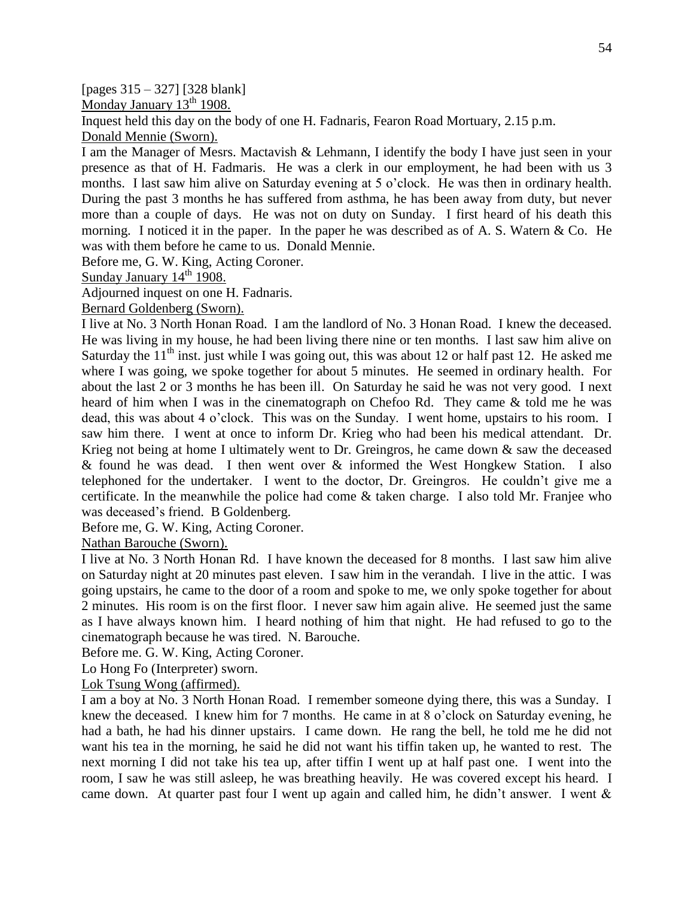[pages 315 – 327] [328 blank]

Monday January 13th 1908.

Inquest held this day on the body of one H. Fadnaris, Fearon Road Mortuary, 2.15 p.m.

Donald Mennie (Sworn).

I am the Manager of Mesrs. Mactavish & Lehmann, I identify the body I have just seen in your presence as that of H. Fadmaris. He was a clerk in our employment, he had been with us 3 months. I last saw him alive on Saturday evening at 5 o'clock. He was then in ordinary health. During the past 3 months he has suffered from asthma, he has been away from duty, but never more than a couple of days. He was not on duty on Sunday. I first heard of his death this morning. I noticed it in the paper. In the paper he was described as of A. S. Watern & Co. He was with them before he came to us. Donald Mennie.

Before me, G. W. King, Acting Coroner.

Sunday January 14th 1908.

Adjourned inquest on one H. Fadnaris.

Bernard Goldenberg (Sworn).

I live at No. 3 North Honan Road. I am the landlord of No. 3 Honan Road. I knew the deceased. He was living in my house, he had been living there nine or ten months. I last saw him alive on Saturday the 11th inst. just while I was going out, this was about 12 or half past 12. He asked me where I was going, we spoke together for about 5 minutes. He seemed in ordinary health. For about the last 2 or 3 months he has been ill. On Saturday he said he was not very good. I next heard of him when I was in the cinematograph on Chefoo Rd. They came & told me he was dead, this was about 4 o'clock. This was on the Sunday. I went home, upstairs to his room. I saw him there. I went at once to inform Dr. Krieg who had been his medical attendant. Dr. Krieg not being at home I ultimately went to Dr. Greingros, he came down & saw the deceased & found he was dead. I then went over & informed the West Hongkew Station. I also telephoned for the undertaker. I went to the doctor, Dr. Greingros. He couldn't give me a certificate. In the meanwhile the police had come & taken charge. I also told Mr. Franjee who was deceased's friend. B Goldenberg.

Before me, G. W. King, Acting Coroner.

Nathan Barouche (Sworn).

I live at No. 3 North Honan Rd. I have known the deceased for 8 months. I last saw him alive on Saturday night at 20 minutes past eleven. I saw him in the verandah. I live in the attic. I was going upstairs, he came to the door of a room and spoke to me, we only spoke together for about 2 minutes. His room is on the first floor. I never saw him again alive. He seemed just the same as I have always known him. I heard nothing of him that night. He had refused to go to the cinematograph because he was tired. N. Barouche.

Before me. G. W. King, Acting Coroner.

Lo Hong Fo (Interpreter) sworn.

Lok Tsung Wong (affirmed).

I am a boy at No. 3 North Honan Road. I remember someone dying there, this was a Sunday. I knew the deceased. I knew him for 7 months. He came in at 8 o'clock on Saturday evening, he had a bath, he had his dinner upstairs. I came down. He rang the bell, he told me he did not want his tea in the morning, he said he did not want his tiffin taken up, he wanted to rest. The next morning I did not take his tea up, after tiffin I went up at half past one. I went into the room, I saw he was still asleep, he was breathing heavily. He was covered except his heard. I came down. At quarter past four I went up again and called him, he didn't answer. I went &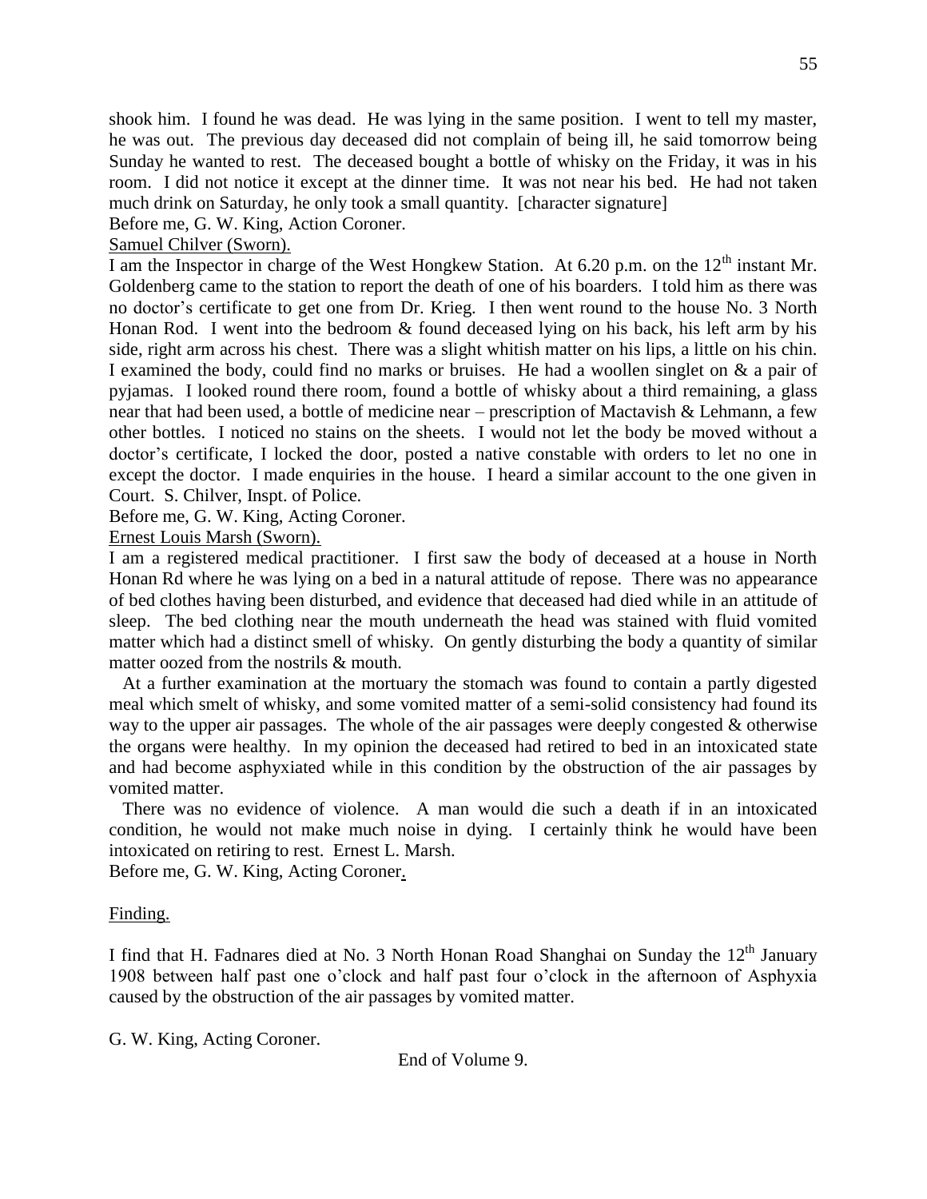shook him. I found he was dead. He was lying in the same position. I went to tell my master, he was out. The previous day deceased did not complain of being ill, he said tomorrow being Sunday he wanted to rest. The deceased bought a bottle of whisky on the Friday, it was in his room. I did not notice it except at the dinner time. It was not near his bed. He had not taken much drink on Saturday, he only took a small quantity. [character signature]

Before me, G. W. King, Action Coroner.

Samuel Chilver (Sworn).

I am the Inspector in charge of the West Hongkew Station. At 6.20 p.m. on the 12th instant Mr. Goldenberg came to the station to report the death of one of his boarders. I told him as there was no doctor's certificate to get one from Dr. Krieg. I then went round to the house No. 3 North Honan Rod. I went into the bedroom & found deceased lying on his back, his left arm by his side, right arm across his chest. There was a slight whitish matter on his lips, a little on his chin. I examined the body, could find no marks or bruises. He had a woollen singlet on & a pair of pyjamas. I looked round there room, found a bottle of whisky about a third remaining, a glass near that had been used, a bottle of medicine near – prescription of Mactavish & Lehmann, a few other bottles. I noticed no stains on the sheets. I would not let the body be moved without a doctor's certificate, I locked the door, posted a native constable with orders to let no one in except the doctor. I made enquiries in the house. I heard a similar account to the one given in Court. S. Chilver, Inspt. of Police.

Before me, G. W. King, Acting Coroner.

Ernest Louis Marsh (Sworn).

I am a registered medical practitioner. I first saw the body of deceased at a house in North Honan Rd where he was lying on a bed in a natural attitude of repose. There was no appearance of bed clothes having been disturbed, and evidence that deceased had died while in an attitude of sleep. The bed clothing near the mouth underneath the head was stained with fluid vomited matter which had a distinct smell of whisky. On gently disturbing the body a quantity of similar matter oozed from the nostrils & mouth.

At a further examination at the mortuary the stomach was found to contain a partly digested meal which smelt of whisky, and some vomited matter of a semi-solid consistency had found its way to the upper air passages. The whole of the air passages were deeply congested & otherwise the organs were healthy. In my opinion the deceased had retired to bed in an intoxicated state and had become asphyxiated while in this condition by the obstruction of the air passages by vomited matter.

There was no evidence of violence. A man would die such a death if in an intoxicated condition, he would not make much noise in dying. I certainly think he would have been intoxicated on retiring to rest. Ernest L. Marsh.

Before me, G. W. King, Acting Coroner.

Finding.

I find that H. Fadnares died at No. 3 North Honan Road Shanghai on Sunday the 12th January 1908 between half past one o'clock and half past four o'clock in the afternoon of Asphyxia caused by the obstruction of the air passages by vomited matter.

G. W. King, Acting Coroner.

End of Volume 9.